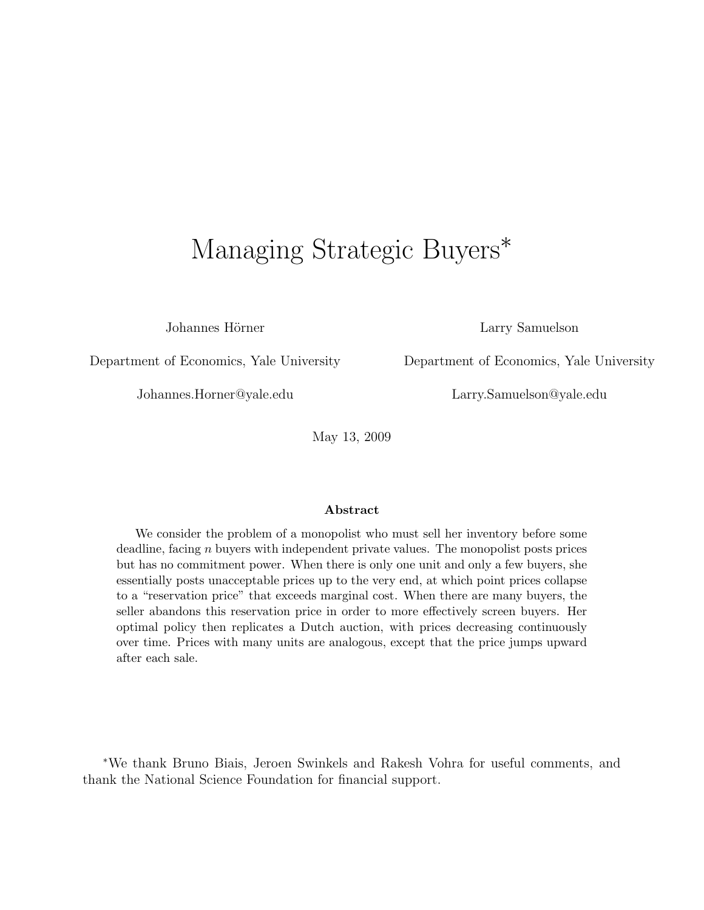# Managing Strategic Buyers*

Johannes Hörner

Department of Economics, Yale University

Johannes.Horner@yale.edu

Larry Samuelson

Department of Economics, Yale University

Larry.Samuelson@yale.edu

May 13, 2009

**Abstract**

We consider the problem of a monopolist who must sell her inventory before some deadline, facing $n$ buyers with independent private values. The monopolist posts prices but has no commitment power. When there is only one unit and only a few buyers, she essentially posts unacceptable prices up to the very end, at which point prices collapse to a "reservation price" that exceeds marginal cost. When there are many buyers, the seller abandons this reservation price in order to more effectively screen buyers. Her optimal policy then replicates a Dutch auction, with prices decreasing continuously over time. Prices with many units are analogous, except that the price jumps upward after each sale.

*We thank Bruno Biais, Jeroen Swinkels and Rakesh Vohra for useful comments, and thank the National Science Foundation for financial support.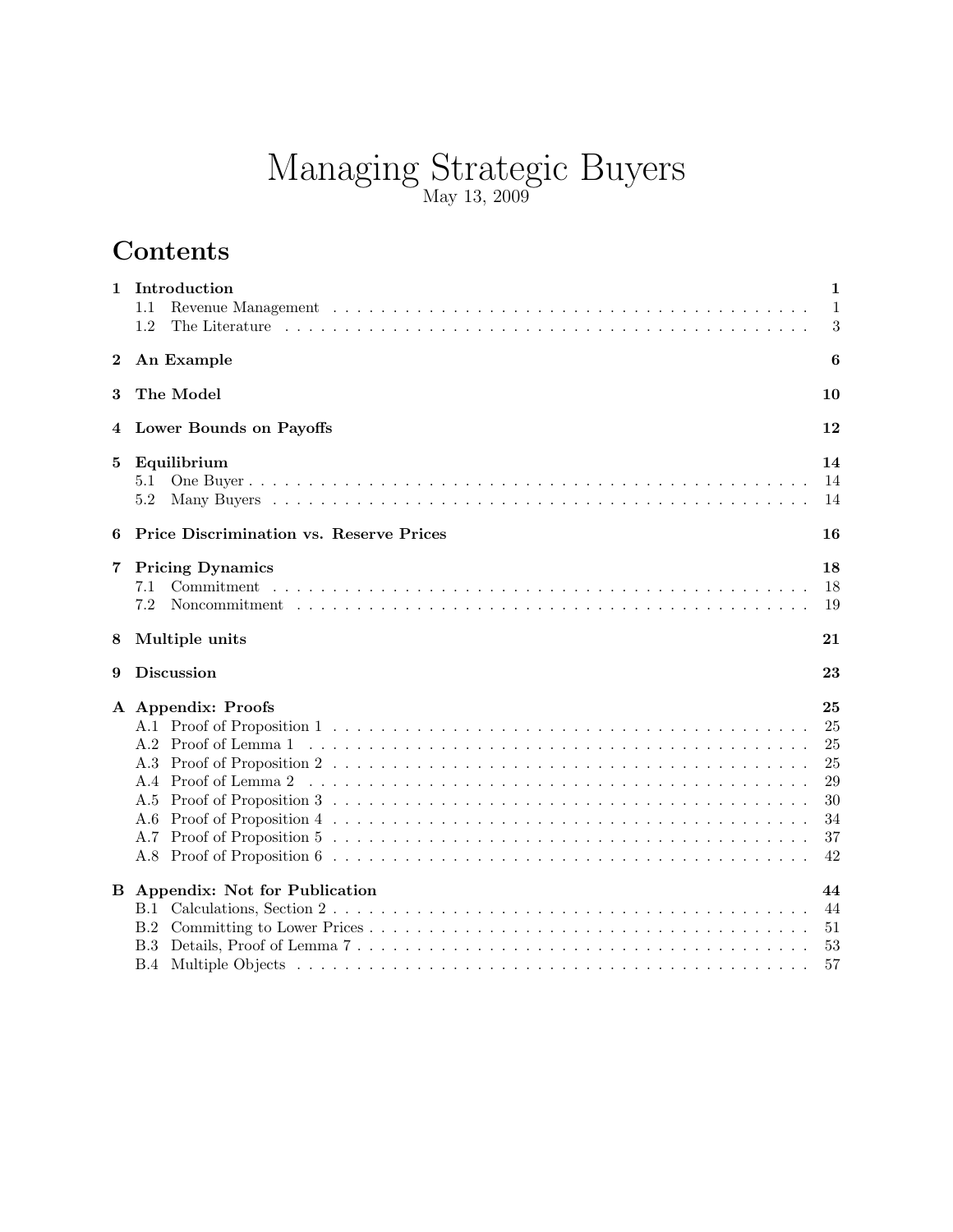# Managing Strategic Buyers

May 13, 2009

## Contents

- **1 Introduction** — **1**
  - 1.1 Revenue Management — 1
  - 1.2 The Literature — 3
- **2 An Example** — **6**
- **3 The Model** — **10**
- **4 Lower Bounds on Payoffs** — **12**
- **5 Equilibrium** — **14**
  - 5.1 One Buyer — 14
  - 5.2 Many Buyers — 14
- **6 Price Discrimination vs. Reserve Prices** — **16**
- **7 Pricing Dynamics** — **18**
  - 7.1 Commitment — 18
  - 7.2 Noncommitment — 19
- **8 Multiple units** — **21**
- **9 Discussion** — **23**
- **A Appendix: Proofs** — **25**
  - A.1 Proof of Proposition 1 — 25
  - A.2 Proof of Lemma 1 — 25
  - A.3 Proof of Proposition 2 — 25
  - A.4 Proof of Lemma 2 — 29
  - A.5 Proof of Proposition 3 — 30
  - A.6 Proof of Proposition 4 — 34
  - A.7 Proof of Proposition 5 — 37
  - A.8 Proof of Proposition 6 — 42
- **B Appendix: Not for Publication** — **44**
  - B.1 Calculations, Section 2 — 44
  - B.2 Committing to Lower Prices — 51
  - B.3 Details, Proof of Lemma 7 — 53
  - B.4 Multiple Objects — 57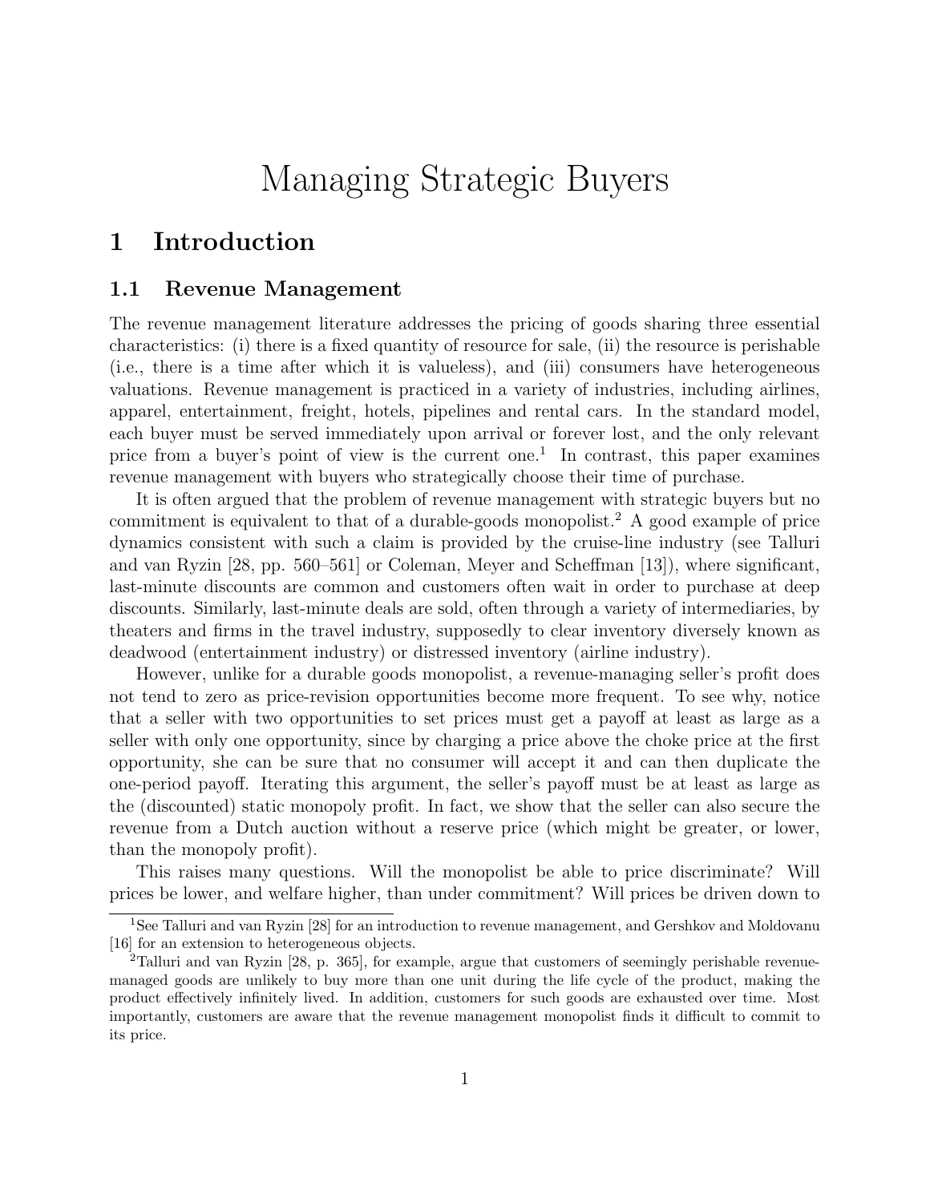# Managing Strategic Buyers

## 1 Introduction

### 1.1 Revenue Management

The revenue management literature addresses the pricing of goods sharing three essential characteristics: (i) there is a fixed quantity of resource for sale, (ii) the resource is perishable (i.e., there is a time after which it is valueless), and (iii) consumers have heterogeneous valuations. Revenue management is practiced in a variety of industries, including airlines, apparel, entertainment, freight, hotels, pipelines and rental cars. In the standard model, each buyer must be served immediately upon arrival or forever lost, and the only relevant price from a buyer's point of view is the current one.[1] In contrast, this paper examines revenue management with buyers who strategically choose their time of purchase.

It is often argued that the problem of revenue management with strategic buyers but no commitment is equivalent to that of a durable-goods monopolist.[2] A good example of price dynamics consistent with such a claim is provided by the cruise-line industry (see Talluri and van Ryzin [28, pp. 560–561] or Coleman, Meyer and Scheffman [13]), where significant, last-minute discounts are common and customers often wait in order to purchase at deep discounts. Similarly, last-minute deals are sold, often through a variety of intermediaries, by theaters and firms in the travel industry, supposedly to clear inventory diversely known as deadwood (entertainment industry) or distressed inventory (airline industry).

However, unlike for a durable goods monopolist, a revenue-managing seller's profit does not tend to zero as price-revision opportunities become more frequent. To see why, notice that a seller with two opportunities to set prices must get a payoff at least as large as a seller with only one opportunity, since by charging a price above the choke price at the first opportunity, she can be sure that no consumer will accept it and can then duplicate the one-period payoff. Iterating this argument, the seller's payoff must be at least as large as the (discounted) static monopoly profit. In fact, we show that the seller can also secure the revenue from a Dutch auction without a reserve price (which might be greater, or lower, than the monopoly profit).

This raises many questions. Will the monopolist be able to price discriminate? Will prices be lower, and welfare higher, than under commitment? Will prices be driven down to

[1] See Talluri and van Ryzin [28] for an introduction to revenue management, and Gershkov and Moldovanu [16] for an extension to heterogeneous objects.

[2] Talluri and van Ryzin [28, p. 365], for example, argue that customers of seemingly perishable revenue-managed goods are unlikely to buy more than one unit during the life cycle of the product, making the product effectively infinitely lived. In addition, customers for such goods are exhausted over time. Most importantly, customers are aware that the revenue management monopolist finds it difficult to commit to its price.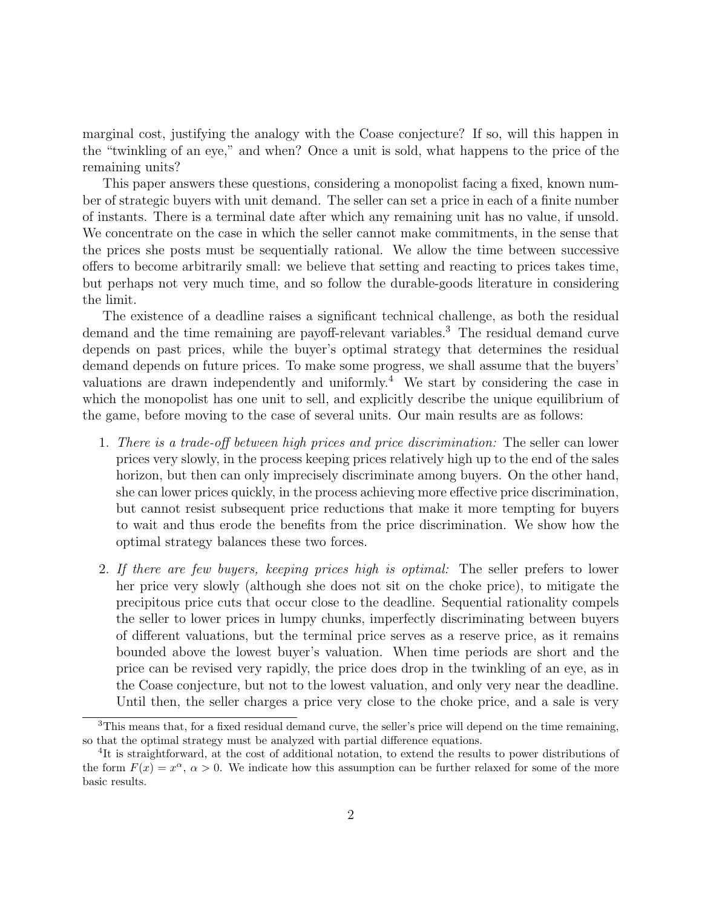marginal cost, justifying the analogy with the Coase conjecture? If so, will this happen in the "twinkling of an eye," and when? Once a unit is sold, what happens to the price of the remaining units?

This paper answers these questions, considering a monopolist facing a fixed, known number of strategic buyers with unit demand. The seller can set a price in each of a finite number of instants. There is a terminal date after which any remaining unit has no value, if unsold. We concentrate on the case in which the seller cannot make commitments, in the sense that the prices she posts must be sequentially rational. We allow the time between successive offers to become arbitrarily small: we believe that setting and reacting to prices takes time, but perhaps not very much time, and so follow the durable-goods literature in considering the limit.

The existence of a deadline raises a significant technical challenge, as both the residual demand and the time remaining are payoff-relevant variables.[3] The residual demand curve depends on past prices, while the buyer's optimal strategy that determines the residual demand depends on future prices. To make some progress, we shall assume that the buyers' valuations are drawn independently and uniformly.[4] We start by considering the case in which the monopolist has one unit to sell, and explicitly describe the unique equilibrium of the game, before moving to the case of several units. Our main results are as follows:

1. *There is a trade-off between high prices and price discrimination:* The seller can lower prices very slowly, in the process keeping prices relatively high up to the end of the sales horizon, but then can only imprecisely discriminate among buyers. On the other hand, she can lower prices quickly, in the process achieving more effective price discrimination, but cannot resist subsequent price reductions that make it more tempting for buyers to wait and thus erode the benefits from the price discrimination. We show how the optimal strategy balances these two forces.

2. *If there are few buyers, keeping prices high is optimal:* The seller prefers to lower her price very slowly (although she does not sit on the choke price), to mitigate the precipitous price cuts that occur close to the deadline. Sequential rationality compels the seller to lower prices in lumpy chunks, imperfectly discriminating between buyers of different valuations, but the terminal price serves as a reserve price, as it remains bounded above the lowest buyer's valuation. When time periods are short and the price can be revised very rapidly, the price does drop in the twinkling of an eye, as in the Coase conjecture, but not to the lowest valuation, and only very near the deadline. Until then, the seller charges a price very close to the choke price, and a sale is very

[3] This means that, for a fixed residual demand curve, the seller's price will depend on the time remaining, so that the optimal strategy must be analyzed with partial difference equations.

[4] It is straightforward, at the cost of additional notation, to extend the results to power distributions of the form $F(x) = x^{\alpha}$, $\alpha > 0$. We indicate how this assumption can be further relaxed for some of the more basic results.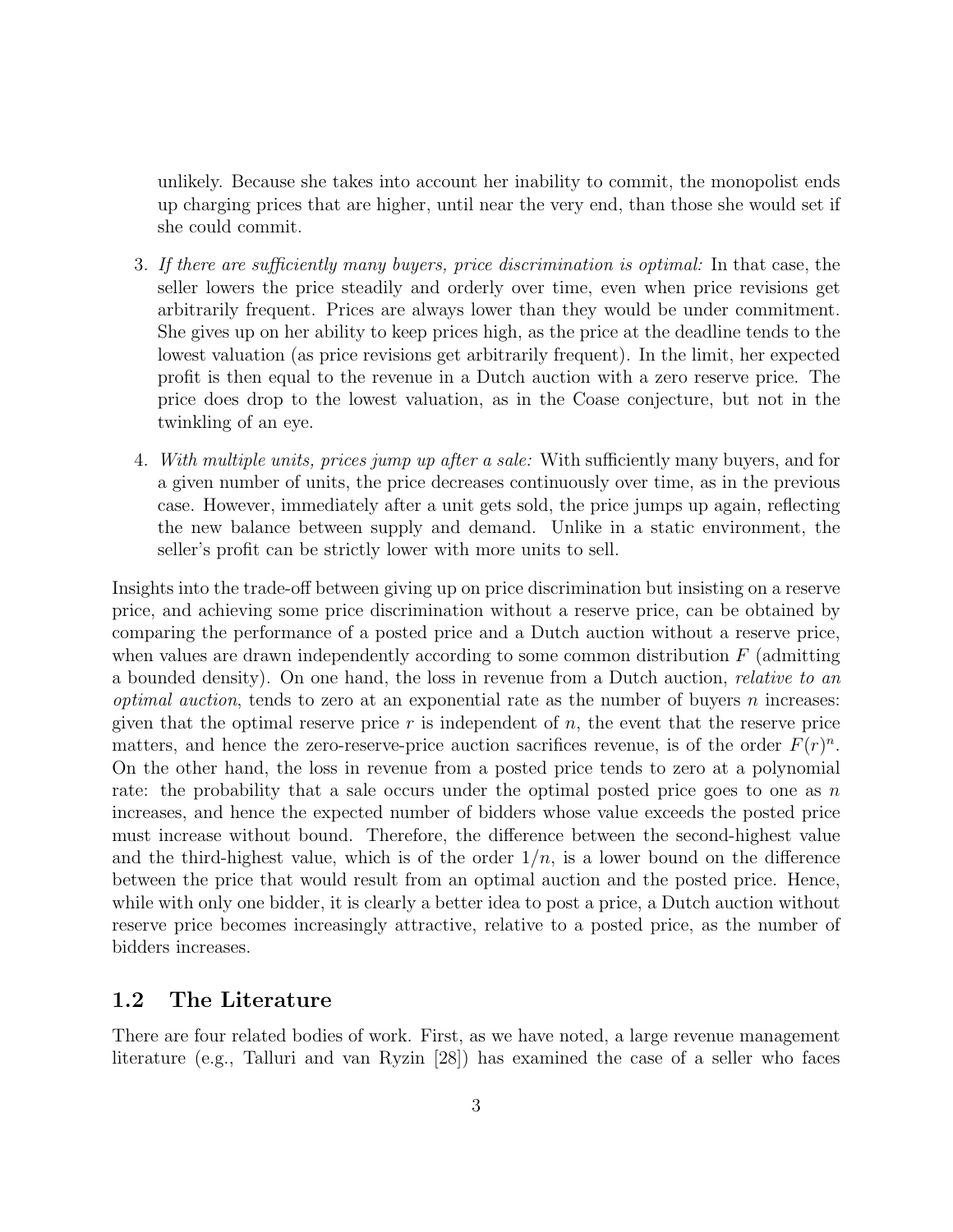unlikely. Because she takes into account her inability to commit, the monopolist ends up charging prices that are higher, until near the very end, than those she would set if she could commit.

3. *If there are sufficiently many buyers, price discrimination is optimal:* In that case, the seller lowers the price steadily and orderly over time, even when price revisions get arbitrarily frequent. Prices are always lower than they would be under commitment. She gives up on her ability to keep prices high, as the price at the deadline tends to the lowest valuation (as price revisions get arbitrarily frequent). In the limit, her expected profit is then equal to the revenue in a Dutch auction with a zero reserve price. The price does drop to the lowest valuation, as in the Coase conjecture, but not in the twinkling of an eye.

4. *With multiple units, prices jump up after a sale:* With sufficiently many buyers, and for a given number of units, the price decreases continuously over time, as in the previous case. However, immediately after a unit gets sold, the price jumps up again, reflecting the new balance between supply and demand. Unlike in a static environment, the seller's profit can be strictly lower with more units to sell.

Insights into the trade-off between giving up on price discrimination but insisting on a reserve price, and achieving some price discrimination without a reserve price, can be obtained by comparing the performance of a posted price and a Dutch auction without a reserve price, when values are drawn independently according to some common distribution $F$ (admitting a bounded density). On one hand, the loss in revenue from a Dutch auction, *relative to an optimal auction*, tends to zero at an exponential rate as the number of buyers $n$ increases: given that the optimal reserve price $r$ is independent of $n$, the event that the reserve price matters, and hence the zero-reserve-price auction sacrifices revenue, is of the order $F(r)^n$. On the other hand, the loss in revenue from a posted price tends to zero at a polynomial rate: the probability that a sale occurs under the optimal posted price goes to one as $n$ increases, and hence the expected number of bidders whose value exceeds the posted price must increase without bound. Therefore, the difference between the second-highest value and the third-highest value, which is of the order $1/n$, is a lower bound on the difference between the price that would result from an optimal auction and the posted price. Hence, while with only one bidder, it is clearly a better idea to post a price, a Dutch auction without reserve price becomes increasingly attractive, relative to a posted price, as the number of bidders increases.

## 1.2 The Literature

There are four related bodies of work. First, as we have noted, a large revenue management literature (e.g., Talluri and van Ryzin [28]) has examined the case of a seller who faces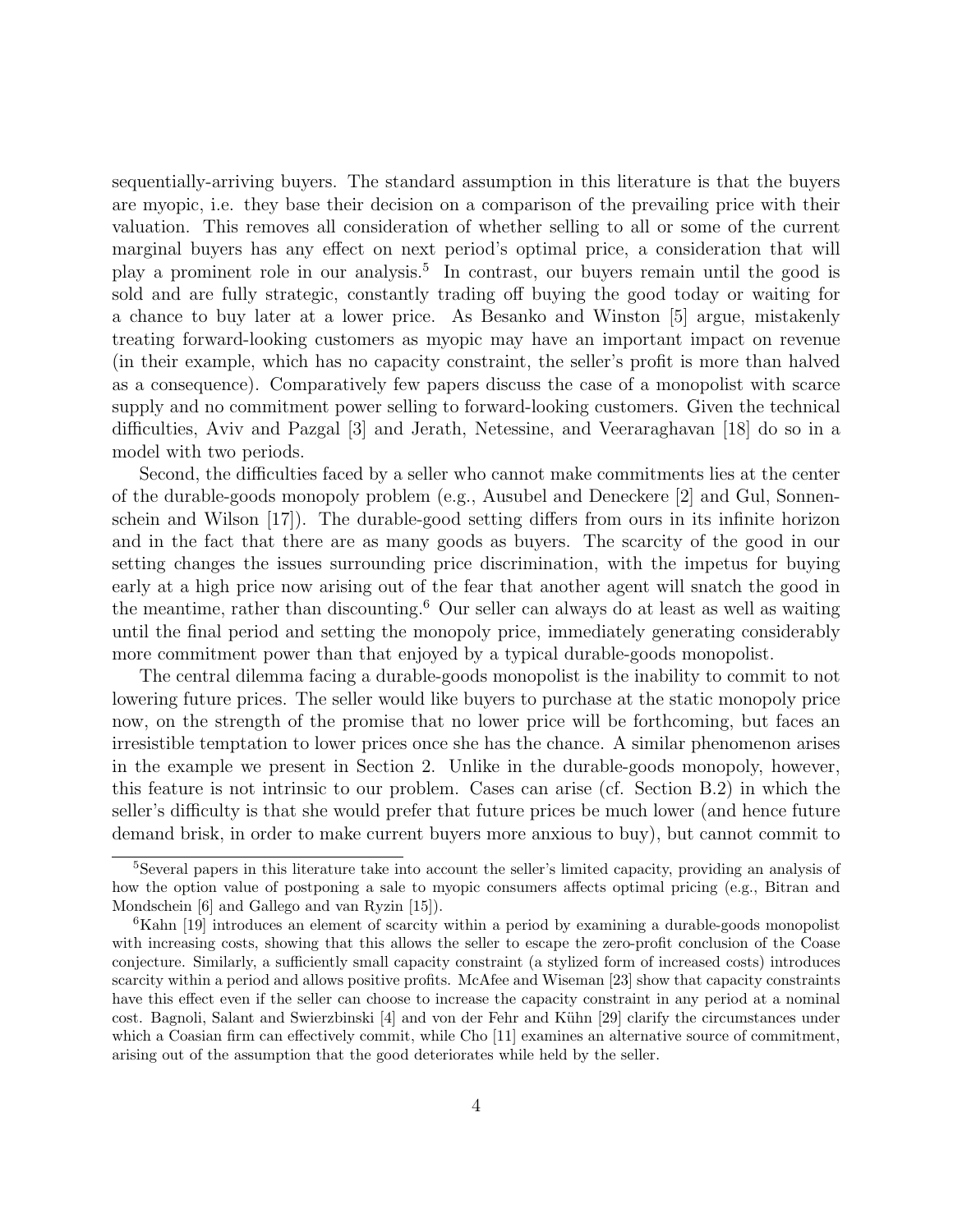sequentially-arriving buyers. The standard assumption in this literature is that the buyers are myopic, i.e. they base their decision on a comparison of the prevailing price with their valuation. This removes all consideration of whether selling to all or some of the current marginal buyers has any effect on next period's optimal price, a consideration that will play a prominent role in our analysis.[5] In contrast, our buyers remain until the good is sold and are fully strategic, constantly trading off buying the good today or waiting for a chance to buy later at a lower price. As Besanko and Winston [5] argue, mistakenly treating forward-looking customers as myopic may have an important impact on revenue (in their example, which has no capacity constraint, the seller's profit is more than halved as a consequence). Comparatively few papers discuss the case of a monopolist with scarce supply and no commitment power selling to forward-looking customers. Given the technical difficulties, Aviv and Pazgal [3] and Jerath, Netessine, and Veeraraghavan [18] do so in a model with two periods.

Second, the difficulties faced by a seller who cannot make commitments lies at the center of the durable-goods monopoly problem (e.g., Ausubel and Deneckere [2] and Gul, Sonnenschein and Wilson [17]). The durable-good setting differs from ours in its infinite horizon and in the fact that there are as many goods as buyers. The scarcity of the good in our setting changes the issues surrounding price discrimination, with the impetus for buying early at a high price now arising out of the fear that another agent will snatch the good in the meantime, rather than discounting.[6] Our seller can always do at least as well as waiting until the final period and setting the monopoly price, immediately generating considerably more commitment power than that enjoyed by a typical durable-goods monopolist.

The central dilemma facing a durable-goods monopolist is the inability to commit to not lowering future prices. The seller would like buyers to purchase at the static monopoly price now, on the strength of the promise that no lower price will be forthcoming, but faces an irresistible temptation to lower prices once she has the chance. A similar phenomenon arises in the example we present in Section 2. Unlike in the durable-goods monopoly, however, this feature is not intrinsic to our problem. Cases can arise (cf. Section B.2) in which the seller's difficulty is that she would prefer that future prices be much lower (and hence future demand brisk, in order to make current buyers more anxious to buy), but cannot commit to

[5]Several papers in this literature take into account the seller's limited capacity, providing an analysis of how the option value of postponing a sale to myopic consumers affects optimal pricing (e.g., Bitran and Mondschein [6] and Gallego and van Ryzin [15]).

[6]Kahn [19] introduces an element of scarcity within a period by examining a durable-goods monopolist with increasing costs, showing that this allows the seller to escape the zero-profit conclusion of the Coase conjecture. Similarly, a sufficiently small capacity constraint (a stylized form of increased costs) introduces scarcity within a period and allows positive profits. McAfee and Wiseman [23] show that capacity constraints have this effect even if the seller can choose to increase the capacity constraint in any period at a nominal cost. Bagnoli, Salant and Swierzbinski [4] and von der Fehr and Kühn [29] clarify the circumstances under which a Coasian firm can effectively commit, while Cho [11] examines an alternative source of commitment, arising out of the assumption that the good deteriorates while held by the seller.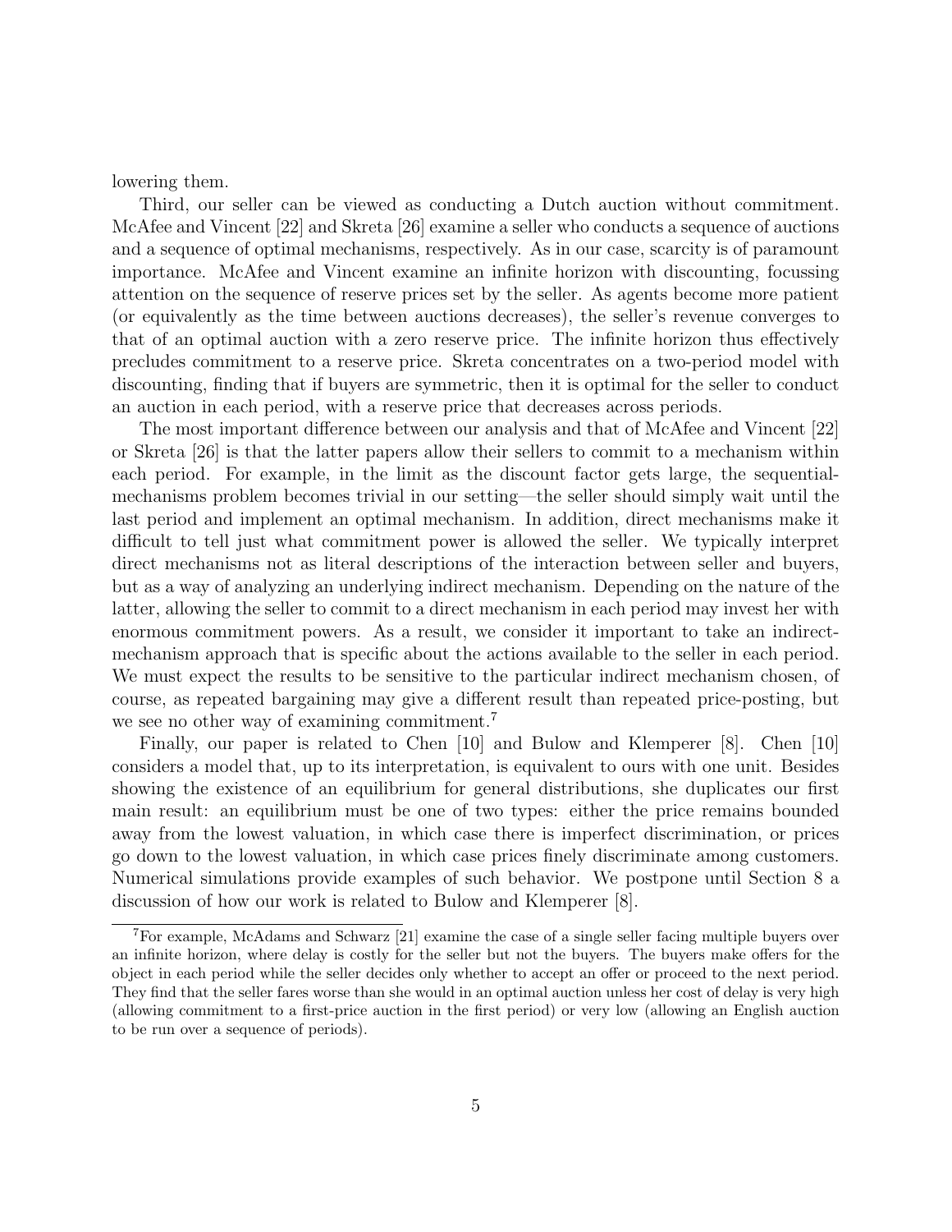lowering them.

Third, our seller can be viewed as conducting a Dutch auction without commitment. McAfee and Vincent [22] and Skreta [26] examine a seller who conducts a sequence of auctions and a sequence of optimal mechanisms, respectively. As in our case, scarcity is of paramount importance. McAfee and Vincent examine an infinite horizon with discounting, focussing attention on the sequence of reserve prices set by the seller. As agents become more patient (or equivalently as the time between auctions decreases), the seller's revenue converges to that of an optimal auction with a zero reserve price. The infinite horizon thus effectively precludes commitment to a reserve price. Skreta concentrates on a two-period model with discounting, finding that if buyers are symmetric, then it is optimal for the seller to conduct an auction in each period, with a reserve price that decreases across periods.

The most important difference between our analysis and that of McAfee and Vincent [22] or Skreta [26] is that the latter papers allow their sellers to commit to a mechanism within each period. For example, in the limit as the discount factor gets large, the sequential-mechanisms problem becomes trivial in our setting—the seller should simply wait until the last period and implement an optimal mechanism. In addition, direct mechanisms make it difficult to tell just what commitment power is allowed the seller. We typically interpret direct mechanisms not as literal descriptions of the interaction between seller and buyers, but as a way of analyzing an underlying indirect mechanism. Depending on the nature of the latter, allowing the seller to commit to a direct mechanism in each period may invest her with enormous commitment powers. As a result, we consider it important to take an indirect-mechanism approach that is specific about the actions available to the seller in each period. We must expect the results to be sensitive to the particular indirect mechanism chosen, of course, as repeated bargaining may give a different result than repeated price-posting, but we see no other way of examining commitment.[7]

Finally, our paper is related to Chen [10] and Bulow and Klemperer [8]. Chen [10] considers a model that, up to its interpretation, is equivalent to ours with one unit. Besides showing the existence of an equilibrium for general distributions, she duplicates our first main result: an equilibrium must be one of two types: either the price remains bounded away from the lowest valuation, in which case there is imperfect discrimination, or prices go down to the lowest valuation, in which case prices finely discriminate among customers. Numerical simulations provide examples of such behavior. We postpone until Section 8 a discussion of how our work is related to Bulow and Klemperer [8].

[7] For example, McAdams and Schwarz [21] examine the case of a single seller facing multiple buyers over an infinite horizon, where delay is costly for the seller but not the buyers. The buyers make offers for the object in each period while the seller decides only whether to accept an offer or proceed to the next period. They find that the seller fares worse than she would in an optimal auction unless her cost of delay is very high (allowing commitment to a first-price auction in the first period) or very low (allowing an English auction to be run over a sequence of periods).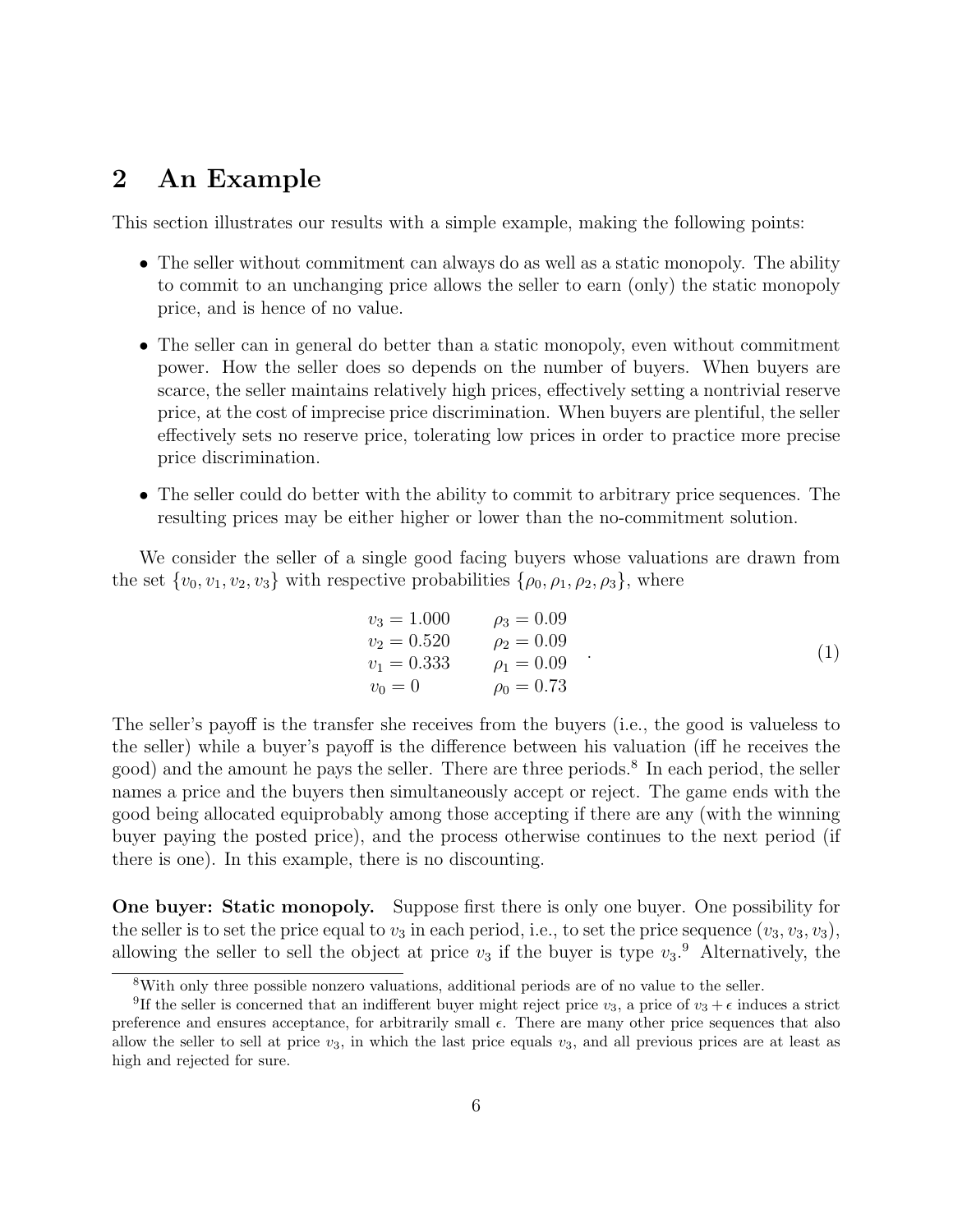## 2 An Example

This section illustrates our results with a simple example, making the following points:

- The seller without commitment can always do as well as a static monopoly. The ability to commit to an unchanging price allows the seller to earn (only) the static monopoly price, and is hence of no value.
- The seller can in general do better than a static monopoly, even without commitment power. How the seller does so depends on the number of buyers. When buyers are scarce, the seller maintains relatively high prices, effectively setting a nontrivial reserve price, at the cost of imprecise price discrimination. When buyers are plentiful, the seller effectively sets no reserve price, tolerating low prices in order to practice more precise price discrimination.
- The seller could do better with the ability to commit to arbitrary price sequences. The resulting prices may be either higher or lower than the no-commitment solution.

We consider the seller of a single good facing buyers whose valuations are drawn from the set $\{v_0, v_1, v_2, v_3\}$ with respective probabilities $\{\rho_0, \rho_1, \rho_2, \rho_3\}$, where

$$
\begin{array}{ll}
v_3 = 1.000 & \rho_3 = 0.09 \\
v_2 = 0.520 & \rho_2 = 0.09 \\
v_1 = 0.333 & \rho_1 = 0.09 \\
v_0 = 0 & \rho_0 = 0.73
\end{array} . \tag{1}
$$

The seller's payoff is the transfer she receives from the buyers (i.e., the good is valueless to the seller) while a buyer's payoff is the difference between his valuation (iff he receives the good) and the amount he pays the seller. There are three periods.[8] In each period, the seller names a price and the buyers then simultaneously accept or reject. The game ends with the good being allocated equiprobably among those accepting if there are any (with the winning buyer paying the posted price), and the process otherwise continues to the next period (if there is one). In this example, there is no discounting.

**One buyer: Static monopoly.** Suppose first there is only one buyer. One possibility for the seller is to set the price equal to $v_3$ in each period, i.e., to set the price sequence $(v_3, v_3, v_3)$, allowing the seller to sell the object at price $v_3$ if the buyer is type $v_3$.[9] Alternatively, the

[8] With only three possible nonzero valuations, additional periods are of no value to the seller.

[9] If the seller is concerned that an indifferent buyer might reject price $v_3$, a price of $v_3 + \epsilon$ induces a strict preference and ensures acceptance, for arbitrarily small $\epsilon$. There are many other price sequences that also allow the seller to sell at price $v_3$, in which the last price equals $v_3$, and all previous prices are at least as high and rejected for sure.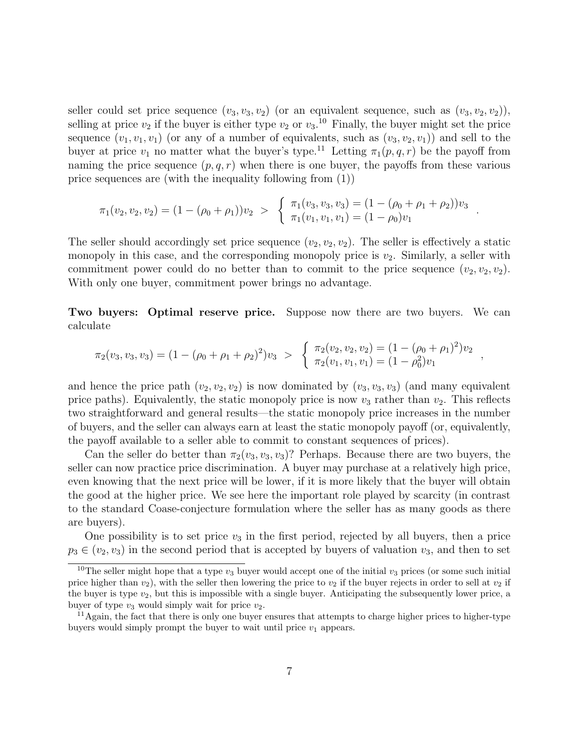seller could set price sequence $(v_3, v_3, v_2)$ (or an equivalent sequence, such as $(v_3, v_2, v_2)$), selling at price $v_2$ if the buyer is either type $v_2$ or $v_3$.[10] Finally, the buyer might set the price sequence $(v_1, v_1, v_1)$ (or any of a number of equivalents, such as $(v_3, v_2, v_1)$) and sell to the buyer at price $v_1$ no matter what the buyer's type.[11] Letting $\pi_1(p, q, r)$ be the payoff from naming the price sequence $(p, q, r)$ when there is one buyer, the payoffs from these various price sequences are (with the inequality following from (1))

$$\pi_1(v_2, v_2, v_2) = (1 - (\rho_0 + \rho_1))v_2 \ > \ \left\{ \begin{array}{l} \pi_1(v_3, v_3, v_3) = (1 - (\rho_0 + \rho_1 + \rho_2))v_3 \\ \pi_1(v_1, v_1, v_1) = (1 - \rho_0)v_1 \end{array} \right. .$$

The seller should accordingly set price sequence $(v_2, v_2, v_2)$. The seller is effectively a static monopoly in this case, and the corresponding monopoly price is $v_2$. Similarly, a seller with commitment power could do no better than to commit to the price sequence $(v_2, v_2, v_2)$. With only one buyer, commitment power brings no advantage.

**Two buyers: Optimal reserve price.** Suppose now there are two buyers. We can calculate

$$\pi_2(v_3, v_3, v_3) = (1 - (\rho_0 + \rho_1 + \rho_2)^2)v_3 \ > \ \left\{ \begin{array}{l} \pi_2(v_2, v_2, v_2) = (1 - (\rho_0 + \rho_1)^2)v_2 \\ \pi_2(v_1, v_1, v_1) = (1 - \rho_0^2)v_1 \end{array} \right. ,$$

and hence the price path $(v_2, v_2, v_2)$ is now dominated by $(v_3, v_3, v_3)$ (and many equivalent price paths). Equivalently, the static monopoly price is now $v_3$ rather than $v_2$. This reflects two straightforward and general results—the static monopoly price increases in the number of buyers, and the seller can always earn at least the static monopoly payoff (or, equivalently, the payoff available to a seller able to commit to constant sequences of prices).

Can the seller do better than $\pi_2(v_3, v_3, v_3)$? Perhaps. Because there are two buyers, the seller can now practice price discrimination. A buyer may purchase at a relatively high price, even knowing that the next price will be lower, if it is more likely that the buyer will obtain the good at the higher price. We see here the important role played by scarcity (in contrast to the standard Coase-conjecture formulation where the seller has as many goods as there are buyers).

One possibility is to set price $v_3$ in the first period, rejected by all buyers, then a price $p_3 \in (v_2, v_3)$ in the second period that is accepted by buyers of valuation $v_3$, and then to set

[10] The seller might hope that a type $v_3$ buyer would accept one of the initial $v_3$ prices (or some such initial price higher than $v_2$), with the seller then lowering the price to $v_2$ if the buyer rejects in order to sell at $v_2$ if the buyer is type $v_2$, but this is impossible with a single buyer. Anticipating the subsequently lower price, a buyer of type $v_3$ would simply wait for price $v_2$.

[11] Again, the fact that there is only one buyer ensures that attempts to charge higher prices to higher-type buyers would simply prompt the buyer to wait until price $v_1$ appears.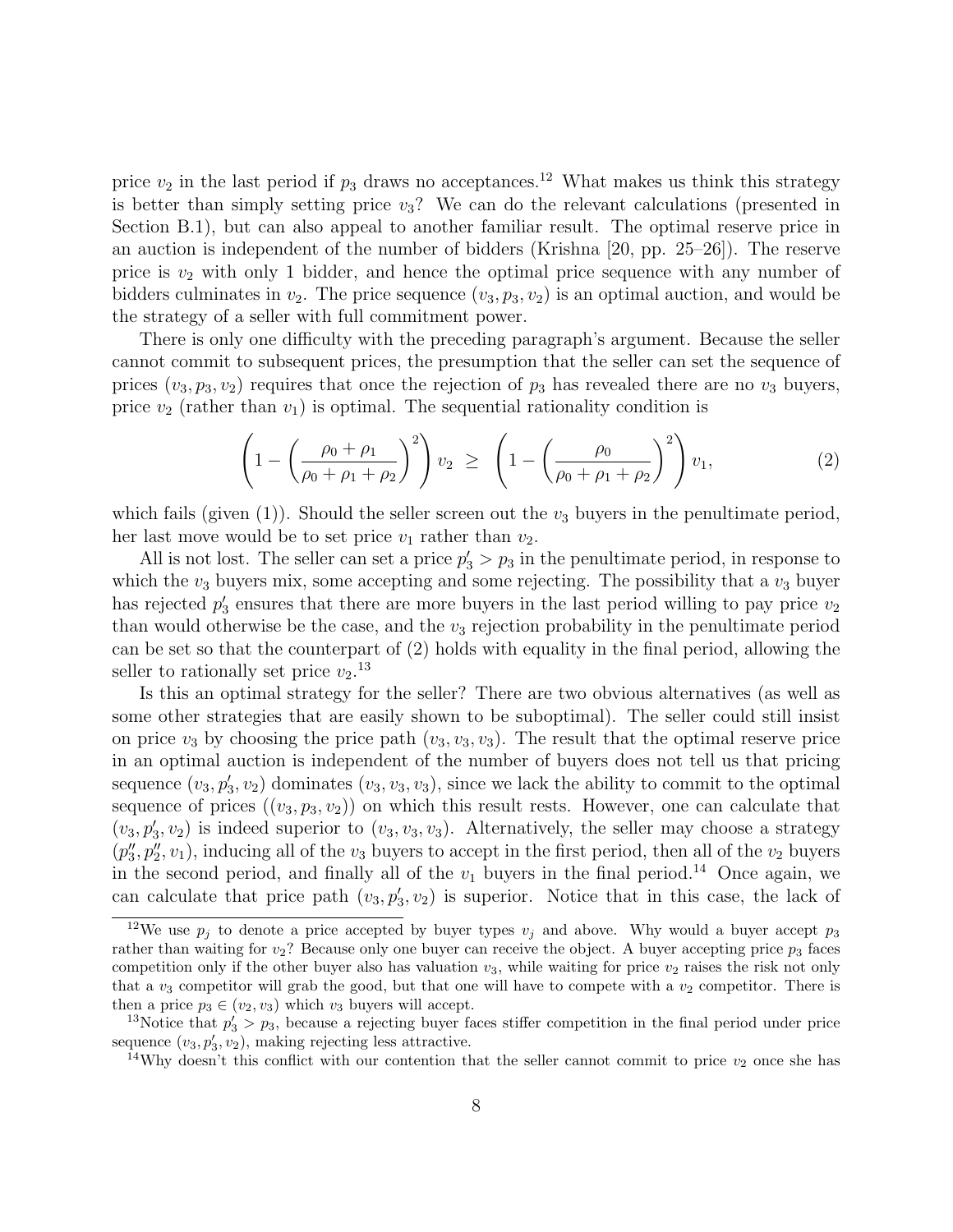price $v_2$ in the last period if $p_3$ draws no acceptances.[12] What makes us think this strategy is better than simply setting price $v_3$? We can do the relevant calculations (presented in Section B.1), but can also appeal to another familiar result. The optimal reserve price in an auction is independent of the number of bidders (Krishna [20, pp. 25–26]). The reserve price is $v_2$ with only 1 bidder, and hence the optimal price sequence with any number of bidders culminates in $v_2$. The price sequence $(v_3, p_3, v_2)$ is an optimal auction, and would be the strategy of a seller with full commitment power.

There is only one difficulty with the preceding paragraph's argument. Because the seller cannot commit to subsequent prices, the presumption that the seller can set the sequence of prices $(v_3, p_3, v_2)$ requires that once the rejection of $p_3$ has revealed there are no $v_3$ buyers, price $v_2$ (rather than $v_1$) is optimal. The sequential rationality condition is

$$\left(1 - \left(\frac{\rho_0 + \rho_1}{\rho_0 + \rho_1 + \rho_2}\right)^2\right) v_2 \;\geq\; \left(1 - \left(\frac{\rho_0}{\rho_0 + \rho_1 + \rho_2}\right)^2\right) v_1, \tag{2}$$

which fails (given (1)). Should the seller screen out the $v_3$ buyers in the penultimate period, her last move would be to set price $v_1$ rather than $v_2$.

All is not lost. The seller can set a price $p_3' > p_3$ in the penultimate period, in response to which the $v_3$ buyers mix, some accepting and some rejecting. The possibility that a $v_3$ buyer has rejected $p_3'$ ensures that there are more buyers in the last period willing to pay price $v_2$ than would otherwise be the case, and the $v_3$ rejection probability in the penultimate period can be set so that the counterpart of (2) holds with equality in the final period, allowing the seller to rationally set price $v_2$.[13]

Is this an optimal strategy for the seller? There are two obvious alternatives (as well as some other strategies that are easily shown to be suboptimal). The seller could still insist on price $v_3$ by choosing the price path $(v_3, v_3, v_3)$. The result that the optimal reserve price in an optimal auction is independent of the number of buyers does not tell us that pricing sequence $(v_3, p_3', v_2)$ dominates $(v_3, v_3, v_3)$, since we lack the ability to commit to the optimal sequence of prices $((v_3, p_3, v_2))$ on which this result rests. However, one can calculate that $(v_3, p_3', v_2)$ is indeed superior to $(v_3, v_3, v_3)$. Alternatively, the seller may choose a strategy $(p_3'', p_2'', v_1)$, inducing all of the $v_3$ buyers to accept in the first period, then all of the $v_2$ buyers in the second period, and finally all of the $v_1$ buyers in the final period.[14] Once again, we can calculate that price path $(v_3, p_3', v_2)$ is superior. Notice that in this case, the lack of

---

[12] We use $p_j$ to denote a price accepted by buyer types $v_j$ and above. Why would a buyer accept $p_3$ rather than waiting for $v_2$? Because only one buyer can receive the object. A buyer accepting price $p_3$ faces competition only if the other buyer also has valuation $v_3$, while waiting for price $v_2$ raises the risk not only that a $v_3$ competitor will grab the good, but that one will have to compete with a $v_2$ competitor. There is then a price $p_3 \in (v_2, v_3)$ which $v_3$ buyers will accept.

[13] Notice that $p_3' > p_3$, because a rejecting buyer faces stiffer competition in the final period under price sequence $(v_3, p_3', v_2)$, making rejecting less attractive.

[14] Why doesn't this conflict with our contention that the seller cannot commit to price $v_2$ once she has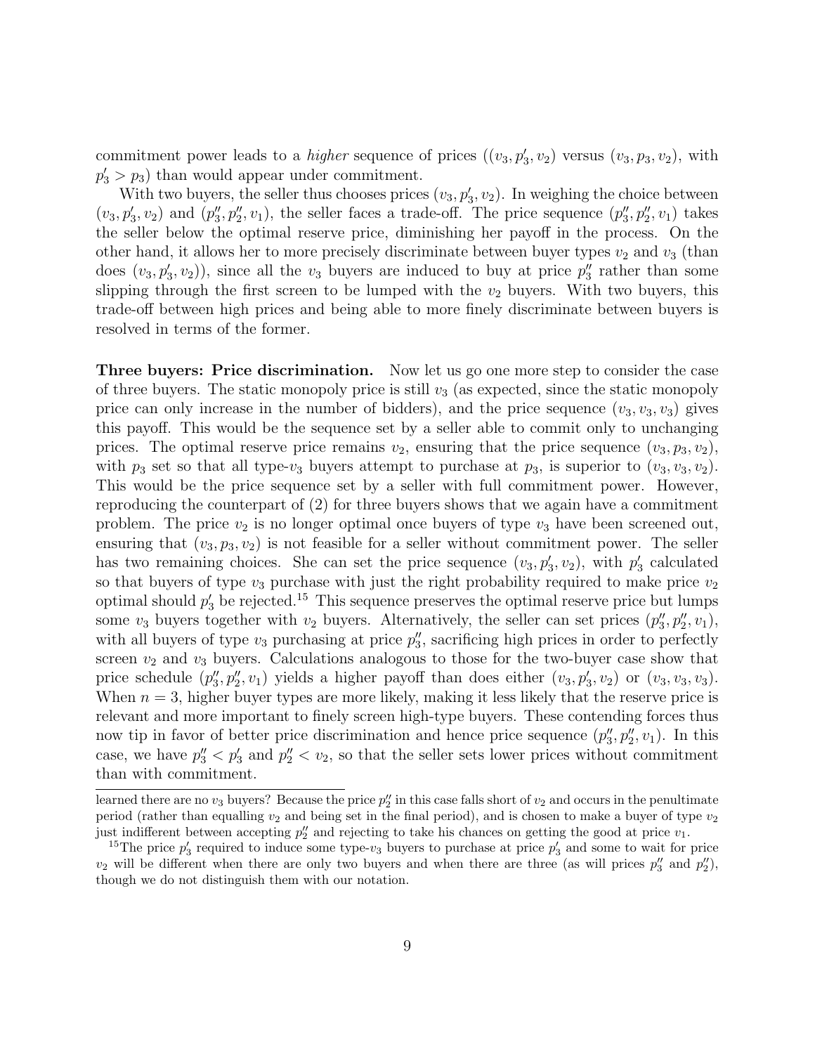commitment power leads to a *higher* sequence of prices ($(v_3, p_3', v_2)$ versus $(v_3, p_3, v_2)$, with $p_3' > p_3$) than would appear under commitment.

With two buyers, the seller thus chooses prices $(v_3, p_3', v_2)$. In weighing the choice between $(v_3, p_3', v_2)$ and $(p_3'', p_2'', v_1)$, the seller faces a trade-off. The price sequence $(p_3'', p_2'', v_1)$ takes the seller below the optimal reserve price, diminishing her payoff in the process. On the other hand, it allows her to more precisely discriminate between buyer types $v_2$ and $v_3$ (than does $(v_3, p_3', v_2)$), since all the $v_3$ buyers are induced to buy at price $p_3''$ rather than some slipping through the first screen to be lumped with the $v_2$ buyers. With two buyers, this trade-off between high prices and being able to more finely discriminate between buyers is resolved in terms of the former.

**Three buyers: Price discrimination.** Now let us go one more step to consider the case of three buyers. The static monopoly price is still $v_3$ (as expected, since the static monopoly price can only increase in the number of bidders), and the price sequence $(v_3, v_3, v_3)$ gives this payoff. This would be the sequence set by a seller able to commit only to unchanging prices. The optimal reserve price remains $v_2$, ensuring that the price sequence $(v_3, p_3, v_2)$, with $p_3$ set so that all type-$v_3$ buyers attempt to purchase at $p_3$, is superior to $(v_3, v_3, v_2)$. This would be the price sequence set by a seller with full commitment power. However, reproducing the counterpart of (2) for three buyers shows that we again have a commitment problem. The price $v_2$ is no longer optimal once buyers of type $v_3$ have been screened out, ensuring that $(v_3, p_3, v_2)$ is not feasible for a seller without commitment power. The seller has two remaining choices. She can set the price sequence $(v_3, p_3', v_2)$, with $p_3'$ calculated so that buyers of type $v_3$ purchase with just the right probability required to make price $v_2$ optimal should $p_3'$ be rejected.[15] This sequence preserves the optimal reserve price but lumps some $v_3$ buyers together with $v_2$ buyers. Alternatively, the seller can set prices $(p_3'', p_2'', v_1)$, with all buyers of type $v_3$ purchasing at price $p_3''$, sacrificing high prices in order to perfectly screen $v_2$ and $v_3$ buyers. Calculations analogous to those for the two-buyer case show that price schedule $(p_3'', p_2'', v_1)$ yields a higher payoff than does either $(v_3, p_3', v_2)$ or $(v_3, v_3, v_3)$. When $n = 3$, higher buyer types are more likely, making it less likely that the reserve price is relevant and more important to finely screen high-type buyers. These contending forces thus now tip in favor of better price discrimination and hence price sequence $(p_3'', p_2'', v_1)$. In this case, we have $p_3'' < p_3'$ and $p_2'' < v_2$, so that the seller sets lower prices without commitment than with commitment.

learned there are no $v_3$ buyers? Because the price $p_2''$ in this case falls short of $v_2$ and occurs in the penultimate period (rather than equalling $v_2$ and being set in the final period), and is chosen to make a buyer of type $v_2$ just indifferent between accepting $p_2''$ and rejecting to take his chances on getting the good at price $v_1$.

[15]The price $p_3'$ required to induce some type-$v_3$ buyers to purchase at price $p_3'$ and some to wait for price $v_2$ will be different when there are only two buyers and when there are three (as will prices $p_3''$ and $p_2''$), though we do not distinguish them with our notation.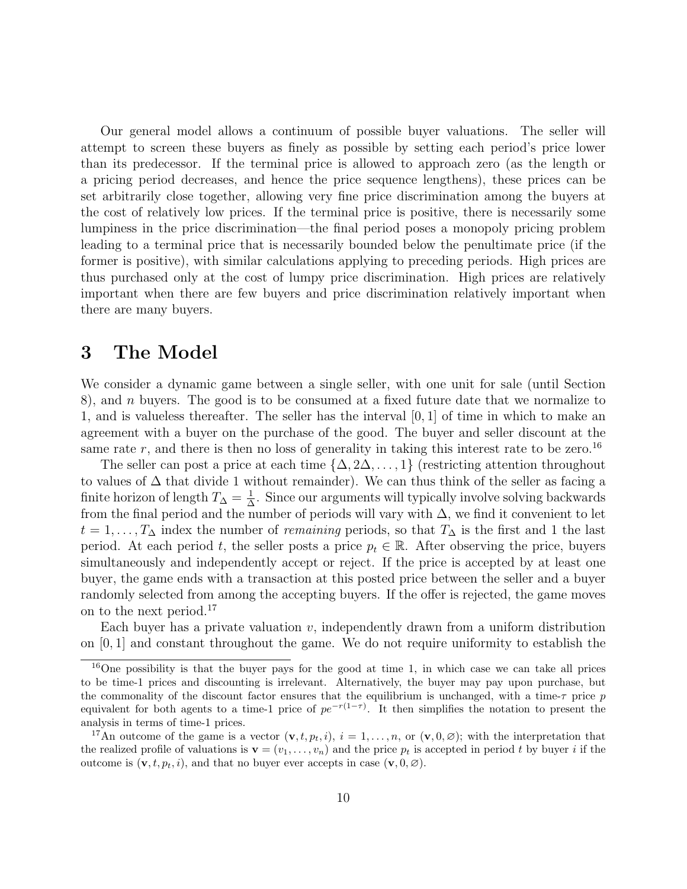Our general model allows a continuum of possible buyer valuations. The seller will attempt to screen these buyers as finely as possible by setting each period's price lower than its predecessor. If the terminal price is allowed to approach zero (as the length or a pricing period decreases, and hence the price sequence lengthens), these prices can be set arbitrarily close together, allowing very fine price discrimination among the buyers at the cost of relatively low prices. If the terminal price is positive, there is necessarily some lumpiness in the price discrimination—the final period poses a monopoly pricing problem leading to a terminal price that is necessarily bounded below the penultimate price (if the former is positive), with similar calculations applying to preceding periods. High prices are thus purchased only at the cost of lumpy price discrimination. High prices are relatively important when there are few buyers and price discrimination relatively important when there are many buyers.

# 3 The Model

We consider a dynamic game between a single seller, with one unit for sale (until Section 8), and $n$ buyers. The good is to be consumed at a fixed future date that we normalize to 1, and is valueless thereafter. The seller has the interval $[0, 1]$ of time in which to make an agreement with a buyer on the purchase of the good. The buyer and seller discount at the same rate $r$, and there is then no loss of generality in taking this interest rate to be zero.[16]

The seller can post a price at each time $\{\Delta, 2\Delta, \ldots, 1\}$ (restricting attention throughout to values of $\Delta$ that divide 1 without remainder). We can thus think of the seller as facing a finite horizon of length $T_\Delta = \frac{1}{\Delta}$. Since our arguments will typically involve solving backwards from the final period and the number of periods will vary with $\Delta$, we find it convenient to let $t = 1, \ldots, T_\Delta$ index the number of *remaining* periods, so that $T_\Delta$ is the first and 1 the last period. At each period $t$, the seller posts a price $p_t \in \mathbb{R}$. After observing the price, buyers simultaneously and independently accept or reject. If the price is accepted by at least one buyer, the game ends with a transaction at this posted price between the seller and a buyer randomly selected from among the accepting buyers. If the offer is rejected, the game moves on to the next period.[17]

Each buyer has a private valuation $v$, independently drawn from a uniform distribution on $[0, 1]$ and constant throughout the game. We do not require uniformity to establish the

---

[16] One possibility is that the buyer pays for the good at time 1, in which case we can take all prices to be time-1 prices and discounting is irrelevant. Alternatively, the buyer may pay upon purchase, but the commonality of the discount factor ensures that the equilibrium is unchanged, with a time-$\tau$ price $p$ equivalent for both agents to a time-1 price of $pe^{-r(1-\tau)}$. It then simplifies the notation to present the analysis in terms of time-1 prices.

[17] An outcome of the game is a vector $(\mathbf{v}, t, p_t, i)$, $i = 1, \ldots, n$, or $(\mathbf{v}, 0, \varnothing)$; with the interpretation that the realized profile of valuations is $\mathbf{v} = (v_1, \ldots, v_n)$ and the price $p_t$ is accepted in period $t$ by buyer $i$ if the outcome is $(\mathbf{v}, t, p_t, i)$, and that no buyer ever accepts in case $(\mathbf{v}, 0, \varnothing)$.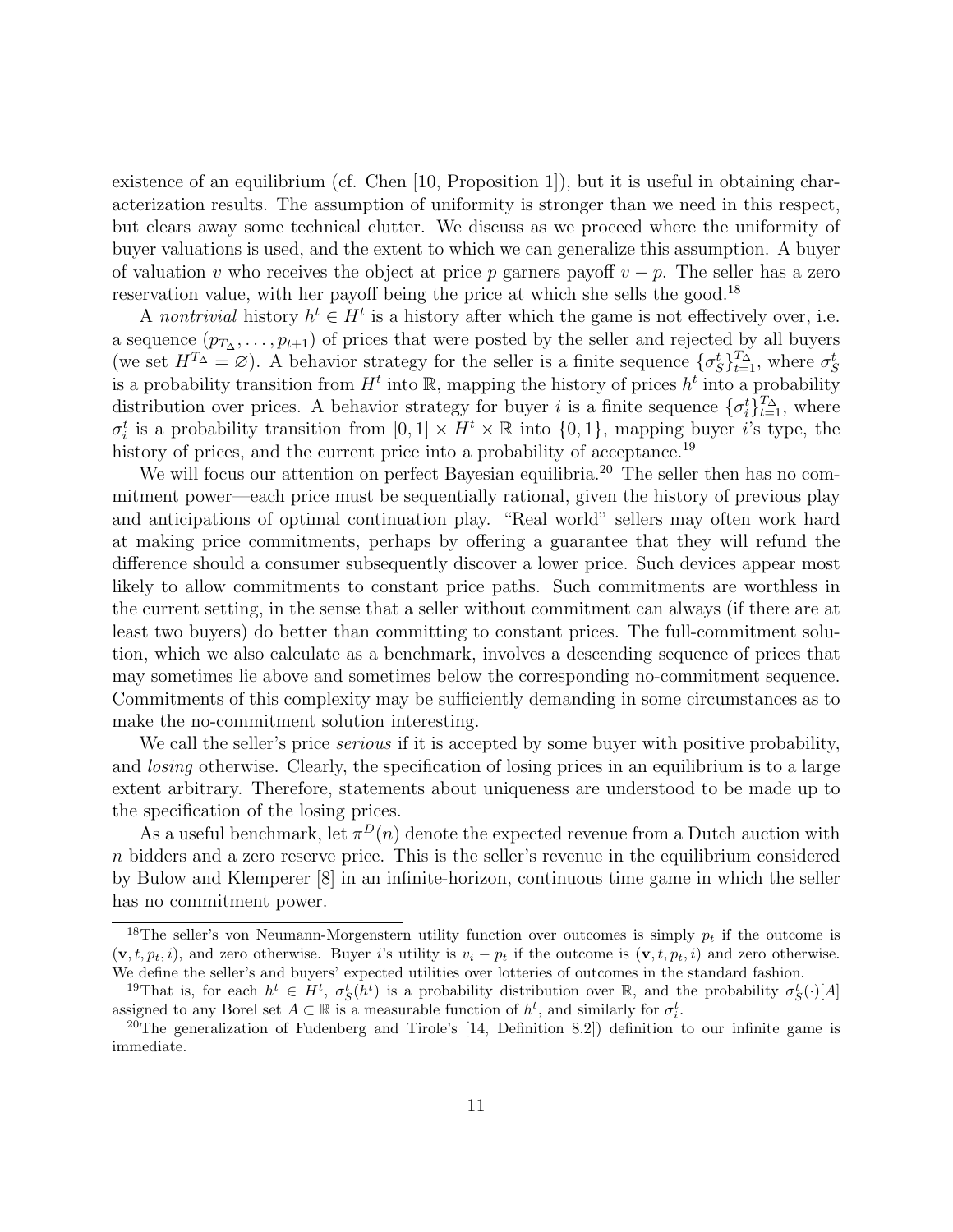existence of an equilibrium (cf. Chen [10, Proposition 1]), but it is useful in obtaining characterization results. The assumption of uniformity is stronger than we need in this respect, but clears away some technical clutter. We discuss as we proceed where the uniformity of buyer valuations is used, and the extent to which we can generalize this assumption. A buyer of valuation $v$ who receives the object at price $p$ garners payoff $v - p$. The seller has a zero reservation value, with her payoff being the price at which she sells the good.[18]

A *nontrivial* history $h^t \in H^t$ is a history after which the game is not effectively over, i.e. a sequence $(p_{T_\Delta}, \ldots, p_{t+1})$ of prices that were posted by the seller and rejected by all buyers (we set $H^{T_\Delta} = \varnothing$). A behavior strategy for the seller is a finite sequence $\{\sigma_S^t\}_{t=1}^{T_\Delta}$, where $\sigma_S^t$ is a probability transition from $H^t$ into $\mathbb{R}$, mapping the history of prices $h^t$ into a probability distribution over prices. A behavior strategy for buyer $i$ is a finite sequence $\{\sigma_i^t\}_{t=1}^{T_\Delta}$, where $\sigma_i^t$ is a probability transition from $[0,1] \times H^t \times \mathbb{R}$ into $\{0,1\}$, mapping buyer $i$'s type, the history of prices, and the current price into a probability of acceptance.[19]

We will focus our attention on perfect Bayesian equilibria.[20] The seller then has no commitment power—each price must be sequentially rational, given the history of previous play and anticipations of optimal continuation play. "Real world" sellers may often work hard at making price commitments, perhaps by offering a guarantee that they will refund the difference should a consumer subsequently discover a lower price. Such devices appear most likely to allow commitments to constant price paths. Such commitments are worthless in the current setting, in the sense that a seller without commitment can always (if there are at least two buyers) do better than committing to constant prices. The full-commitment solution, which we also calculate as a benchmark, involves a descending sequence of prices that may sometimes lie above and sometimes below the corresponding no-commitment sequence. Commitments of this complexity may be sufficiently demanding in some circumstances as to make the no-commitment solution interesting.

We call the seller's price *serious* if it is accepted by some buyer with positive probability, and *losing* otherwise. Clearly, the specification of losing prices in an equilibrium is to a large extent arbitrary. Therefore, statements about uniqueness are understood to be made up to the specification of the losing prices.

As a useful benchmark, let $\pi^D(n)$ denote the expected revenue from a Dutch auction with $n$ bidders and a zero reserve price. This is the seller's revenue in the equilibrium considered by Bulow and Klemperer [8] in an infinite-horizon, continuous time game in which the seller has no commitment power.

---

[18] The seller's von Neumann-Morgenstern utility function over outcomes is simply $p_t$ if the outcome is $(\mathbf{v}, t, p_t, i)$, and zero otherwise. Buyer $i$'s utility is $v_i - p_t$ if the outcome is $(\mathbf{v}, t, p_t, i)$ and zero otherwise. We define the seller's and buyers' expected utilities over lotteries of outcomes in the standard fashion.

[19] That is, for each $h^t \in H^t$, $\sigma_S^t(h^t)$ is a probability distribution over $\mathbb{R}$, and the probability $\sigma_S^t(\cdot)[A]$ assigned to any Borel set $A \subset \mathbb{R}$ is a measurable function of $h^t$, and similarly for $\sigma_i^t$.

[20] The generalization of Fudenberg and Tirole's [14, Definition 8.2]) definition to our infinite game is immediate.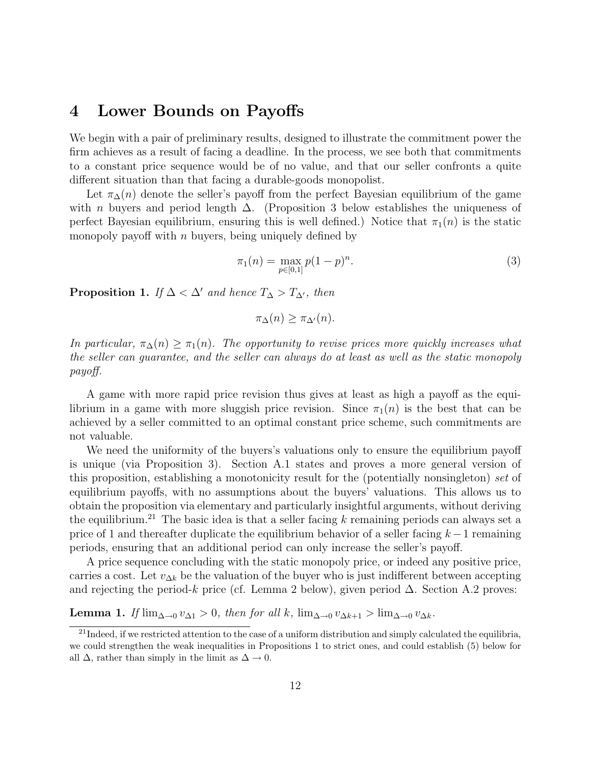# 4 Lower Bounds on Payoffs

We begin with a pair of preliminary results, designed to illustrate the commitment power the firm achieves as a result of facing a deadline. In the process, we see both that commitments to a constant price sequence would be of no value, and that our seller confronts a quite different situation than that facing a durable-goods monopolist.

Let $\pi_\Delta(n)$ denote the seller's payoff from the perfect Bayesian equilibrium of the game with $n$ buyers and period length $\Delta$. (Proposition 3 below establishes the uniqueness of perfect Bayesian equilibrium, ensuring this is well defined.) Notice that $\pi_1(n)$ is the static monopoly payoff with $n$ buyers, being uniquely defined by

$$\pi_1(n) = \max_{p \in [0,1]} p(1-p)^n. \tag{3}$$

**Proposition 1.** *If $\Delta < \Delta'$ and hence $T_\Delta > T_{\Delta'}$, then*

$$\pi_\Delta(n) \geq \pi_{\Delta'}(n).$$

*In particular, $\pi_\Delta(n) \geq \pi_1(n)$. The opportunity to revise prices more quickly increases what the seller can guarantee, and the seller can always do at least as well as the static monopoly payoff.*

A game with more rapid price revision thus gives at least as high a payoff as the equilibrium in a game with more sluggish price revision. Since $\pi_1(n)$ is the best that can be achieved by a seller committed to an optimal constant price scheme, such commitments are not valuable.

We need the uniformity of the buyers's valuations only to ensure the equilibrium payoff is unique (via Proposition 3). Section A.1 states and proves a more general version of this proposition, establishing a monotonicity result for the (potentially nonsingleton) *set* of equilibrium payoffs, with no assumptions about the buyers' valuations. This allows us to obtain the proposition via elementary and particularly insightful arguments, without deriving the equilibrium.[21] The basic idea is that a seller facing $k$ remaining periods can always set a price of 1 and thereafter duplicate the equilibrium behavior of a seller facing $k-1$ remaining periods, ensuring that an additional period can only increase the seller's payoff.

A price sequence concluding with the static monopoly price, or indeed any positive price, carries a cost. Let $v_{\Delta k}$ be the valuation of the buyer who is just indifferent between accepting and rejecting the period-$k$ price (cf. Lemma 2 below), given period $\Delta$. Section A.2 proves:

**Lemma 1.** *If $\lim_{\Delta \to 0} v_{\Delta 1} > 0$, then for all $k$, $\lim_{\Delta \to 0} v_{\Delta k+1} > \lim_{\Delta \to 0} v_{\Delta k}$.*

[21] Indeed, if we restricted attention to the case of a uniform distribution and simply calculated the equilibria, we could strengthen the weak inequalities in Propositions 1 to strict ones, and could establish (5) below for all $\Delta$, rather than simply in the limit as $\Delta \to 0$.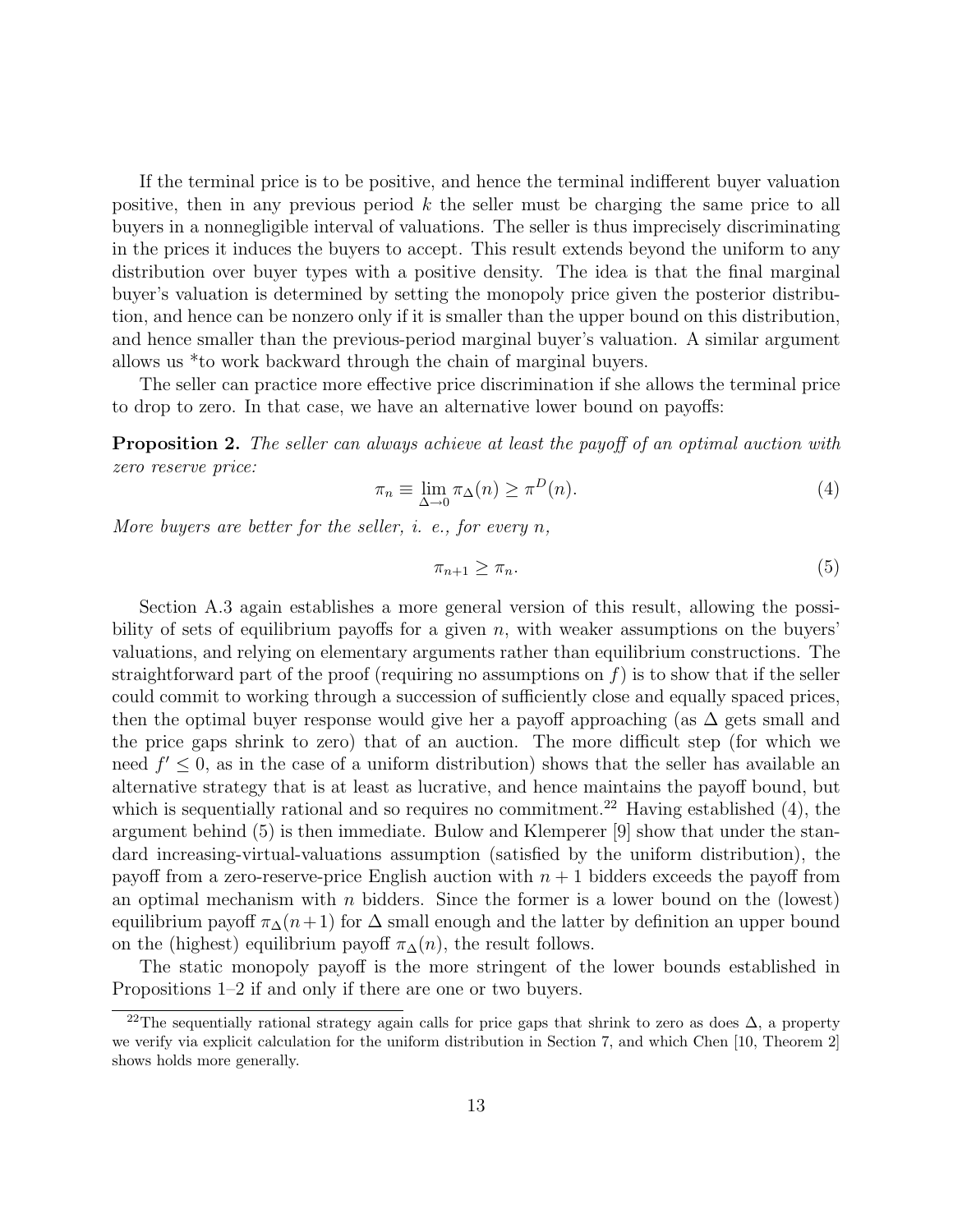If the terminal price is to be positive, and hence the terminal indifferent buyer valuation positive, then in any previous period $k$ the seller must be charging the same price to all buyers in a nonnegligible interval of valuations. The seller is thus imprecisely discriminating in the prices it induces the buyers to accept. This result extends beyond the uniform to any distribution over buyer types with a positive density. The idea is that the final marginal buyer's valuation is determined by setting the monopoly price given the posterior distribution, and hence can be nonzero only if it is smaller than the upper bound on this distribution, and hence smaller than the previous-period marginal buyer's valuation. A similar argument allows us *to work backward through the chain of marginal buyers.

The seller can practice more effective price discrimination if she allows the terminal price to drop to zero. In that case, we have an alternative lower bound on payoffs:

**Proposition 2.** *The seller can always achieve at least the payoff of an optimal auction with zero reserve price:*

$$\pi_n \equiv \lim_{\Delta \to 0} \pi_\Delta(n) \geq \pi^D(n). \tag{4}$$

*More buyers are better for the seller, i. e., for every $n$,*

$$\pi_{n+1} \geq \pi_n. \tag{5}$$

Section A.3 again establishes a more general version of this result, allowing the possibility of sets of equilibrium payoffs for a given $n$, with weaker assumptions on the buyers' valuations, and relying on elementary arguments rather than equilibrium constructions. The straightforward part of the proof (requiring no assumptions on $f$) is to show that if the seller could commit to working through a succession of sufficiently close and equally spaced prices, then the optimal buyer response would give her a payoff approaching (as $\Delta$ gets small and the price gaps shrink to zero) that of an auction. The more difficult step (for which we need $f' \leq 0$, as in the case of a uniform distribution) shows that the seller has available an alternative strategy that is at least as lucrative, and hence maintains the payoff bound, but which is sequentially rational and so requires no commitment.[22] Having established (4), the argument behind (5) is then immediate. Bulow and Klemperer [9] show that under the standard increasing-virtual-valuations assumption (satisfied by the uniform distribution), the payoff from a zero-reserve-price English auction with $n+1$ bidders exceeds the payoff from an optimal mechanism with $n$ bidders. Since the former is a lower bound on the (lowest) equilibrium payoff $\pi_\Delta(n+1)$ for $\Delta$ small enough and the latter by definition an upper bound on the (highest) equilibrium payoff $\pi_\Delta(n)$, the result follows.

The static monopoly payoff is the more stringent of the lower bounds established in Propositions 1–2 if and only if there are one or two buyers.

[22] The sequentially rational strategy again calls for price gaps that shrink to zero as does $\Delta$, a property we verify via explicit calculation for the uniform distribution in Section 7, and which Chen [10, Theorem 2] shows holds more generally.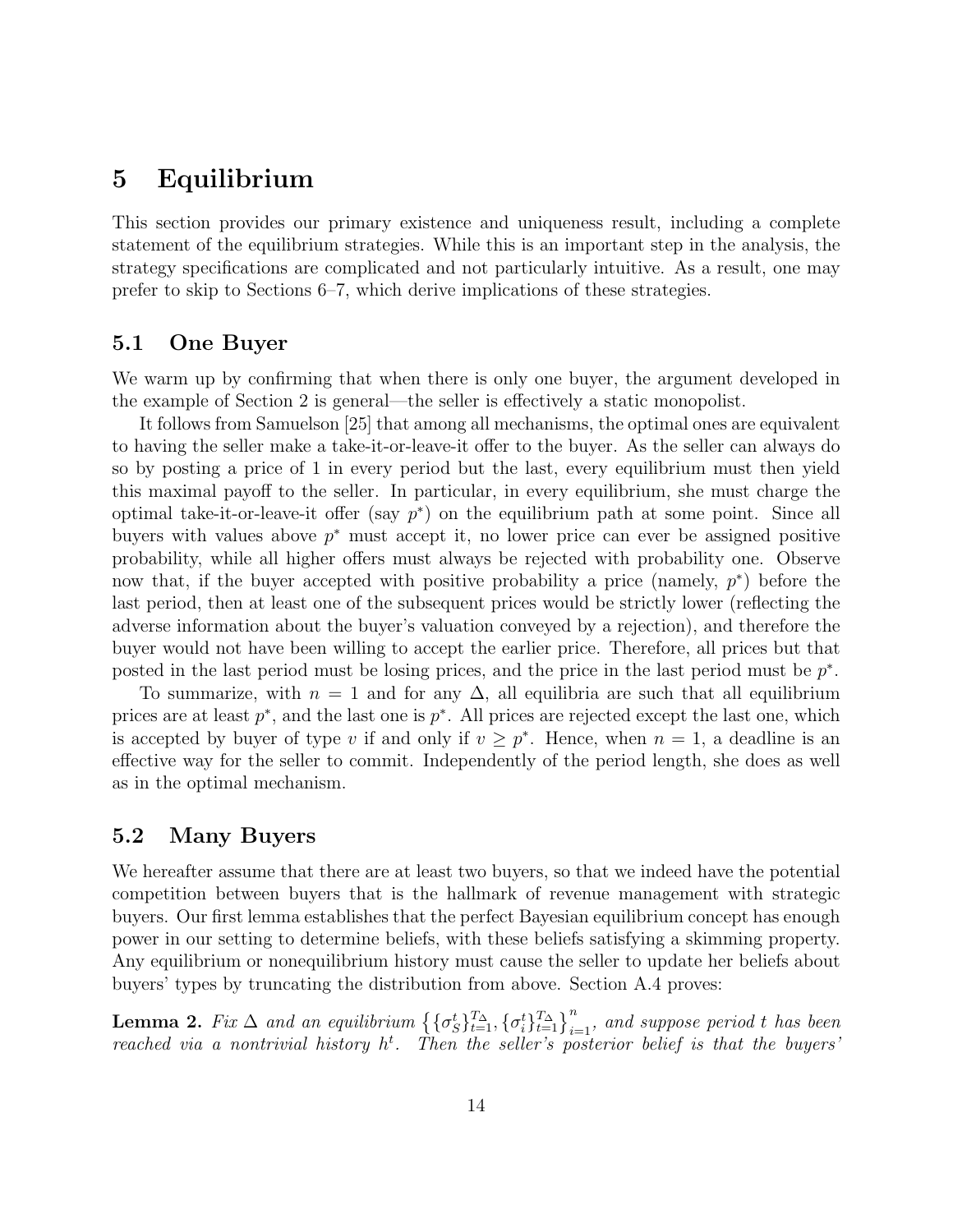# 5 Equilibrium

This section provides our primary existence and uniqueness result, including a complete statement of the equilibrium strategies. While this is an important step in the analysis, the strategy specifications are complicated and not particularly intuitive. As a result, one may prefer to skip to Sections 6–7, which derive implications of these strategies.

## 5.1 One Buyer

We warm up by confirming that when there is only one buyer, the argument developed in the example of Section 2 is general—the seller is effectively a static monopolist.

It follows from Samuelson [25] that among all mechanisms, the optimal ones are equivalent to having the seller make a take-it-or-leave-it offer to the buyer. As the seller can always do so by posting a price of 1 in every period but the last, every equilibrium must then yield this maximal payoff to the seller. In particular, in every equilibrium, she must charge the optimal take-it-or-leave-it offer (say $p^*$) on the equilibrium path at some point. Since all buyers with values above $p^*$ must accept it, no lower price can ever be assigned positive probability, while all higher offers must always be rejected with probability one. Observe now that, if the buyer accepted with positive probability a price (namely, $p^*$) before the last period, then at least one of the subsequent prices would be strictly lower (reflecting the adverse information about the buyer's valuation conveyed by a rejection), and therefore the buyer would not have been willing to accept the earlier price. Therefore, all prices but that posted in the last period must be losing prices, and the price in the last period must be $p^*$.

To summarize, with $n = 1$ and for any $\Delta$, all equilibria are such that all equilibrium prices are at least $p^*$, and the last one is $p^*$. All prices are rejected except the last one, which is accepted by buyer of type $v$ if and only if $v \geq p^*$. Hence, when $n = 1$, a deadline is an effective way for the seller to commit. Independently of the period length, she does as well as in the optimal mechanism.

## 5.2 Many Buyers

We hereafter assume that there are at least two buyers, so that we indeed have the potential competition between buyers that is the hallmark of revenue management with strategic buyers. Our first lemma establishes that the perfect Bayesian equilibrium concept has enough power in our setting to determine beliefs, with these beliefs satisfying a skimming property. Any equilibrium or nonequilibrium history must cause the seller to update her beliefs about buyers' types by truncating the distribution from above. Section A.4 proves:

**Lemma 2.** *Fix $\Delta$ and an equilibrium $\left\{\{\sigma_S^t\}_{t=1}^{T_\Delta}, \{\sigma_i^t\}_{t=1}^{T_\Delta}\right\}_{i=1}^{n}$, and suppose period $t$ has been reached via a nontrivial history $h^t$. Then the seller's posterior belief is that the buyers'*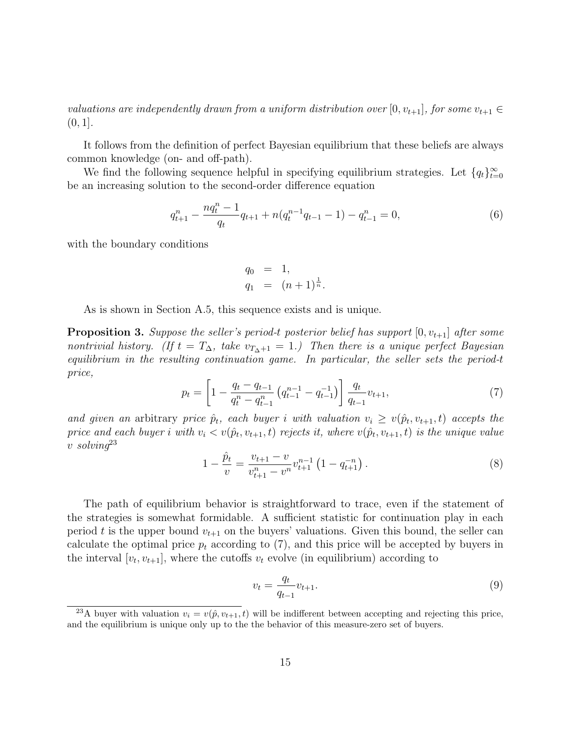*valuations are independently drawn from a uniform distribution over $[0, v_{t+1}]$, for some $v_{t+1} \in (0, 1]$.*

It follows from the definition of perfect Bayesian equilibrium that these beliefs are always common knowledge (on- and off-path).

We find the following sequence helpful in specifying equilibrium strategies. Let $\{q_t\}_{t=0}^{\infty}$ be an increasing solution to the second-order difference equation

$$q_{t+1}^n - \frac{nq_t^n - 1}{q_t} q_{t+1} + n(q_t^{n-1} q_{t-1} - 1) - q_{t-1}^n = 0, \tag{6}$$

with the boundary conditions

$$\begin{aligned} q_0 &= 1, \\ q_1 &= (n+1)^{\frac{1}{n}}. \end{aligned}$$

As is shown in Section A.5, this sequence exists and is unique.

**Proposition 3.** *Suppose the seller's period-$t$ posterior belief has support $[0, v_{t+1}]$ after some nontrivial history. (If $t = T_\Delta$, take $v_{T_\Delta+1} = 1$.) Then there is a unique perfect Bayesian equilibrium in the resulting continuation game. In particular, the seller sets the period-$t$ price,*

$$p_t = \left[1 - \frac{q_t - q_{t-1}}{q_t^n - q_{t-1}^n} \left(q_{t-1}^{n-1} - q_{t-1}^{-1}\right)\right] \frac{q_t}{q_{t-1}} v_{t+1}, \tag{7}$$

*and given an* arbitrary *price $\hat{p}_t$, each buyer $i$ with valuation $v_i \geq v(\hat{p}_t, v_{t+1}, t)$ accepts the price and each buyer $i$ with $v_i < v(\hat{p}_t, v_{t+1}, t)$ rejects it, where $v(\hat{p}_t, v_{t+1}, t)$ is the unique value $v$ solving*[23]

$$1 - \frac{\hat{p}_t}{v} = \frac{v_{t+1} - v}{v_{t+1}^n - v^n} v_{t+1}^{n-1} \left(1 - q_{t+1}^{-n}\right). \tag{8}$$

The path of equilibrium behavior is straightforward to trace, even if the statement of the strategies is somewhat formidable. A sufficient statistic for continuation play in each period $t$ is the upper bound $v_{t+1}$ on the buyers' valuations. Given this bound, the seller can calculate the optimal price $p_t$ according to (7), and this price will be accepted by buyers in the interval $[v_t, v_{t+1}]$, where the cutoffs $v_t$ evolve (in equilibrium) according to

$$v_t = \frac{q_t}{q_{t-1}} v_{t+1}. \tag{9}$$

[23] A buyer with valuation $v_i = v(\hat{p}, v_{t+1}, t)$ will be indifferent between accepting and rejecting this price, and the equilibrium is unique only up to the the behavior of this measure-zero set of buyers.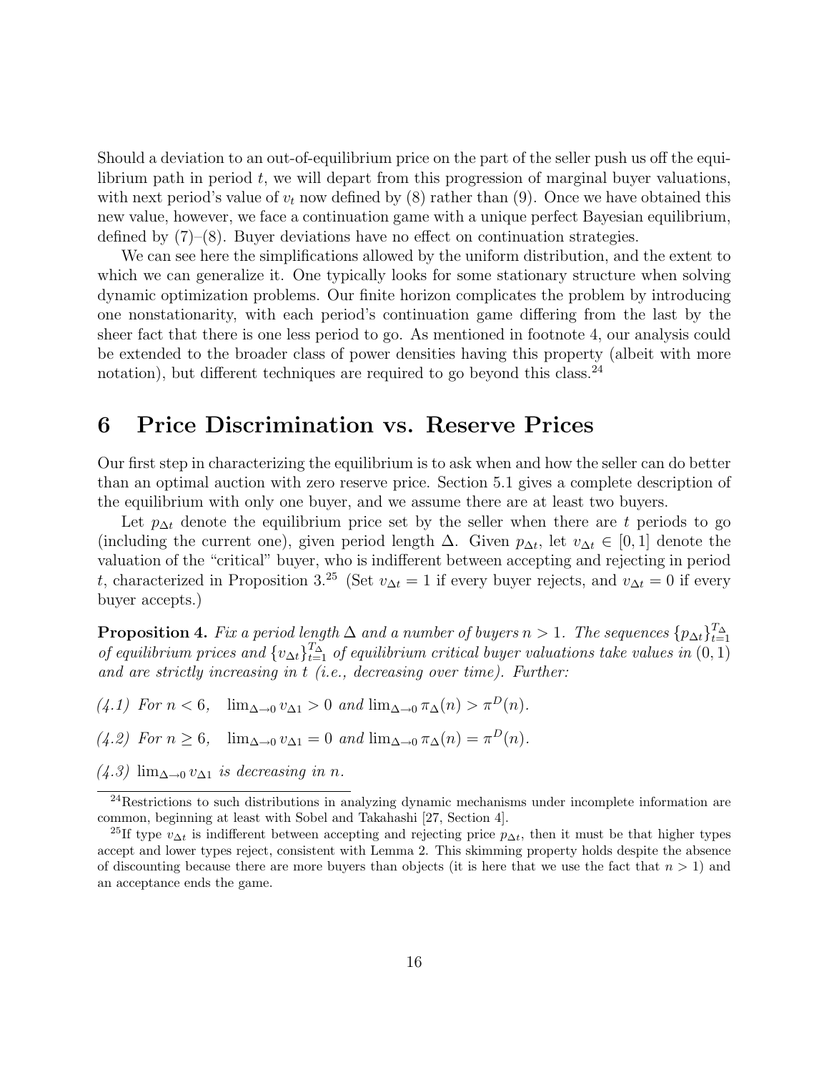Should a deviation to an out-of-equilibrium price on the part of the seller push us off the equilibrium path in period $t$, we will depart from this progression of marginal buyer valuations, with next period's value of $v_t$ now defined by (8) rather than (9). Once we have obtained this new value, however, we face a continuation game with a unique perfect Bayesian equilibrium, defined by (7)–(8). Buyer deviations have no effect on continuation strategies.

We can see here the simplifications allowed by the uniform distribution, and the extent to which we can generalize it. One typically looks for some stationary structure when solving dynamic optimization problems. Our finite horizon complicates the problem by introducing one nonstationarity, with each period's continuation game differing from the last by the sheer fact that there is one less period to go. As mentioned in footnote 4, our analysis could be extended to the broader class of power densities having this property (albeit with more notation), but different techniques are required to go beyond this class.[24]

# 6 Price Discrimination vs. Reserve Prices

Our first step in characterizing the equilibrium is to ask when and how the seller can do better than an optimal auction with zero reserve price. Section 5.1 gives a complete description of the equilibrium with only one buyer, and we assume there are at least two buyers.

Let $p_{\Delta t}$ denote the equilibrium price set by the seller when there are $t$ periods to go (including the current one), given period length $\Delta$. Given $p_{\Delta t}$, let $v_{\Delta t} \in [0, 1]$ denote the valuation of the "critical" buyer, who is indifferent between accepting and rejecting in period $t$, characterized in Proposition 3.[25] (Set $v_{\Delta t} = 1$ if every buyer rejects, and $v_{\Delta t} = 0$ if every buyer accepts.)

**Proposition 4.** *Fix a period length $\Delta$ and a number of buyers $n > 1$. The sequences $\{p_{\Delta t}\}_{t=1}^{T_\Delta}$ of equilibrium prices and $\{v_{\Delta t}\}_{t=1}^{T_\Delta}$ of equilibrium critical buyer valuations take values in $(0, 1)$ and are strictly increasing in $t$ (i.e., decreasing over time). Further:*

*(4.1) For $n < 6$, $\lim_{\Delta \to 0} v_{\Delta 1} > 0$ and $\lim_{\Delta \to 0} \pi_\Delta(n) > \pi^D(n)$.*

*(4.2) For $n \geq 6$, $\lim_{\Delta \to 0} v_{\Delta 1} = 0$ and $\lim_{\Delta \to 0} \pi_\Delta(n) = \pi^D(n)$.*

*(4.3) $\lim_{\Delta \to 0} v_{\Delta 1}$ is decreasing in $n$.*

---

[24] Restrictions to such distributions in analyzing dynamic mechanisms under incomplete information are common, beginning at least with Sobel and Takahashi [27, Section 4].

[25] If type $v_{\Delta t}$ is indifferent between accepting and rejecting price $p_{\Delta t}$, then it must be that higher types accept and lower types reject, consistent with Lemma 2. This skimming property holds despite the absence of discounting because there are more buyers than objects (it is here that we use the fact that $n > 1$) and an acceptance ends the game.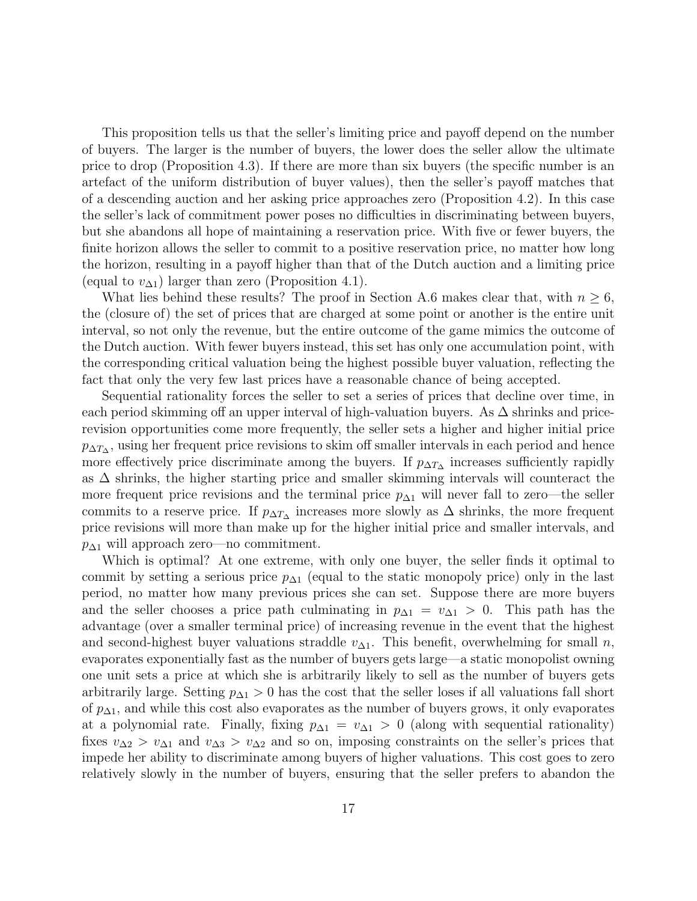This proposition tells us that the seller's limiting price and payoff depend on the number of buyers. The larger is the number of buyers, the lower does the seller allow the ultimate price to drop (Proposition 4.3). If there are more than six buyers (the specific number is an artefact of the uniform distribution of buyer values), then the seller's payoff matches that of a descending auction and her asking price approaches zero (Proposition 4.2). In this case the seller's lack of commitment power poses no difficulties in discriminating between buyers, but she abandons all hope of maintaining a reservation price. With five or fewer buyers, the finite horizon allows the seller to commit to a positive reservation price, no matter how long the horizon, resulting in a payoff higher than that of the Dutch auction and a limiting price (equal to $v_{\Delta 1}$) larger than zero (Proposition 4.1).

What lies behind these results? The proof in Section A.6 makes clear that, with $n \geq 6$, the (closure of) the set of prices that are charged at some point or another is the entire unit interval, so not only the revenue, but the entire outcome of the game mimics the outcome of the Dutch auction. With fewer buyers instead, this set has only one accumulation point, with the corresponding critical valuation being the highest possible buyer valuation, reflecting the fact that only the very few last prices have a reasonable chance of being accepted.

Sequential rationality forces the seller to set a series of prices that decline over time, in each period skimming off an upper interval of high-valuation buyers. As $\Delta$ shrinks and price-revision opportunities come more frequently, the seller sets a higher and higher initial price $p_{\Delta T_\Delta}$, using her frequent price revisions to skim off smaller intervals in each period and hence more effectively price discriminate among the buyers. If $p_{\Delta T_\Delta}$ increases sufficiently rapidly as $\Delta$ shrinks, the higher starting price and smaller skimming intervals will counteract the more frequent price revisions and the terminal price $p_{\Delta 1}$ will never fall to zero—the seller commits to a reserve price. If $p_{\Delta T_\Delta}$ increases more slowly as $\Delta$ shrinks, the more frequent price revisions will more than make up for the higher initial price and smaller intervals, and $p_{\Delta 1}$ will approach zero—no commitment.

Which is optimal? At one extreme, with only one buyer, the seller finds it optimal to commit by setting a serious price $p_{\Delta 1}$ (equal to the static monopoly price) only in the last period, no matter how many previous prices she can set. Suppose there are more buyers and the seller chooses a price path culminating in $p_{\Delta 1} = v_{\Delta 1} > 0$. This path has the advantage (over a smaller terminal price) of increasing revenue in the event that the highest and second-highest buyer valuations straddle $v_{\Delta 1}$. This benefit, overwhelming for small $n$, evaporates exponentially fast as the number of buyers gets large—a static monopolist owning one unit sets a price at which she is arbitrarily likely to sell as the number of buyers gets arbitrarily large. Setting $p_{\Delta 1} > 0$ has the cost that the seller loses if all valuations fall short of $p_{\Delta 1}$, and while this cost also evaporates as the number of buyers grows, it only evaporates at a polynomial rate. Finally, fixing $p_{\Delta 1} = v_{\Delta 1} > 0$ (along with sequential rationality) fixes $v_{\Delta 2} > v_{\Delta 1}$ and $v_{\Delta 3} > v_{\Delta 2}$ and so on, imposing constraints on the seller's prices that impede her ability to discriminate among buyers of higher valuations. This cost goes to zero relatively slowly in the number of buyers, ensuring that the seller prefers to abandon the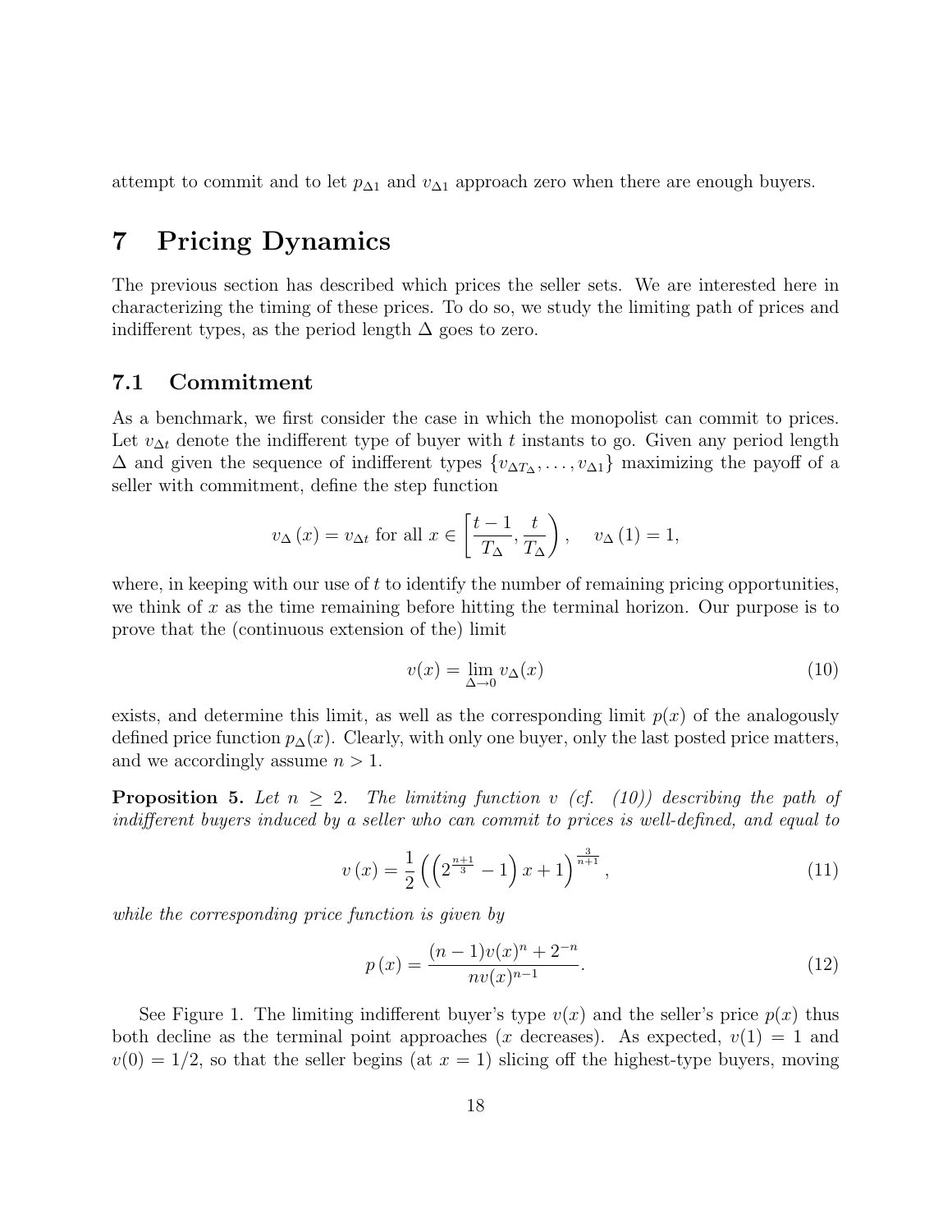attempt to commit and to let $p_{\Delta 1}$ and $v_{\Delta 1}$ approach zero when there are enough buyers.

# 7 Pricing Dynamics

The previous section has described which prices the seller sets. We are interested here in characterizing the timing of these prices. To do so, we study the limiting path of prices and indifferent types, as the period length $\Delta$ goes to zero.

## 7.1 Commitment

As a benchmark, we first consider the case in which the monopolist can commit to prices. Let $v_{\Delta t}$ denote the indifferent type of buyer with $t$ instants to go. Given any period length $\Delta$ and given the sequence of indifferent types $\{v_{\Delta T_\Delta}, \ldots, v_{\Delta 1}\}$ maximizing the payoff of a seller with commitment, define the step function

$$v_\Delta(x) = v_{\Delta t} \text{ for all } x \in \left[\frac{t-1}{T_\Delta}, \frac{t}{T_\Delta}\right), \quad v_\Delta(1) = 1,$$

where, in keeping with our use of $t$ to identify the number of remaining pricing opportunities, we think of $x$ as the time remaining before hitting the terminal horizon. Our purpose is to prove that the (continuous extension of the) limit

$$v(x) = \lim_{\Delta \to 0} v_\Delta(x) \tag{10}$$

exists, and determine this limit, as well as the corresponding limit $p(x)$ of the analogously defined price function $p_\Delta(x)$. Clearly, with only one buyer, only the last posted price matters, and we accordingly assume $n > 1$.

**Proposition 5.** *Let $n \geq 2$. The limiting function $v$ (cf. (10)) describing the path of indifferent buyers induced by a seller who can commit to prices is well-defined, and equal to*

$$v(x) = \frac{1}{2}\left(\left(2^{\frac{n+1}{3}} - 1\right)x + 1\right)^{\frac{3}{n+1}}, \tag{11}$$

*while the corresponding price function is given by*

$$p(x) = \frac{(n-1)v(x)^n + 2^{-n}}{nv(x)^{n-1}}. \tag{12}$$

See Figure 1. The limiting indifferent buyer's type $v(x)$ and the seller's price $p(x)$ thus both decline as the terminal point approaches ($x$ decreases). As expected, $v(1) = 1$ and $v(0) = 1/2$, so that the seller begins (at $x = 1$) slicing off the highest-type buyers, moving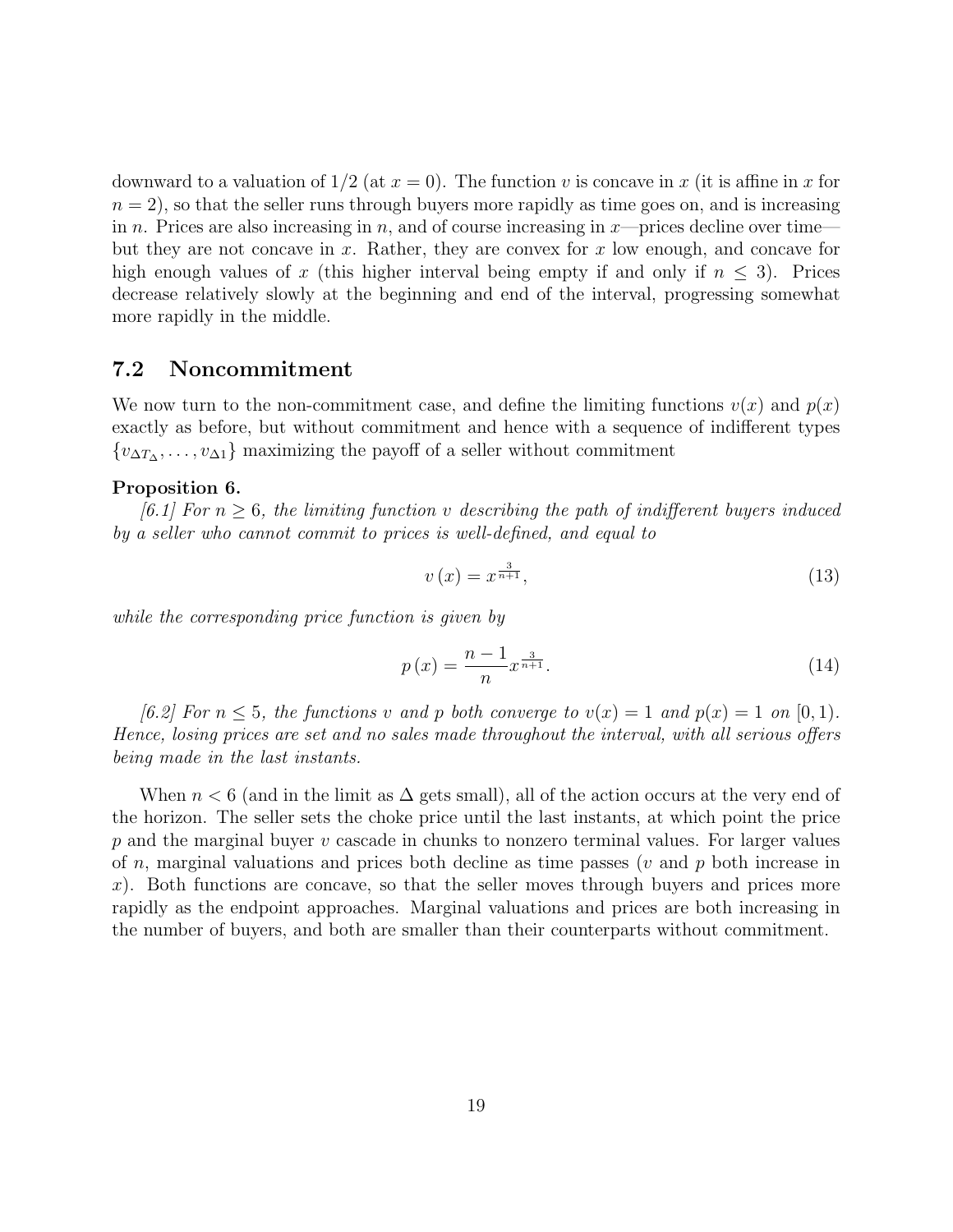downward to a valuation of 1/2 (at $x = 0$). The function $v$ is concave in $x$ (it is affine in $x$ for $n = 2$), so that the seller runs through buyers more rapidly as time goes on, and is increasing in $n$. Prices are also increasing in $n$, and of course increasing in $x$—prices decline over time—but they are not concave in $x$. Rather, they are convex for $x$ low enough, and concave for high enough values of $x$ (this higher interval being empty if and only if $n \leq 3$). Prices decrease relatively slowly at the beginning and end of the interval, progressing somewhat more rapidly in the middle.

## 7.2 Noncommitment

We now turn to the non-commitment case, and define the limiting functions $v(x)$ and $p(x)$ exactly as before, but without commitment and hence with a sequence of indifferent types $\{v_{\Delta T_\Delta}, \ldots, v_{\Delta 1}\}$ maximizing the payoff of a seller without commitment

**Proposition 6.**

*[6.1] For $n \geq 6$, the limiting function $v$ describing the path of indifferent buyers induced by a seller who cannot commit to prices is well-defined, and equal to*

$$v(x) = x^{\frac{3}{n+1}}, \tag{13}$$

*while the corresponding price function is given by*

$$p(x) = \frac{n-1}{n} x^{\frac{3}{n+1}}. \tag{14}$$

*[6.2] For $n \leq 5$, the functions $v$ and $p$ both converge to $v(x) = 1$ and $p(x) = 1$ on $[0, 1)$. Hence, losing prices are set and no sales made throughout the interval, with all serious offers being made in the last instants.*

When $n < 6$ (and in the limit as $\Delta$ gets small), all of the action occurs at the very end of the horizon. The seller sets the choke price until the last instants, at which point the price $p$ and the marginal buyer $v$ cascade in chunks to nonzero terminal values. For larger values of $n$, marginal valuations and prices both decline as time passes ($v$ and $p$ both increase in $x$). Both functions are concave, so that the seller moves through buyers and prices more rapidly as the endpoint approaches. Marginal valuations and prices are both increasing in the number of buyers, and both are smaller than their counterparts without commitment.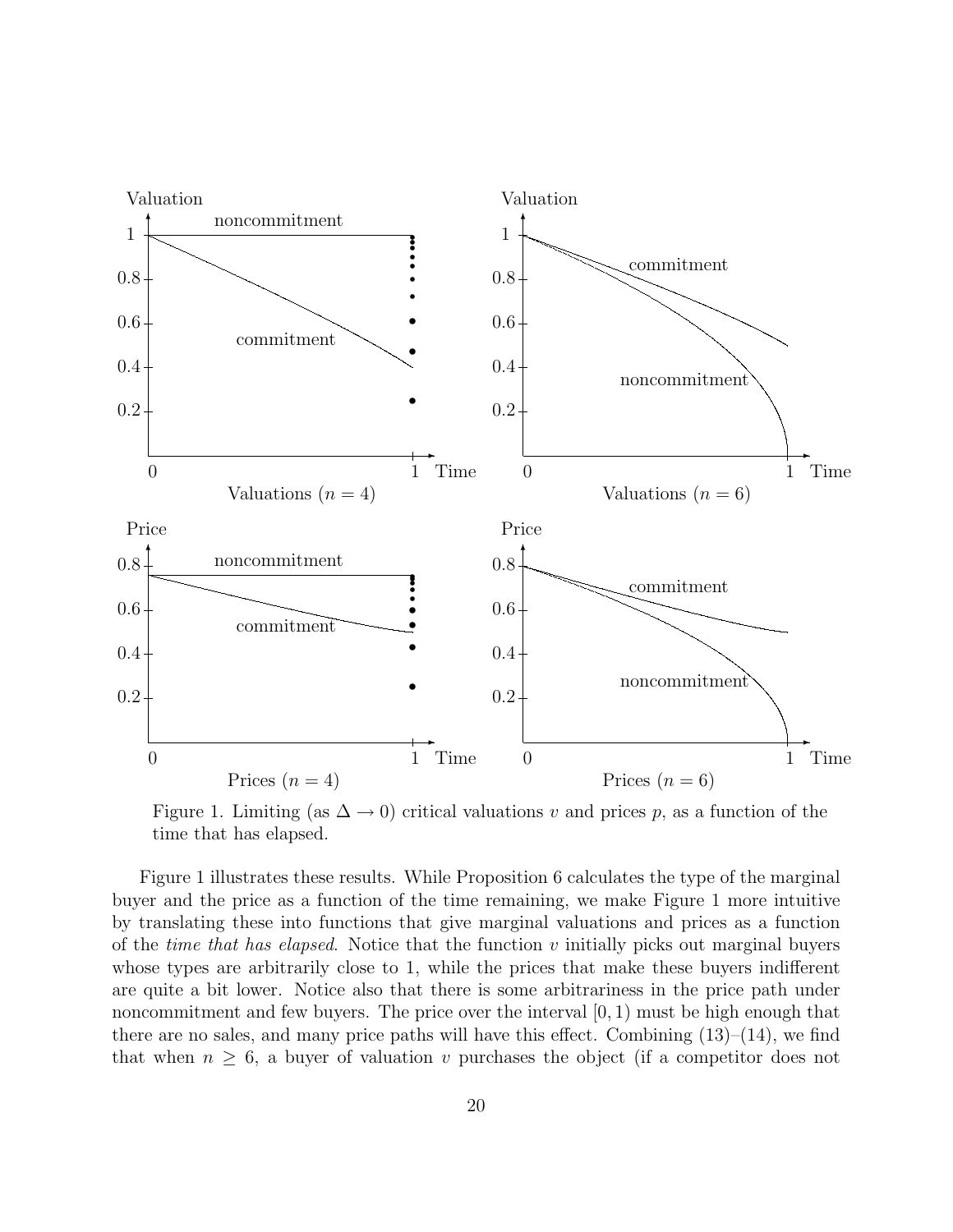Figure 1. Limiting (as $\Delta \to 0$) critical valuations $v$ and prices $p$, as a function of the time that has elapsed.

Figure 1 illustrates these results. While Proposition 6 calculates the type of the marginal buyer and the price as a function of the time remaining, we make Figure 1 more intuitive by translating these into functions that give marginal valuations and prices as a function of the *time that has elapsed*. Notice that the function $v$ initially picks out marginal buyers whose types are arbitrarily close to 1, while the prices that make these buyers indifferent are quite a bit lower. Notice also that there is some arbitrariness in the price path under noncommitment and few buyers. The price over the interval $[0, 1)$ must be high enough that there are no sales, and many price paths will have this effect. Combining (13)–(14), we find that when $n \geq 6$, a buyer of valuation $v$ purchases the object (if a competitor does not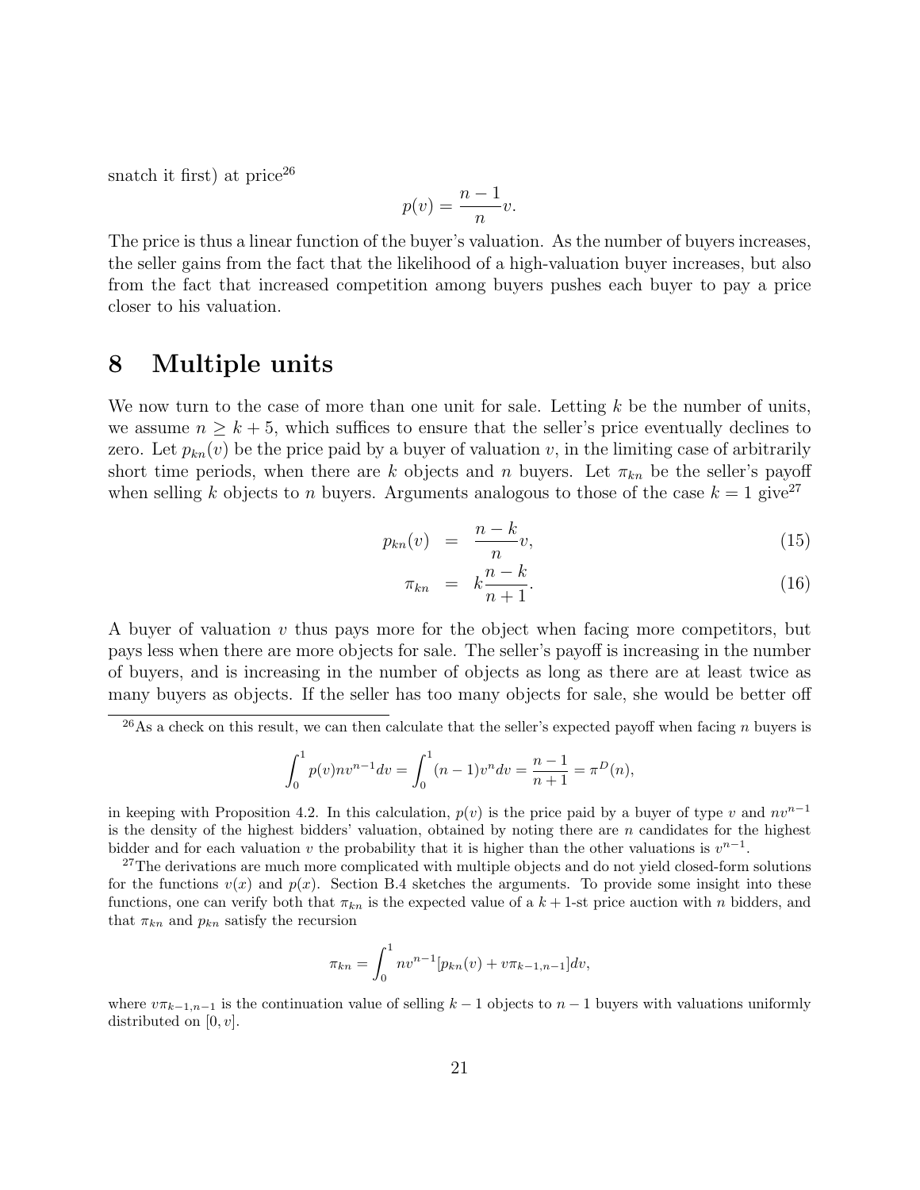snatch it first) at price[26]

$$p(v) = \frac{n-1}{n} v.$$

The price is thus a linear function of the buyer's valuation. As the number of buyers increases, the seller gains from the fact that the likelihood of a high-valuation buyer increases, but also from the fact that increased competition among buyers pushes each buyer to pay a price closer to his valuation.

# 8 Multiple units

We now turn to the case of more than one unit for sale. Letting $k$ be the number of units, we assume $n \geq k+5$, which suffices to ensure that the seller's price eventually declines to zero. Let $p_{kn}(v)$ be the price paid by a buyer of valuation $v$, in the limiting case of arbitrarily short time periods, when there are $k$ objects and $n$ buyers. Let $\pi_{kn}$ be the seller's payoff when selling $k$ objects to $n$ buyers. Arguments analogous to those of the case $k=1$ give[27]

$$p_{kn}(v) = \frac{n-k}{n} v, \tag{15}$$

$$\pi_{kn} = k \frac{n-k}{n+1}. \tag{16}$$

A buyer of valuation $v$ thus pays more for the object when facing more competitors, but pays less when there are more objects for sale. The seller's payoff is increasing in the number of buyers, and is increasing in the number of objects as long as there are at least twice as many buyers as objects. If the seller has too many objects for sale, she would be better off

---

[26] As a check on this result, we can then calculate that the seller's expected payoff when facing $n$ buyers is

$$\int_0^1 p(v) n v^{n-1} dv = \int_0^1 (n-1) v^n dv = \frac{n-1}{n+1} = \pi^D(n),$$

in keeping with Proposition 4.2. In this calculation, $p(v)$ is the price paid by a buyer of type $v$ and $nv^{n-1}$ is the density of the highest bidders' valuation, obtained by noting there are $n$ candidates for the highest bidder and for each valuation $v$ the probability that it is higher than the other valuations is $v^{n-1}$.

[27] The derivations are much more complicated with multiple objects and do not yield closed-form solutions for the functions $v(x)$ and $p(x)$. Section B.4 sketches the arguments. To provide some insight into these functions, one can verify both that $\pi_{kn}$ is the expected value of a $k+1$-st price auction with $n$ bidders, and that $\pi_{kn}$ and $p_{kn}$ satisfy the recursion

$$\pi_{kn} = \int_0^1 n v^{n-1} [p_{kn}(v) + v \pi_{k-1,n-1}] dv,$$

where $v\pi_{k-1,n-1}$ is the continuation value of selling $k-1$ objects to $n-1$ buyers with valuations uniformly distributed on $[0, v]$.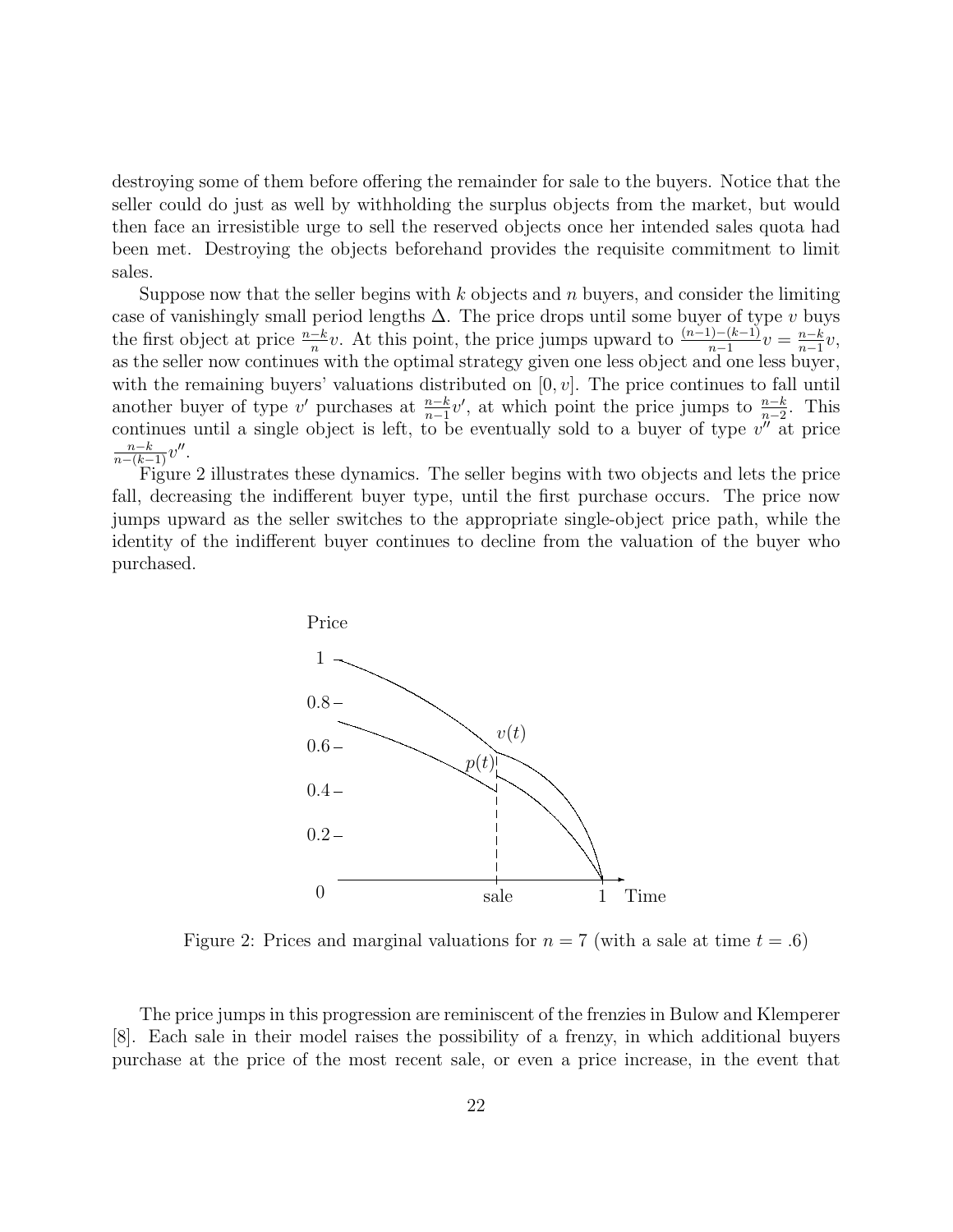destroying some of them before offering the remainder for sale to the buyers. Notice that the seller could do just as well by withholding the surplus objects from the market, but would then face an irresistible urge to sell the reserved objects once her intended sales quota had been met. Destroying the objects beforehand provides the requisite commitment to limit sales.

Suppose now that the seller begins with $k$ objects and $n$ buyers, and consider the limiting case of vanishingly small period lengths $\Delta$. The price drops until some buyer of type $v$ buys the first object at price $\frac{n-k}{n}v$. At this point, the price jumps upward to $\frac{(n-1)-(k-1)}{n-1}v = \frac{n-k}{n-1}v$, as the seller now continues with the optimal strategy given one less object and one less buyer, with the remaining buyers' valuations distributed on $[0, v]$. The price continues to fall until another buyer of type $v'$ purchases at $\frac{n-k}{n-1}v'$, at which point the price jumps to $\frac{n-k}{n-2}$. This continues until a single object is left, to be eventually sold to a buyer of type $v''$ at price $\frac{n-k}{n-(k-1)}v''$.

Figure 2 illustrates these dynamics. The seller begins with two objects and lets the price fall, decreasing the indifferent buyer type, until the first purchase occurs. The price now jumps upward as the seller switches to the appropriate single-object price path, while the identity of the indifferent buyer continues to decline from the valuation of the buyer who purchased.

Figure 2: Prices and marginal valuations for $n = 7$ (with a sale at time $t = .6$)

The price jumps in this progression are reminiscent of the frenzies in Bulow and Klemperer [8]. Each sale in their model raises the possibility of a frenzy, in which additional buyers purchase at the price of the most recent sale, or even a price increase, in the event that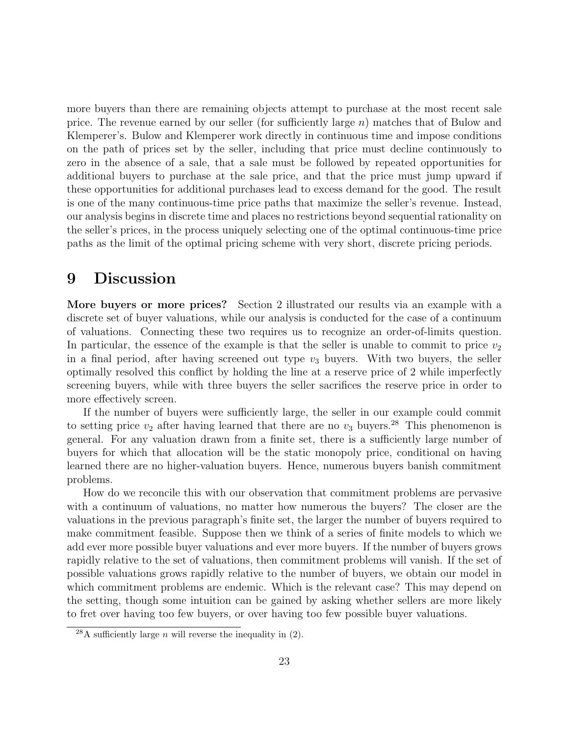more buyers than there are remaining objects attempt to purchase at the most recent sale price. The revenue earned by our seller (for sufficiently large $n$) matches that of Bulow and Klemperer's. Bulow and Klemperer work directly in continuous time and impose conditions on the path of prices set by the seller, including that price must decline continuously to zero in the absence of a sale, that a sale must be followed by repeated opportunities for additional buyers to purchase at the sale price, and that the price must jump upward if these opportunities for additional purchases lead to excess demand for the good. The result is one of the many continuous-time price paths that maximize the seller's revenue. Instead, our analysis begins in discrete time and places no restrictions beyond sequential rationality on the seller's prices, in the process uniquely selecting one of the optimal continuous-time price paths as the limit of the optimal pricing scheme with very short, discrete pricing periods.

# 9 Discussion

**More buyers or more prices?** Section 2 illustrated our results via an example with a discrete set of buyer valuations, while our analysis is conducted for the case of a continuum of valuations. Connecting these two requires us to recognize an order-of-limits question. In particular, the essence of the example is that the seller is unable to commit to price $v_2$ in a final period, after having screened out type $v_3$ buyers. With two buyers, the seller optimally resolved this conflict by holding the line at a reserve price of 2 while imperfectly screening buyers, while with three buyers the seller sacrifices the reserve price in order to more effectively screen.

If the number of buyers were sufficiently large, the seller in our example could commit to setting price $v_2$ after having learned that there are no $v_3$ buyers.[28] This phenomenon is general. For any valuation drawn from a finite set, there is a sufficiently large number of buyers for which that allocation will be the static monopoly price, conditional on having learned there are no higher-valuation buyers. Hence, numerous buyers banish commitment problems.

How do we reconcile this with our observation that commitment problems are pervasive with a continuum of valuations, no matter how numerous the buyers? The closer are the valuations in the previous paragraph's finite set, the larger the number of buyers required to make commitment feasible. Suppose then we think of a series of finite models to which we add ever more possible buyer valuations and ever more buyers. If the number of buyers grows rapidly relative to the set of valuations, then commitment problems will vanish. If the set of possible valuations grows rapidly relative to the number of buyers, we obtain our model in which commitment problems are endemic. Which is the relevant case? This may depend on the setting, though some intuition can be gained by asking whether sellers are more likely to fret over having too few buyers, or over having too few possible buyer valuations.

[28] A sufficiently large $n$ will reverse the inequality in (2).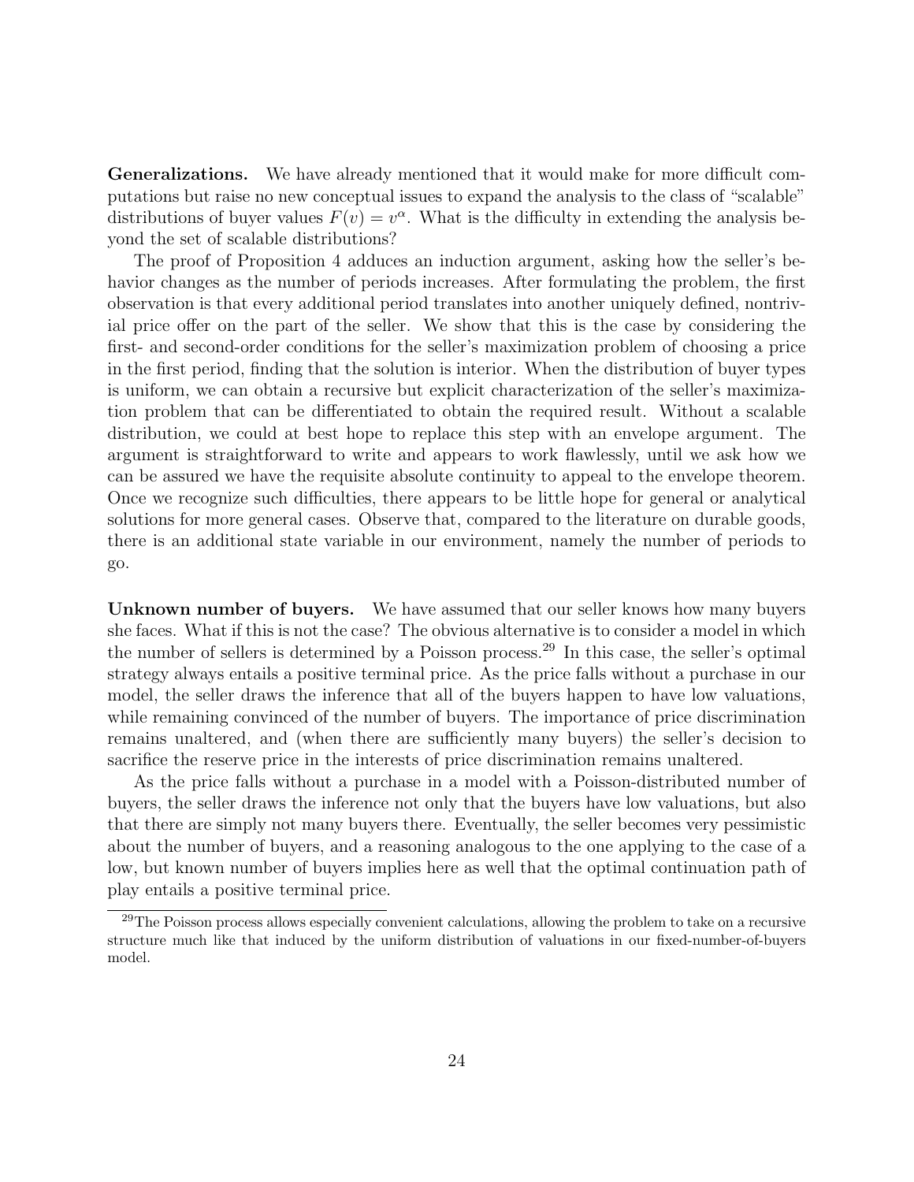**Generalizations.** We have already mentioned that it would make for more difficult computations but raise no new conceptual issues to expand the analysis to the class of "scalable" distributions of buyer values $F(v) = v^\alpha$. What is the difficulty in extending the analysis beyond the set of scalable distributions?

The proof of Proposition 4 adduces an induction argument, asking how the seller's behavior changes as the number of periods increases. After formulating the problem, the first observation is that every additional period translates into another uniquely defined, nontrivial price offer on the part of the seller. We show that this is the case by considering the first- and second-order conditions for the seller's maximization problem of choosing a price in the first period, finding that the solution is interior. When the distribution of buyer types is uniform, we can obtain a recursive but explicit characterization of the seller's maximization problem that can be differentiated to obtain the required result. Without a scalable distribution, we could at best hope to replace this step with an envelope argument. The argument is straightforward to write and appears to work flawlessly, until we ask how we can be assured we have the requisite absolute continuity to appeal to the envelope theorem. Once we recognize such difficulties, there appears to be little hope for general or analytical solutions for more general cases. Observe that, compared to the literature on durable goods, there is an additional state variable in our environment, namely the number of periods to go.

**Unknown number of buyers.** We have assumed that our seller knows how many buyers she faces. What if this is not the case? The obvious alternative is to consider a model in which the number of sellers is determined by a Poisson process.[29] In this case, the seller's optimal strategy always entails a positive terminal price. As the price falls without a purchase in our model, the seller draws the inference that all of the buyers happen to have low valuations, while remaining convinced of the number of buyers. The importance of price discrimination remains unaltered, and (when there are sufficiently many buyers) the seller's decision to sacrifice the reserve price in the interests of price discrimination remains unaltered.

As the price falls without a purchase in a model with a Poisson-distributed number of buyers, the seller draws the inference not only that the buyers have low valuations, but also that there are simply not many buyers there. Eventually, the seller becomes very pessimistic about the number of buyers, and a reasoning analogous to the one applying to the case of a low, but known number of buyers implies here as well that the optimal continuation path of play entails a positive terminal price.

[29] The Poisson process allows especially convenient calculations, allowing the problem to take on a recursive structure much like that induced by the uniform distribution of valuations in our fixed-number-of-buyers model.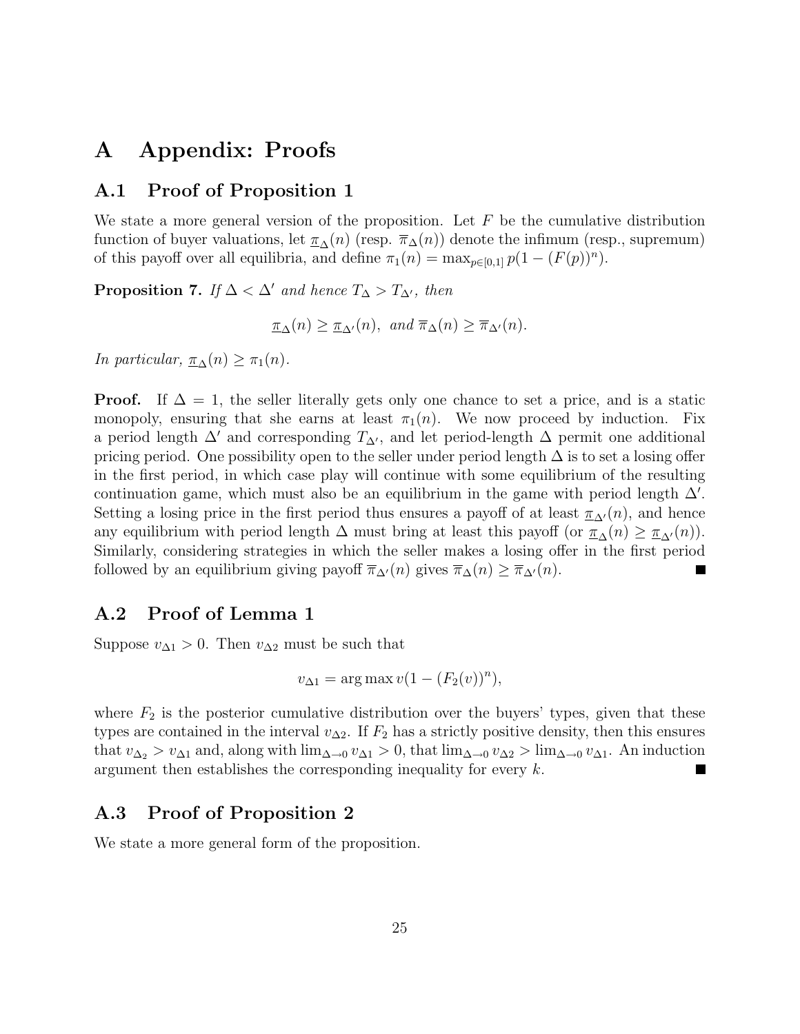# A Appendix: Proofs

## A.1 Proof of Proposition 1

We state a more general version of the proposition. Let $F$ be the cumulative distribution function of buyer valuations, let $\underline{\pi}_\Delta(n)$ (resp. $\overline{\pi}_\Delta(n)$) denote the infimum (resp., supremum) of this payoff over all equilibria, and define $\pi_1(n) = \max_{p \in [0,1]} p(1 - (F(p))^n)$.

**Proposition 7.** *If $\Delta < \Delta'$ and hence $T_\Delta > T_{\Delta'}$, then*

$$\underline{\pi}_\Delta(n) \geq \underline{\pi}_{\Delta'}(n), \text{ and } \overline{\pi}_\Delta(n) \geq \overline{\pi}_{\Delta'}(n).$$

*In particular, $\underline{\pi}_\Delta(n) \geq \pi_1(n)$.*

**Proof.** If $\Delta = 1$, the seller literally gets only one chance to set a price, and is a static monopoly, ensuring that she earns at least $\pi_1(n)$. We now proceed by induction. Fix a period length $\Delta'$ and corresponding $T_{\Delta'}$, and let period-length $\Delta$ permit one additional pricing period. One possibility open to the seller under period length $\Delta$ is to set a losing offer in the first period, in which case play will continue with some equilibrium of the resulting continuation game, which must also be an equilibrium in the game with period length $\Delta'$. Setting a losing price in the first period thus ensures a payoff of at least $\underline{\pi}_{\Delta'}(n)$, and hence any equilibrium with period length $\Delta$ must bring at least this payoff (or $\underline{\pi}_\Delta(n) \geq \underline{\pi}_{\Delta'}(n)$). Similarly, considering strategies in which the seller makes a losing offer in the first period followed by an equilibrium giving payoff $\overline{\pi}_{\Delta'}(n)$ gives $\overline{\pi}_\Delta(n) \geq \overline{\pi}_{\Delta'}(n)$. ■

## A.2 Proof of Lemma 1

Suppose $v_{\Delta 1} > 0$. Then $v_{\Delta 2}$ must be such that

$$v_{\Delta 1} = \arg\max v(1 - (F_2(v))^n),$$

where $F_2$ is the posterior cumulative distribution over the buyers' types, given that these types are contained in the interval $v_{\Delta 2}$. If $F_2$ has a strictly positive density, then this ensures that $v_{\Delta_2} > v_{\Delta 1}$ and, along with $\lim_{\Delta \to 0} v_{\Delta 1} > 0$, that $\lim_{\Delta \to 0} v_{\Delta 2} > \lim_{\Delta \to 0} v_{\Delta 1}$. An induction argument then establishes the corresponding inequality for every $k$. ■

## A.3 Proof of Proposition 2

We state a more general form of the proposition.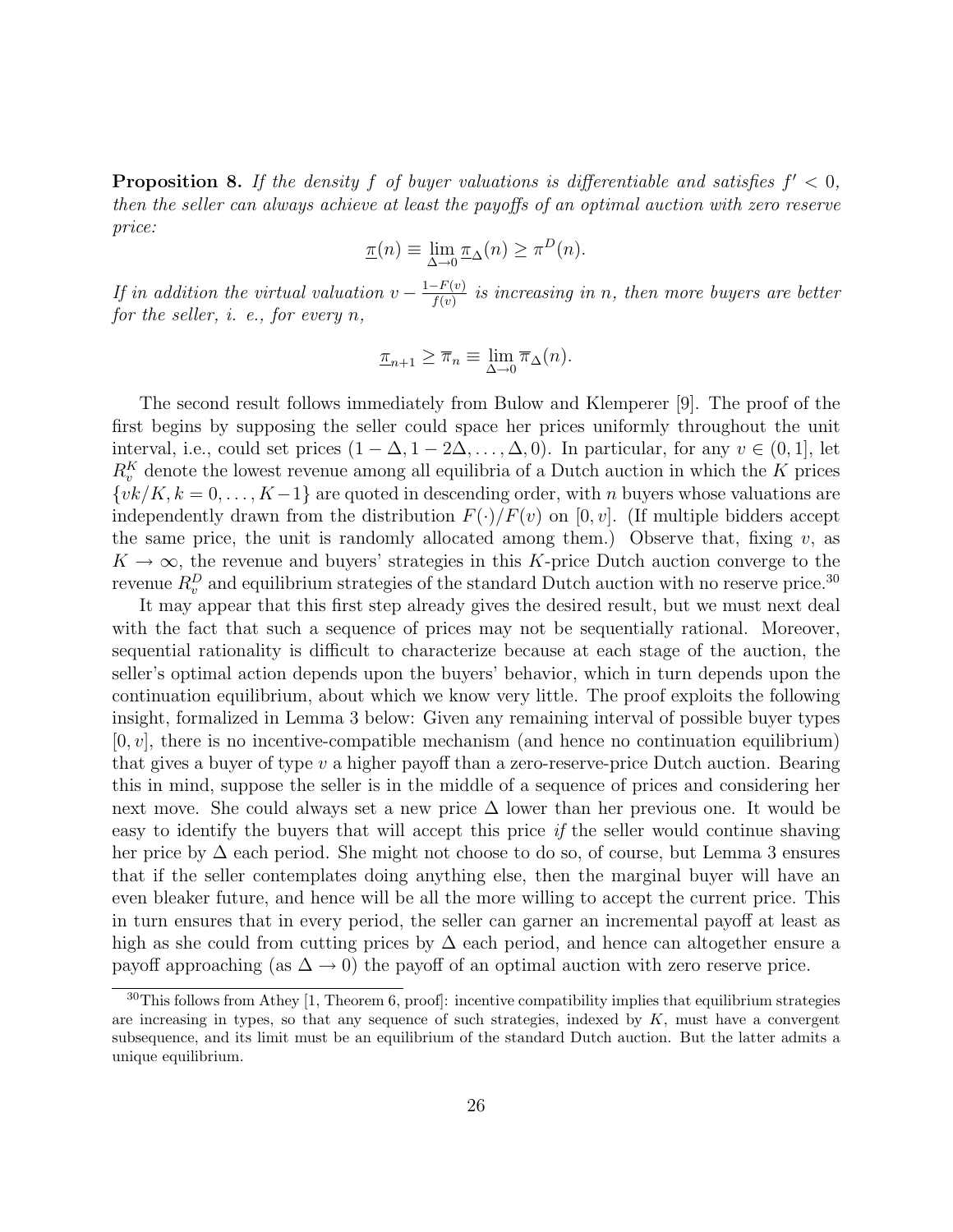**Proposition 8.** *If the density $f$ of buyer valuations is differentiable and satisfies $f' < 0$, then the seller can always achieve at least the payoffs of an optimal auction with zero reserve price:*

$$\underline{\pi}(n) \equiv \lim_{\Delta \to 0} \underline{\pi}_\Delta(n) \geq \pi^D(n).$$

*If in addition the virtual valuation $v - \frac{1-F(v)}{f(v)}$ is increasing in $n$, then more buyers are better for the seller, i. e., for every $n$,*

$$\underline{\pi}_{n+1} \geq \overline{\pi}_n \equiv \lim_{\Delta \to 0} \overline{\pi}_\Delta(n).$$

The second result follows immediately from Bulow and Klemperer [9]. The proof of the first begins by supposing the seller could space her prices uniformly throughout the unit interval, i.e., could set prices $(1-\Delta, 1-2\Delta, \ldots, \Delta, 0)$. In particular, for any $v \in (0,1]$, let $R_v^K$ denote the lowest revenue among all equilibria of a Dutch auction in which the $K$ prices $\{vk/K, k = 0, \ldots, K-1\}$ are quoted in descending order, with $n$ buyers whose valuations are independently drawn from the distribution $F(\cdot)/F(v)$ on $[0, v]$. (If multiple bidders accept the same price, the unit is randomly allocated among them.) Observe that, fixing $v$, as $K \to \infty$, the revenue and buyers' strategies in this $K$-price Dutch auction converge to the revenue $R_v^D$ and equilibrium strategies of the standard Dutch auction with no reserve price.[30]

It may appear that this first step already gives the desired result, but we must next deal with the fact that such a sequence of prices may not be sequentially rational. Moreover, sequential rationality is difficult to characterize because at each stage of the auction, the seller's optimal action depends upon the buyers' behavior, which in turn depends upon the continuation equilibrium, about which we know very little. The proof exploits the following insight, formalized in Lemma 3 below: Given any remaining interval of possible buyer types $[0, v]$, there is no incentive-compatible mechanism (and hence no continuation equilibrium) that gives a buyer of type $v$ a higher payoff than a zero-reserve-price Dutch auction. Bearing this in mind, suppose the seller is in the middle of a sequence of prices and considering her next move. She could always set a new price $\Delta$ lower than her previous one. It would be easy to identify the buyers that will accept this price *if* the seller would continue shaving her price by $\Delta$ each period. She might not choose to do so, of course, but Lemma 3 ensures that if the seller contemplates doing anything else, then the marginal buyer will have an even bleaker future, and hence will be all the more willing to accept the current price. This in turn ensures that in every period, the seller can garner an incremental payoff at least as high as she could from cutting prices by $\Delta$ each period, and hence can altogether ensure a payoff approaching (as $\Delta \to 0$) the payoff of an optimal auction with zero reserve price.

[30] This follows from Athey [1, Theorem 6, proof]: incentive compatibility implies that equilibrium strategies are increasing in types, so that any sequence of such strategies, indexed by $K$, must have a convergent subsequence, and its limit must be an equilibrium of the standard Dutch auction. But the latter admits a unique equilibrium.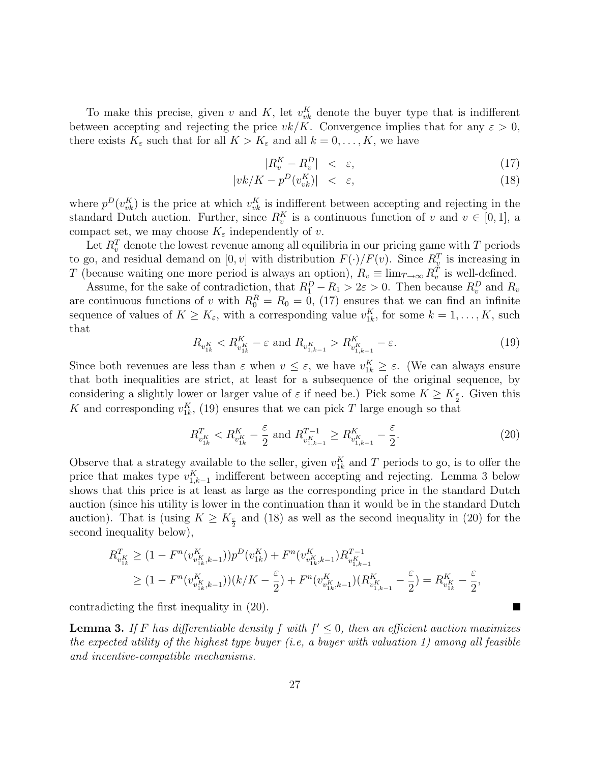To make this precise, given $v$ and $K$, let $v_{vk}^K$ denote the buyer type that is indifferent between accepting and rejecting the price $vk/K$. Convergence implies that for any $\varepsilon > 0$, there exists $K_\varepsilon$ such that for all $K > K_\varepsilon$ and all $k = 0, \ldots, K$, we have

$$|R_v^K - R_v^D| < \varepsilon, \tag{17}$$

$$|vk/K - p^D(v_{vk}^K)| < \varepsilon, \tag{18}$$

where $p^D(v_{vk}^K)$ is the price at which $v_{vk}^K$ is indifferent between accepting and rejecting in the standard Dutch auction. Further, since $R_v^K$ is a continuous function of $v$ and $v \in [0,1]$, a compact set, we may choose $K_\varepsilon$ independently of $v$.

Let $R_v^T$ denote the lowest revenue among all equilibria in our pricing game with $T$ periods to go, and residual demand on $[0, v]$ with distribution $F(\cdot)/F(v)$. Since $R_v^T$ is increasing in $T$ (because waiting one more period is always an option), $R_v \equiv \lim_{T\to\infty} R_v^T$ is well-defined.

Assume, for the sake of contradiction, that $R_1^D - R_1 > 2\varepsilon > 0$. Then because $R_v^D$ and $R_v$ are continuous functions of $v$ with $R_0^R = R_0 = 0$, (17) ensures that we can find an infinite sequence of values of $K \geq K_\varepsilon$, with a corresponding value $v_{1k}^K$, for some $k = 1, \ldots, K$, such that

$$R_{v_{1k}^K} < R_{v_{1k}^K}^K - \varepsilon \text{ and } R_{v_{1,k-1}^K} > R_{v_{1,k-1}^K}^K - \varepsilon. \tag{19}$$

Since both revenues are less than $\varepsilon$ when $v \leq \varepsilon$, we have $v_{1k}^K \geq \varepsilon$. (We can always ensure that both inequalities are strict, at least for a subsequence of the original sequence, by considering a slightly lower or larger value of $\varepsilon$ if need be.) Pick some $K \geq K_{\frac{\varepsilon}{2}}$. Given this $K$ and corresponding $v_{1k}^K$, (19) ensures that we can pick $T$ large enough so that

$$R_{v_{1k}^K}^T < R_{v_{1k}^K}^K - \frac{\varepsilon}{2} \text{ and } R_{v_{1,k-1}^K}^{T-1} \geq R_{v_{1,k-1}^K}^K - \frac{\varepsilon}{2}. \tag{20}$$

Observe that a strategy available to the seller, given $v_{1k}^K$ and $T$ periods to go, is to offer the price that makes type $v_{1,k-1}^K$ indifferent between accepting and rejecting. Lemma 3 below shows that this price is at least as large as the corresponding price in the standard Dutch auction (since his utility is lower in the continuation than it would be in the standard Dutch auction). That is (using $K \geq K_{\frac{\varepsilon}{2}}$ and (18) as well as the second inequality in (20) for the second inequality below),

$$\begin{aligned}
R_{v_{1k}^K}^T &\geq (1 - F^n(v_{v_{1k}^K,k-1}^K))p^D(v_{1k}^K) + F^n(v_{v_{1k}^K,k-1}^K)R_{v_{1,k-1}^K}^{T-1} \\
&\geq (1 - F^n(v_{v_{1k}^K,k-1}^K))(k/K - \frac{\varepsilon}{2}) + F^n(v_{v_{1k}^K,k-1}^K)(R_{v_{1,k-1}^K}^K - \frac{\varepsilon}{2}) = R_{v_{1k}^K}^K - \frac{\varepsilon}{2},
\end{aligned}$$

contradicting the first inequality in (20). ■

**Lemma 3.** *If $F$ has differentiable density $f$ with $f' \leq 0$, then an efficient auction maximizes the expected utility of the highest type buyer (i.e, a buyer with valuation 1) among all feasible and incentive-compatible mechanisms.*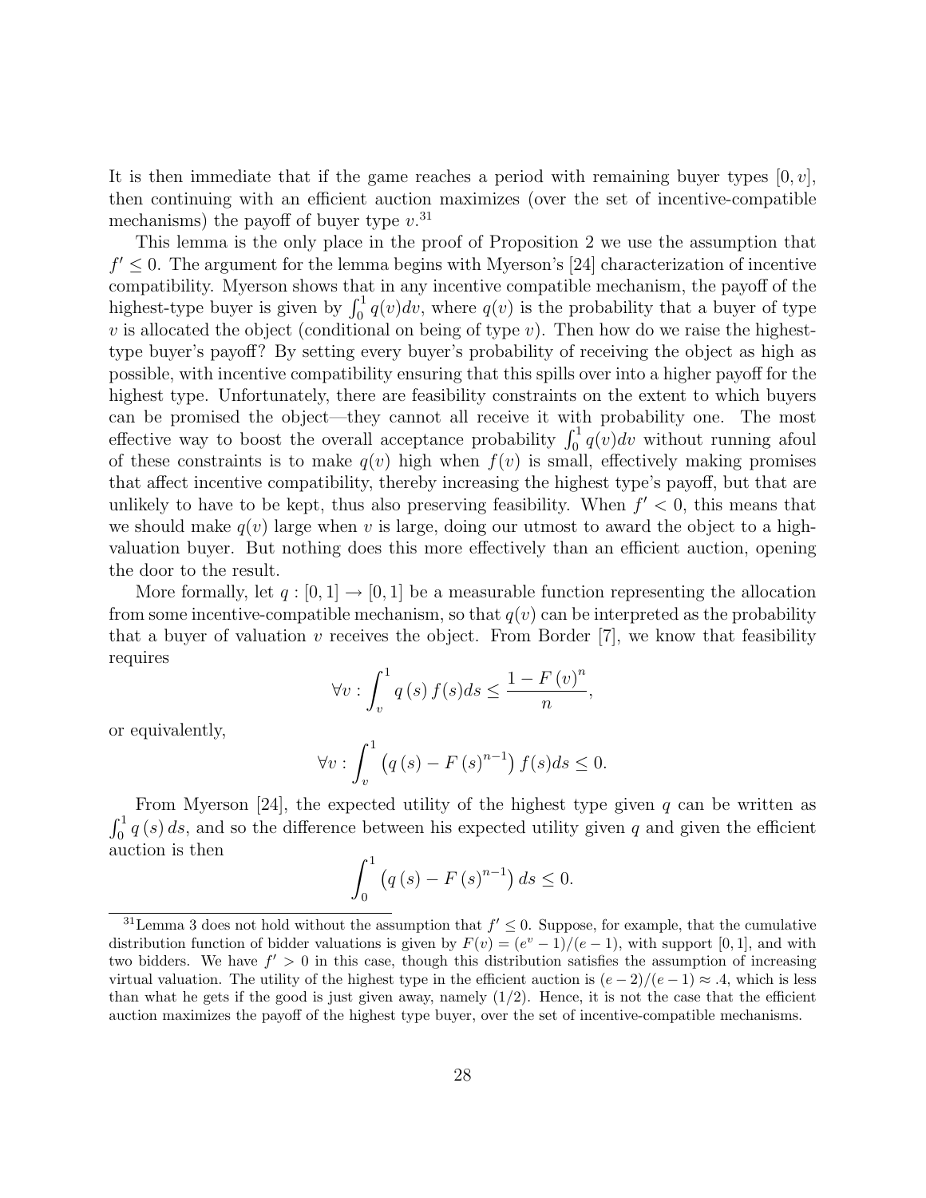It is then immediate that if the game reaches a period with remaining buyer types $[0, v]$, then continuing with an efficient auction maximizes (over the set of incentive-compatible mechanisms) the payoff of buyer type $v$.[31]

This lemma is the only place in the proof of Proposition 2 we use the assumption that $f' \leq 0$. The argument for the lemma begins with Myerson's [24] characterization of incentive compatibility. Myerson shows that in any incentive compatible mechanism, the payoff of the highest-type buyer is given by $\int_0^1 q(v)dv$, where $q(v)$ is the probability that a buyer of type $v$ is allocated the object (conditional on being of type $v$). Then how do we raise the highest-type buyer's payoff? By setting every buyer's probability of receiving the object as high as possible, with incentive compatibility ensuring that this spills over into a higher payoff for the highest type. Unfortunately, there are feasibility constraints on the extent to which buyers can be promised the object—they cannot all receive it with probability one. The most effective way to boost the overall acceptance probability $\int_0^1 q(v)dv$ without running afoul of these constraints is to make $q(v)$ high when $f(v)$ is small, effectively making promises that affect incentive compatibility, thereby increasing the highest type's payoff, but that are unlikely to have to be kept, thus also preserving feasibility. When $f' < 0$, this means that we should make $q(v)$ large when $v$ is large, doing our utmost to award the object to a high-valuation buyer. But nothing does this more effectively than an efficient auction, opening the door to the result.

More formally, let $q : [0, 1] \to [0, 1]$ be a measurable function representing the allocation from some incentive-compatible mechanism, so that $q(v)$ can be interpreted as the probability that a buyer of valuation $v$ receives the object. From Border [7], we know that feasibility requires

$$\forall v : \int_v^1 q(s) f(s) ds \leq \frac{1 - F(v)^n}{n},$$

or equivalently,

$$\forall v : \int_v^1 \left(q(s) - F(s)^{n-1}\right) f(s) ds \leq 0.$$

From Myerson [24], the expected utility of the highest type given $q$ can be written as $\int_0^1 q(s) ds$, and so the difference between his expected utility given $q$ and given the efficient auction is then

$$\int_0^1 \left(q(s) - F(s)^{n-1}\right) ds \leq 0.$$

[31] Lemma 3 does not hold without the assumption that $f' \leq 0$. Suppose, for example, that the cumulative distribution function of bidder valuations is given by $F(v) = (e^v - 1)/(e - 1)$, with support $[0, 1]$, and with two bidders. We have $f' > 0$ in this case, though this distribution satisfies the assumption of increasing virtual valuation. The utility of the highest type in the efficient auction is $(e - 2)/(e - 1) \approx .4$, which is less than what he gets if the good is just given away, namely $(1/2)$. Hence, it is not the case that the efficient auction maximizes the payoff of the highest type buyer, over the set of incentive-compatible mechanisms.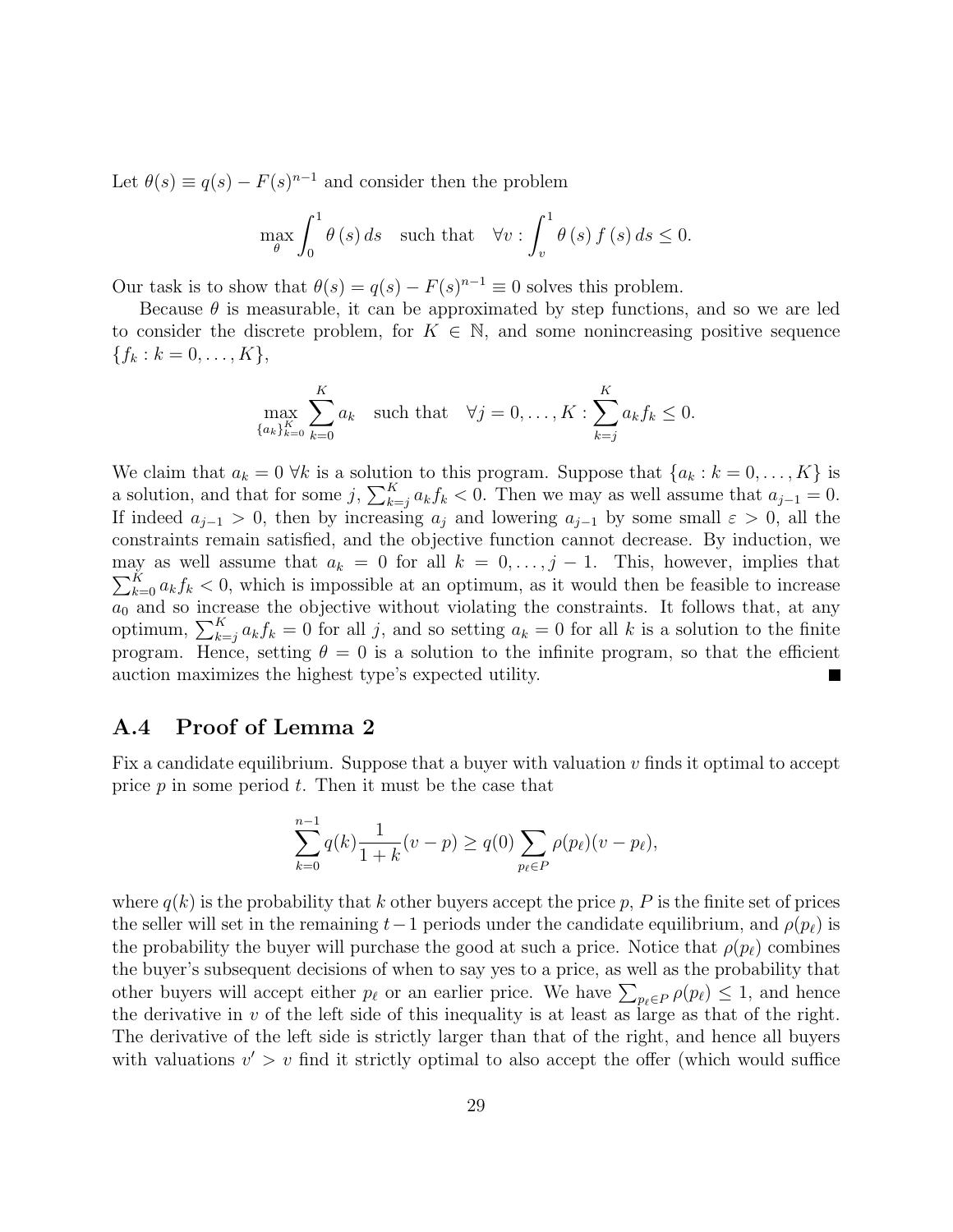Let $\theta(s) \equiv q(s) - F(s)^{n-1}$ and consider then the problem

$$\max_{\theta} \int_0^1 \theta(s)\, ds \quad \text{such that} \quad \forall v : \int_v^1 \theta(s) f(s)\, ds \leq 0.$$

Our task is to show that $\theta(s) = q(s) - F(s)^{n-1} \equiv 0$ solves this problem.

Because $\theta$ is measurable, it can be approximated by step functions, and so we are led to consider the discrete problem, for $K \in \mathbb{N}$, and some nonincreasing positive sequence $\{f_k : k = 0, \ldots, K\}$,

$$\max_{\{a_k\}_{k=0}^K} \sum_{k=0}^K a_k \quad \text{such that} \quad \forall j = 0, \ldots, K : \sum_{k=j}^K a_k f_k \leq 0.$$

We claim that $a_k = 0\ \forall k$ is a solution to this program. Suppose that $\{a_k : k = 0, \ldots, K\}$ is a solution, and that for some $j$, $\sum_{k=j}^K a_k f_k < 0$. Then we may as well assume that $a_{j-1} = 0$. If indeed $a_{j-1} > 0$, then by increasing $a_j$ and lowering $a_{j-1}$ by some small $\varepsilon > 0$, all the constraints remain satisfied, and the objective function cannot decrease. By induction, we may as well assume that $a_k = 0$ for all $k = 0, \ldots, j-1$. This, however, implies that $\sum_{k=0}^K a_k f_k < 0$, which is impossible at an optimum, as it would then be feasible to increase $a_0$ and so increase the objective without violating the constraints. It follows that, at any optimum, $\sum_{k=j}^K a_k f_k = 0$ for all $j$, and so setting $a_k = 0$ for all $k$ is a solution to the finite program. Hence, setting $\theta = 0$ is a solution to the infinite program, so that the efficient auction maximizes the highest type's expected utility. ∎

## A.4 Proof of Lemma 2

Fix a candidate equilibrium. Suppose that a buyer with valuation $v$ finds it optimal to accept price $p$ in some period $t$. Then it must be the case that

$$\sum_{k=0}^{n-1} q(k) \frac{1}{1+k}(v - p) \geq q(0) \sum_{p_\ell \in P} \rho(p_\ell)(v - p_\ell),$$

where $q(k)$ is the probability that $k$ other buyers accept the price $p$, $P$ is the finite set of prices the seller will set in the remaining $t-1$ periods under the candidate equilibrium, and $\rho(p_\ell)$ is the probability the buyer will purchase the good at such a price. Notice that $\rho(p_\ell)$ combines the buyer's subsequent decisions of when to say yes to a price, as well as the probability that other buyers will accept either $p_\ell$ or an earlier price. We have $\sum_{p_\ell \in P} \rho(p_\ell) \leq 1$, and hence the derivative in $v$ of the left side of this inequality is at least as large as that of the right. The derivative of the left side is strictly larger than that of the right, and hence all buyers with valuations $v' > v$ find it strictly optimal to also accept the offer (which would suffice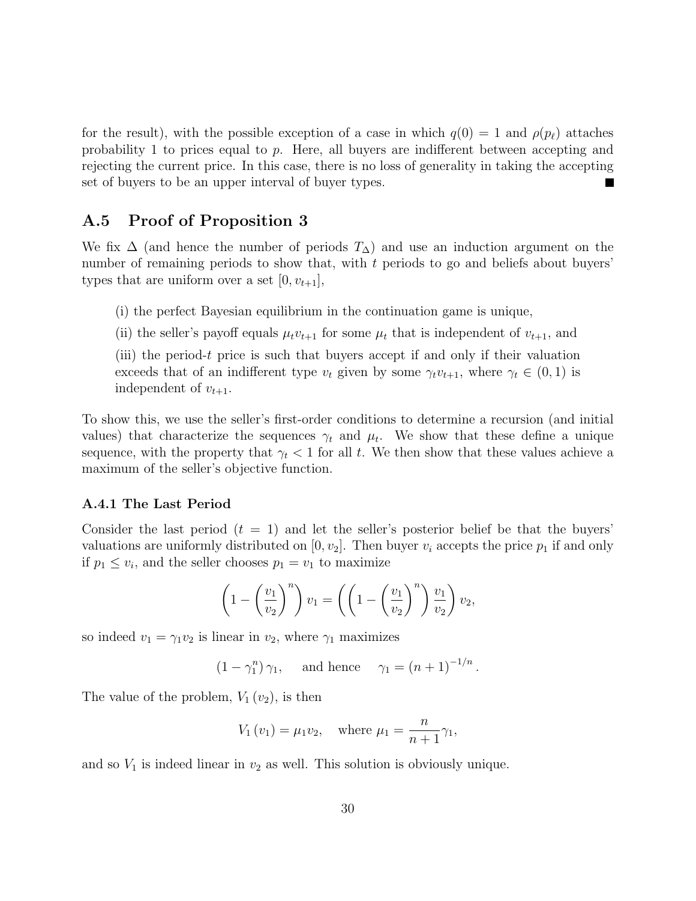for the result), with the possible exception of a case in which $q(0) = 1$ and $\rho(p_\ell)$ attaches probability 1 to prices equal to $p$. Here, all buyers are indifferent between accepting and rejecting the current price. In this case, there is no loss of generality in taking the accepting set of buyers to be an upper interval of buyer types. ■

## A.5 Proof of Proposition 3

We fix $\Delta$ (and hence the number of periods $T_\Delta$) and use an induction argument on the number of remaining periods to show that, with $t$ periods to go and beliefs about buyers' types that are uniform over a set $[0, v_{t+1}]$,

(i) the perfect Bayesian equilibrium in the continuation game is unique,

(ii) the seller's payoff equals $\mu_t v_{t+1}$ for some $\mu_t$ that is independent of $v_{t+1}$, and

(iii) the period-$t$ price is such that buyers accept if and only if their valuation exceeds that of an indifferent type $v_t$ given by some $\gamma_t v_{t+1}$, where $\gamma_t \in (0, 1)$ is independent of $v_{t+1}$.

To show this, we use the seller's first-order conditions to determine a recursion (and initial values) that characterize the sequences $\gamma_t$ and $\mu_t$. We show that these define a unique sequence, with the property that $\gamma_t < 1$ for all $t$. We then show that these values achieve a maximum of the seller's objective function.

### A.4.1 The Last Period

Consider the last period ($t = 1$) and let the seller's posterior belief be that the buyers' valuations are uniformly distributed on $[0, v_2]$. Then buyer $v_i$ accepts the price $p_1$ if and only if $p_1 \leq v_i$, and the seller chooses $p_1 = v_1$ to maximize

$$\left(1 - \left(\frac{v_1}{v_2}\right)^n\right) v_1 = \left(\left(1 - \left(\frac{v_1}{v_2}\right)^n\right) \frac{v_1}{v_2}\right) v_2,$$

so indeed $v_1 = \gamma_1 v_2$ is linear in $v_2$, where $\gamma_1$ maximizes

$$\left(1 - \gamma_1^n\right) \gamma_1, \quad \text{ and hence } \quad \gamma_1 = (n+1)^{-1/n}.$$

The value of the problem, $V_1(v_2)$, is then

$$V_1(v_1) = \mu_1 v_2, \quad \text{where } \mu_1 = \frac{n}{n+1}\gamma_1,$$

and so $V_1$ is indeed linear in $v_2$ as well. This solution is obviously unique.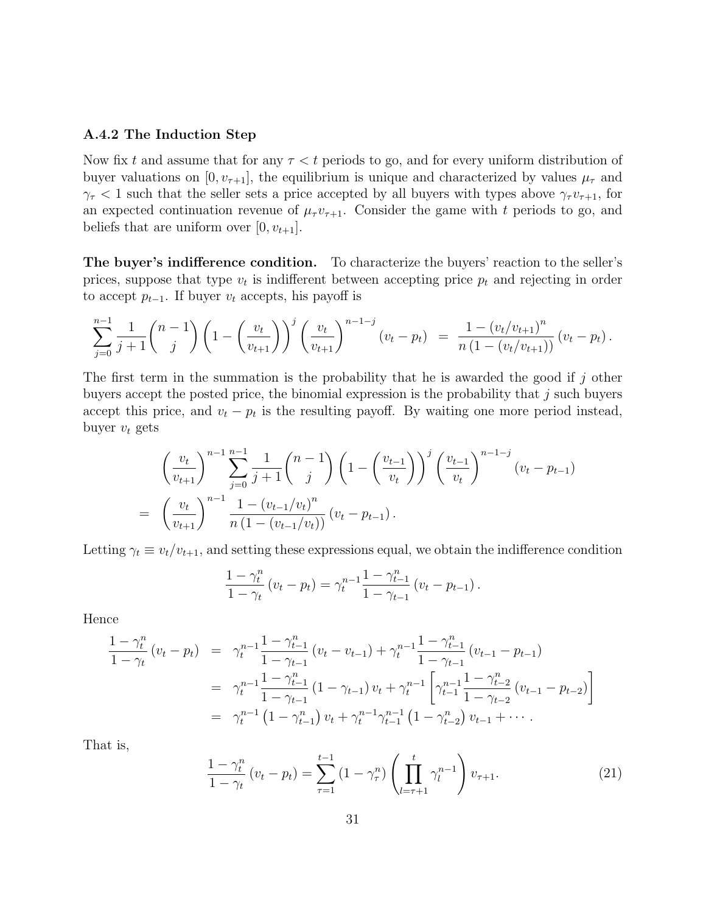### A.4.2 The Induction Step

Now fix $t$ and assume that for any $\tau < t$ periods to go, and for every uniform distribution of buyer valuations on $[0, v_{\tau+1}]$, the equilibrium is unique and characterized by values $\mu_\tau$ and $\gamma_\tau < 1$ such that the seller sets a price accepted by all buyers with types above $\gamma_\tau v_{\tau+1}$, for an expected continuation revenue of $\mu_\tau v_{\tau+1}$. Consider the game with $t$ periods to go, and beliefs that are uniform over $[0, v_{t+1}]$.

**The buyer's indifference condition.** To characterize the buyers' reaction to the seller's prices, suppose that type $v_t$ is indifferent between accepting price $p_t$ and rejecting in order to accept $p_{t-1}$. If buyer $v_t$ accepts, his payoff is

$$\sum_{j=0}^{n-1} \frac{1}{j+1} \binom{n-1}{j} \left(1 - \left(\frac{v_t}{v_{t+1}}\right)\right)^j \left(\frac{v_t}{v_{t+1}}\right)^{n-1-j} (v_t - p_t) \quad = \quad \frac{1 - (v_t/v_{t+1})^n}{n\,(1 - (v_t/v_{t+1}))} (v_t - p_t)\,.$$

The first term in the summation is the probability that he is awarded the good if $j$ other buyers accept the posted price, the binomial expression is the probability that $j$ such buyers accept this price, and $v_t - p_t$ is the resulting payoff. By waiting one more period instead, buyer $v_t$ gets

$$\begin{aligned}
& \left(\frac{v_t}{v_{t+1}}\right)^{n-1} \sum_{j=0}^{n-1} \frac{1}{j+1} \binom{n-1}{j} \left(1 - \left(\frac{v_{t-1}}{v_t}\right)\right)^j \left(\frac{v_{t-1}}{v_t}\right)^{n-1-j} (v_t - p_{t-1}) \\
= \quad & \left(\frac{v_t}{v_{t+1}}\right)^{n-1} \frac{1 - (v_{t-1}/v_t)^n}{n\,(1 - (v_{t-1}/v_t))} (v_t - p_{t-1})\,.
\end{aligned}$$

Letting $\gamma_t \equiv v_t/v_{t+1}$, and setting these expressions equal, we obtain the indifference condition

$$\frac{1 - \gamma_t^n}{1 - \gamma_t} (v_t - p_t) = \gamma_t^{n-1} \frac{1 - \gamma_{t-1}^n}{1 - \gamma_{t-1}} (v_t - p_{t-1})\,.$$

Hence

$$\begin{aligned}
\frac{1 - \gamma_t^n}{1 - \gamma_t} (v_t - p_t) \quad &= \quad \gamma_t^{n-1} \frac{1 - \gamma_{t-1}^n}{1 - \gamma_{t-1}} (v_t - v_{t-1}) + \gamma_t^{n-1} \frac{1 - \gamma_{t-1}^n}{1 - \gamma_{t-1}} (v_{t-1} - p_{t-1}) \\
&= \quad \gamma_t^{n-1} \frac{1 - \gamma_{t-1}^n}{1 - \gamma_{t-1}} (1 - \gamma_{t-1})\, v_t + \gamma_t^{n-1} \left[ \gamma_{t-1}^{n-1} \frac{1 - \gamma_{t-2}^n}{1 - \gamma_{t-2}} (v_{t-1} - p_{t-2}) \right] \\
&= \quad \gamma_t^{n-1} \left(1 - \gamma_{t-1}^n\right) v_t + \gamma_t^{n-1} \gamma_{t-1}^{n-1} \left(1 - \gamma_{t-2}^n\right) v_{t-1} + \cdots\,.
\end{aligned}$$

That is,

$$\frac{1 - \gamma_t^n}{1 - \gamma_t} (v_t - p_t) = \sum_{\tau=1}^{t-1} (1 - \gamma_\tau^n) \left( \prod_{l=\tau+1}^{t} \gamma_l^{n-1} \right) v_{\tau+1}. \tag{21}$$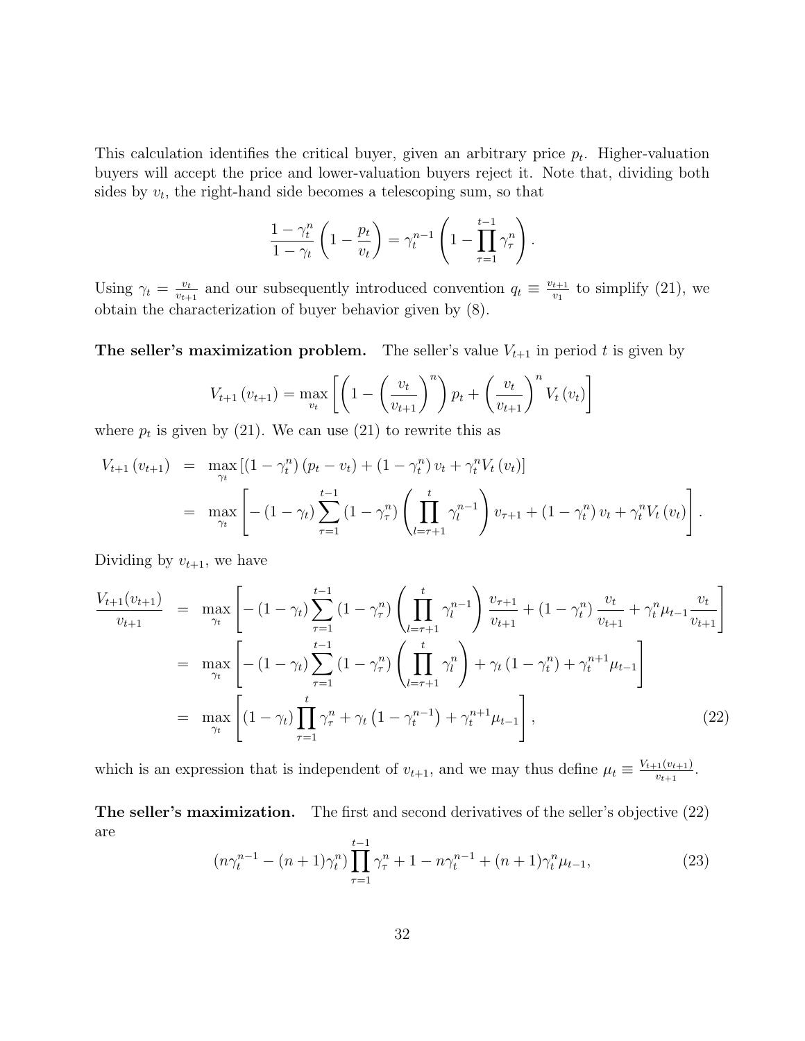This calculation identifies the critical buyer, given an arbitrary price $p_t$. Higher-valuation buyers will accept the price and lower-valuation buyers reject it. Note that, dividing both sides by $v_t$, the right-hand side becomes a telescoping sum, so that

$$\frac{1-\gamma_t^n}{1-\gamma_t}\left(1-\frac{p_t}{v_t}\right)=\gamma_t^{n-1}\left(1-\prod_{\tau=1}^{t-1}\gamma_\tau^n\right).$$

Using $\gamma_t = \frac{v_t}{v_{t+1}}$ and our subsequently introduced convention $q_t \equiv \frac{v_{t+1}}{v_1}$ to simplify (21), we obtain the characterization of buyer behavior given by (8).

**The seller's maximization problem.** The seller's value $V_{t+1}$ in period $t$ is given by

$$V_{t+1}\left(v_{t+1}\right)=\max_{v_t}\left[\left(1-\left(\frac{v_t}{v_{t+1}}\right)^n\right)p_t+\left(\frac{v_t}{v_{t+1}}\right)^n V_t\left(v_t\right)\right]$$

where $p_t$ is given by (21). We can use (21) to rewrite this as

$$\begin{aligned}
V_{t+1}\left(v_{t+1}\right) &= \max_{\gamma_t}\left[\left(1-\gamma_t^n\right)\left(p_t-v_t\right)+\left(1-\gamma_t^n\right)v_t+\gamma_t^n V_t\left(v_t\right)\right] \\
&= \max_{\gamma_t}\left[-\left(1-\gamma_t\right)\sum_{\tau=1}^{t-1}\left(1-\gamma_\tau^n\right)\left(\prod_{l=\tau+1}^{t}\gamma_l^{n-1}\right)v_{\tau+1}+\left(1-\gamma_t^n\right)v_t+\gamma_t^n V_t\left(v_t\right)\right].
\end{aligned}$$

Dividing by $v_{t+1}$, we have

$$\begin{aligned}
\frac{V_{t+1}(v_{t+1})}{v_{t+1}} &= \max_{\gamma_t}\left[-\left(1-\gamma_t\right)\sum_{\tau=1}^{t-1}\left(1-\gamma_\tau^n\right)\left(\prod_{l=\tau+1}^{t}\gamma_l^{n-1}\right)\frac{v_{\tau+1}}{v_{t+1}}+\left(1-\gamma_t^n\right)\frac{v_t}{v_{t+1}}+\gamma_t^n\mu_{t-1}\frac{v_t}{v_{t+1}}\right] \\
&= \max_{\gamma_t}\left[-\left(1-\gamma_t\right)\sum_{\tau=1}^{t-1}\left(1-\gamma_\tau^n\right)\left(\prod_{l=\tau+1}^{t}\gamma_l^{n}\right)+\gamma_t\left(1-\gamma_t^n\right)+\gamma_t^{n+1}\mu_{t-1}\right] \\
&= \max_{\gamma_t}\left[\left(1-\gamma_t\right)\prod_{\tau=1}^{t}\gamma_\tau^n+\gamma_t\left(1-\gamma_t^{n-1}\right)+\gamma_t^{n+1}\mu_{t-1}\right], \qquad (22)
\end{aligned}$$

which is an expression that is independent of $v_{t+1}$, and we may thus define $\mu_t \equiv \frac{V_{t+1}(v_{t+1})}{v_{t+1}}$.

**The seller's maximization.** The first and second derivatives of the seller's objective (22) are

$$(n\gamma_t^{n-1}-(n+1)\gamma_t^n)\prod_{\tau=1}^{t-1}\gamma_\tau^n+1-n\gamma_t^{n-1}+(n+1)\gamma_t^n\mu_{t-1}, \qquad (23)$$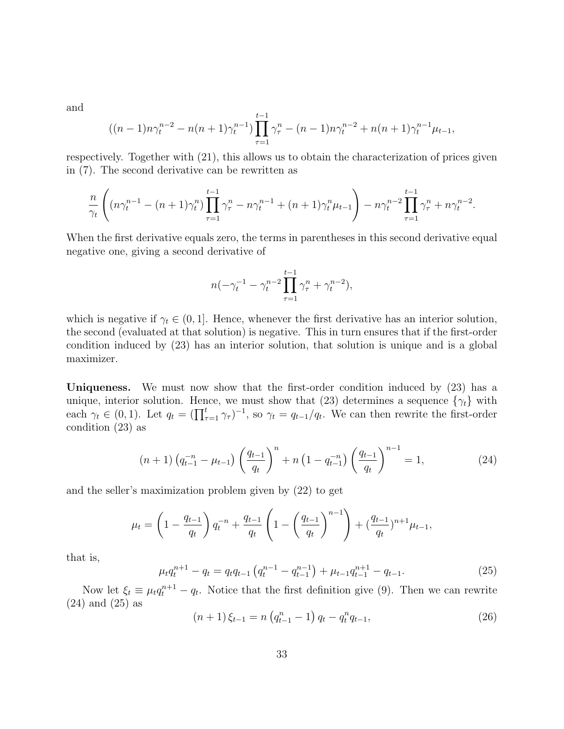and

$$((n-1)n\gamma_t^{n-2} - n(n+1)\gamma_t^{n-1})\prod_{\tau=1}^{t-1}\gamma_\tau^n - (n-1)n\gamma_t^{n-2} + n(n+1)\gamma_t^{n-1}\mu_{t-1},$$

respectively. Together with (21), this allows us to obtain the characterization of prices given in (7). The second derivative can be rewritten as

$$\frac{n}{\gamma_t}\left((n\gamma_t^{n-1} - (n+1)\gamma_t^n)\prod_{\tau=1}^{t-1}\gamma_\tau^n - n\gamma_t^{n-1} + (n+1)\gamma_t^n\mu_{t-1}\right) - n\gamma_t^{n-2}\prod_{\tau=1}^{t-1}\gamma_\tau^n + n\gamma_t^{n-2}.$$

When the first derivative equals zero, the terms in parentheses in this second derivative equal negative one, giving a second derivative of

$$n(-\gamma_t^{-1} - \gamma_t^{n-2}\prod_{\tau=1}^{t-1}\gamma_\tau^n + \gamma_t^{n-2}),$$

which is negative if $\gamma_t \in (0,1]$. Hence, whenever the first derivative has an interior solution, the second (evaluated at that solution) is negative. This in turn ensures that if the first-order condition induced by (23) has an interior solution, that solution is unique and is a global maximizer.

**Uniqueness.** We must now show that the first-order condition induced by (23) has a unique, interior solution. Hence, we must show that (23) determines a sequence $\{\gamma_t\}$ with each $\gamma_t \in (0,1)$. Let $q_t = (\prod_{\tau=1}^{t}\gamma_\tau)^{-1}$, so $\gamma_t = q_{t-1}/q_t$. We can then rewrite the first-order condition (23) as

$$(n+1)\left(q_{t-1}^{-n} - \mu_{t-1}\right)\left(\frac{q_{t-1}}{q_t}\right)^n + n\left(1 - q_{t-1}^{-n}\right)\left(\frac{q_{t-1}}{q_t}\right)^{n-1} = 1, \tag{24}$$

and the seller's maximization problem given by (22) to get

$$\mu_t = \left(1 - \frac{q_{t-1}}{q_t}\right)q_t^{-n} + \frac{q_{t-1}}{q_t}\left(1 - \left(\frac{q_{t-1}}{q_t}\right)^{n-1}\right) + (\frac{q_{t-1}}{q_t})^{n+1}\mu_{t-1},$$

that is,

$$\mu_t q_t^{n+1} - q_t = q_t q_{t-1}\left(q_t^{n-1} - q_{t-1}^{n-1}\right) + \mu_{t-1}q_{t-1}^{n+1} - q_{t-1}. \tag{25}$$

Now let $\xi_t \equiv \mu_t q_t^{n+1} - q_t$. Notice that the first definition give (9). Then we can rewrite (24) and (25) as

$$(n+1)\,\xi_{t-1} = n\left(q_{t-1}^n - 1\right)q_t - q_t^n q_{t-1}, \tag{26}$$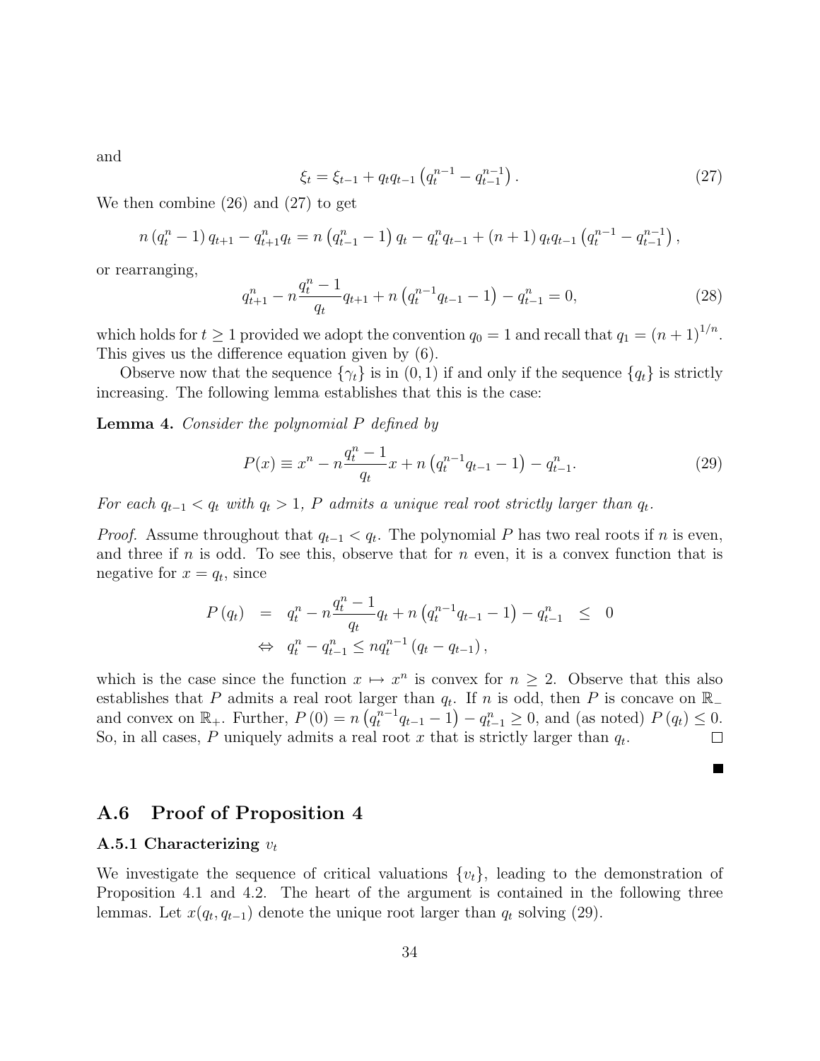and

$$\xi_t = \xi_{t-1} + q_t q_{t-1} \left( q_t^{n-1} - q_{t-1}^{n-1} \right). \tag{27}$$

We then combine (26) and (27) to get

$$n \left( q_t^n - 1 \right) q_{t+1} - q_{t+1}^n q_t = n \left( q_{t-1}^n - 1 \right) q_t - q_t^n q_{t-1} + (n+1) q_t q_{t-1} \left( q_t^{n-1} - q_{t-1}^{n-1} \right),$$

or rearranging,

$$q_{t+1}^n - n \frac{q_t^n - 1}{q_t} q_{t+1} + n \left( q_t^{n-1} q_{t-1} - 1 \right) - q_{t-1}^n = 0, \tag{28}$$

which holds for $t \geq 1$ provided we adopt the convention $q_0 = 1$ and recall that $q_1 = (n+1)^{1/n}$. This gives us the difference equation given by (6).

Observe now that the sequence $\{\gamma_t\}$ is in $(0,1)$ if and only if the sequence $\{q_t\}$ is strictly increasing. The following lemma establishes that this is the case:

**Lemma 4.** *Consider the polynomial $P$ defined by*

$$P(x) \equiv x^n - n \frac{q_t^n - 1}{q_t} x + n \left( q_t^{n-1} q_{t-1} - 1 \right) - q_{t-1}^n. \tag{29}$$

*For each $q_{t-1} < q_t$ with $q_t > 1$, $P$ admits a unique real root strictly larger than $q_t$.*

*Proof.* Assume throughout that $q_{t-1} < q_t$. The polynomial $P$ has two real roots if $n$ is even, and three if $n$ is odd. To see this, observe that for $n$ even, it is a convex function that is negative for $x = q_t$, since

$$\begin{aligned}
P(q_t) &= q_t^n - n \frac{q_t^n - 1}{q_t} q_t + n \left( q_t^{n-1} q_{t-1} - 1 \right) - q_{t-1}^n \leq 0 \\
&\Leftrightarrow q_t^n - q_{t-1}^n \leq n q_t^{n-1} \left( q_t - q_{t-1} \right),
\end{aligned}$$

which is the case since the function $x \mapsto x^n$ is convex for $n \geq 2$. Observe that this also establishes that $P$ admits a real root larger than $q_t$. If $n$ is odd, then $P$ is concave on $\mathbb{R}_-$ and convex on $\mathbb{R}_+$. Further, $P(0) = n \left( q_t^{n-1} q_{t-1} - 1 \right) - q_{t-1}^n \geq 0$, and (as noted) $P(q_t) \leq 0$. So, in all cases, $P$ uniquely admits a real root $x$ that is strictly larger than $q_t$. □

■

## A.6 Proof of Proposition 4

### A.5.1 Characterizing $v_t$

We investigate the sequence of critical valuations $\{v_t\}$, leading to the demonstration of Proposition 4.1 and 4.2. The heart of the argument is contained in the following three lemmas. Let $x(q_t, q_{t-1})$ denote the unique root larger than $q_t$ solving (29).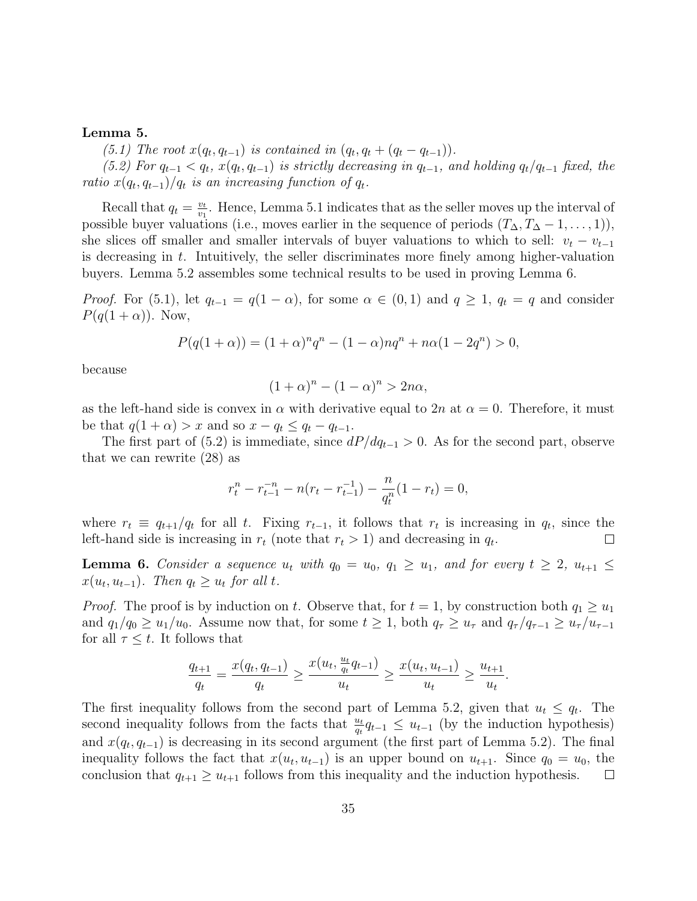**Lemma 5.**

*(5.1) The root $x(q_t, q_{t-1})$ is contained in $(q_t, q_t + (q_t - q_{t-1}))$.*

*(5.2) For $q_{t-1} < q_t$, $x(q_t, q_{t-1})$ is strictly decreasing in $q_{t-1}$, and holding $q_t/q_{t-1}$ fixed, the ratio $x(q_t, q_{t-1})/q_t$ is an increasing function of $q_t$.*

Recall that $q_t = \frac{v_t}{v_1}$. Hence, Lemma 5.1 indicates that as the seller moves up the interval of possible buyer valuations (i.e., moves earlier in the sequence of periods $(T_\Delta, T_\Delta - 1, \ldots, 1)$), she slices off smaller and smaller intervals of buyer valuations to which to sell: $v_t - v_{t-1}$ is decreasing in $t$. Intuitively, the seller discriminates more finely among higher-valuation buyers. Lemma 5.2 assembles some technical results to be used in proving Lemma 6.

*Proof.* For (5.1), let $q_{t-1} = q(1-\alpha)$, for some $\alpha \in (0,1)$ and $q \geq 1$, $q_t = q$ and consider $P(q(1+\alpha))$. Now,

$$P(q(1+\alpha)) = (1+\alpha)^n q^n - (1-\alpha)nq^n + n\alpha(1-2q^n) > 0,$$

because

$$(1+\alpha)^n - (1-\alpha)^n > 2n\alpha,$$

as the left-hand side is convex in $\alpha$ with derivative equal to $2n$ at $\alpha = 0$. Therefore, it must be that $q(1+\alpha) > x$ and so $x - q_t \leq q_t - q_{t-1}$.

The first part of (5.2) is immediate, since $dP/dq_{t-1} > 0$. As for the second part, observe that we can rewrite (28) as

$$r_t^n - r_{t-1}^{-n} - n(r_t - r_{t-1}^{-1}) - \frac{n}{q_t^n}(1 - r_t) = 0,$$

where $r_t \equiv q_{t+1}/q_t$ for all $t$. Fixing $r_{t-1}$, it follows that $r_t$ is increasing in $q_t$, since the left-hand side is increasing in $r_t$ (note that $r_t > 1$) and decreasing in $q_t$. $\square$

**Lemma 6.** *Consider a sequence $u_t$ with $q_0 = u_0$, $q_1 \geq u_1$, and for every $t \geq 2$, $u_{t+1} \leq x(u_t, u_{t-1})$. Then $q_t \geq u_t$ for all $t$.*

*Proof.* The proof is by induction on $t$. Observe that, for $t = 1$, by construction both $q_1 \geq u_1$ and $q_1/q_0 \geq u_1/u_0$. Assume now that, for some $t \geq 1$, both $q_\tau \geq u_\tau$ and $q_\tau/q_{\tau-1} \geq u_\tau/u_{\tau-1}$ for all $\tau \leq t$. It follows that

$$\frac{q_{t+1}}{q_t} = \frac{x(q_t, q_{t-1})}{q_t} \geq \frac{x(u_t, \frac{u_t}{q_t} q_{t-1})}{u_t} \geq \frac{x(u_t, u_{t-1})}{u_t} \geq \frac{u_{t+1}}{u_t}.$$

The first inequality follows from the second part of Lemma 5.2, given that $u_t \leq q_t$. The second inequality follows from the facts that $\frac{u_t}{q_t} q_{t-1} \leq u_{t-1}$ (by the induction hypothesis) and $x(q_t, q_{t-1})$ is decreasing in its second argument (the first part of Lemma 5.2). The final inequality follows the fact that $x(u_t, u_{t-1})$ is an upper bound on $u_{t+1}$. Since $q_0 = u_0$, the conclusion that $q_{t+1} \geq u_{t+1}$ follows from this inequality and the induction hypothesis. $\square$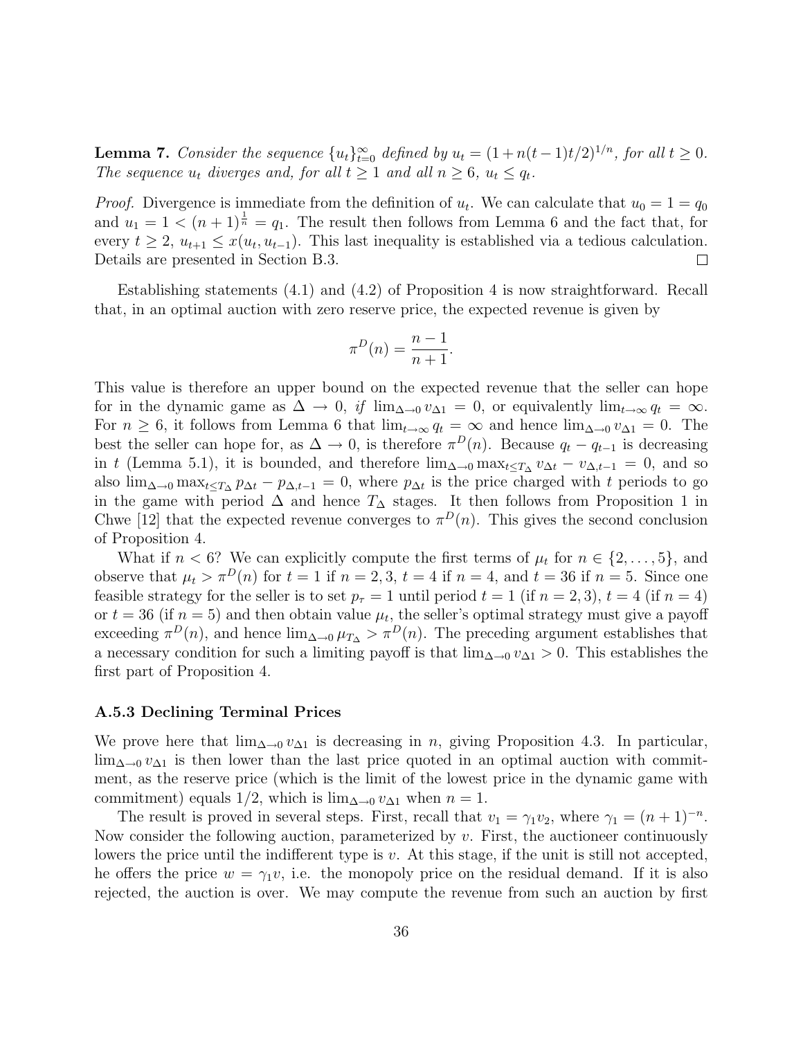**Lemma 7.** *Consider the sequence $\{u_t\}_{t=0}^{\infty}$ defined by $u_t = (1 + n(t-1)t/2)^{1/n}$, for all $t \geq 0$. The sequence $u_t$ diverges and, for all $t \geq 1$ and all $n \geq 6$, $u_t \leq q_t$.*

*Proof.* Divergence is immediate from the definition of $u_t$. We can calculate that $u_0 = 1 = q_0$ and $u_1 = 1 < (n+1)^{\frac{1}{n}} = q_1$. The result then follows from Lemma 6 and the fact that, for every $t \geq 2$, $u_{t+1} \leq x(u_t, u_{t-1})$. This last inequality is established via a tedious calculation. Details are presented in Section B.3. □

Establishing statements (4.1) and (4.2) of Proposition 4 is now straightforward. Recall that, in an optimal auction with zero reserve price, the expected revenue is given by

$$\pi^D(n) = \frac{n-1}{n+1}.$$

This value is therefore an upper bound on the expected revenue that the seller can hope for in the dynamic game as $\Delta \to 0$, *if* $\lim_{\Delta \to 0} v_{\Delta 1} = 0$, or equivalently $\lim_{t \to \infty} q_t = \infty$. For $n \geq 6$, it follows from Lemma 6 that $\lim_{t \to \infty} q_t = \infty$ and hence $\lim_{\Delta \to 0} v_{\Delta 1} = 0$. The best the seller can hope for, as $\Delta \to 0$, is therefore $\pi^D(n)$. Because $q_t - q_{t-1}$ is decreasing in $t$ (Lemma 5.1), it is bounded, and therefore $\lim_{\Delta \to 0} \max_{t \leq T_\Delta} v_{\Delta t} - v_{\Delta, t-1} = 0$, and so also $\lim_{\Delta \to 0} \max_{t \leq T_\Delta} p_{\Delta t} - p_{\Delta, t-1} = 0$, where $p_{\Delta t}$ is the price charged with $t$ periods to go in the game with period $\Delta$ and hence $T_\Delta$ stages. It then follows from Proposition 1 in Chwe [12] that the expected revenue converges to $\pi^D(n)$. This gives the second conclusion of Proposition 4.

What if $n < 6$? We can explicitly compute the first terms of $\mu_t$ for $n \in \{2, \ldots, 5\}$, and observe that $\mu_t > \pi^D(n)$ for $t = 1$ if $n = 2, 3$, $t = 4$ if $n = 4$, and $t = 36$ if $n = 5$. Since one feasible strategy for the seller is to set $p_\tau = 1$ until period $t = 1$ (if $n = 2, 3$), $t = 4$ (if $n = 4$) or $t = 36$ (if $n = 5$) and then obtain value $\mu_t$, the seller's optimal strategy must give a payoff exceeding $\pi^D(n)$, and hence $\lim_{\Delta \to 0} \mu_{T_\Delta} > \pi^D(n)$. The preceding argument establishes that a necessary condition for such a limiting payoff is that $\lim_{\Delta \to 0} v_{\Delta 1} > 0$. This establishes the first part of Proposition 4.

### A.5.3 Declining Terminal Prices

We prove here that $\lim_{\Delta \to 0} v_{\Delta 1}$ is decreasing in $n$, giving Proposition 4.3. In particular, $\lim_{\Delta \to 0} v_{\Delta 1}$ is then lower than the last price quoted in an optimal auction with commitment, as the reserve price (which is the limit of the lowest price in the dynamic game with commitment) equals 1/2, which is $\lim_{\Delta \to 0} v_{\Delta 1}$ when $n = 1$.

The result is proved in several steps. First, recall that $v_1 = \gamma_1 v_2$, where $\gamma_1 = (n+1)^{-n}$. Now consider the following auction, parameterized by $v$. First, the auctioneer continuously lowers the price until the indifferent type is $v$. At this stage, if the unit is still not accepted, he offers the price $w = \gamma_1 v$, i.e. the monopoly price on the residual demand. If it is also rejected, the auction is over. We may compute the revenue from such an auction by first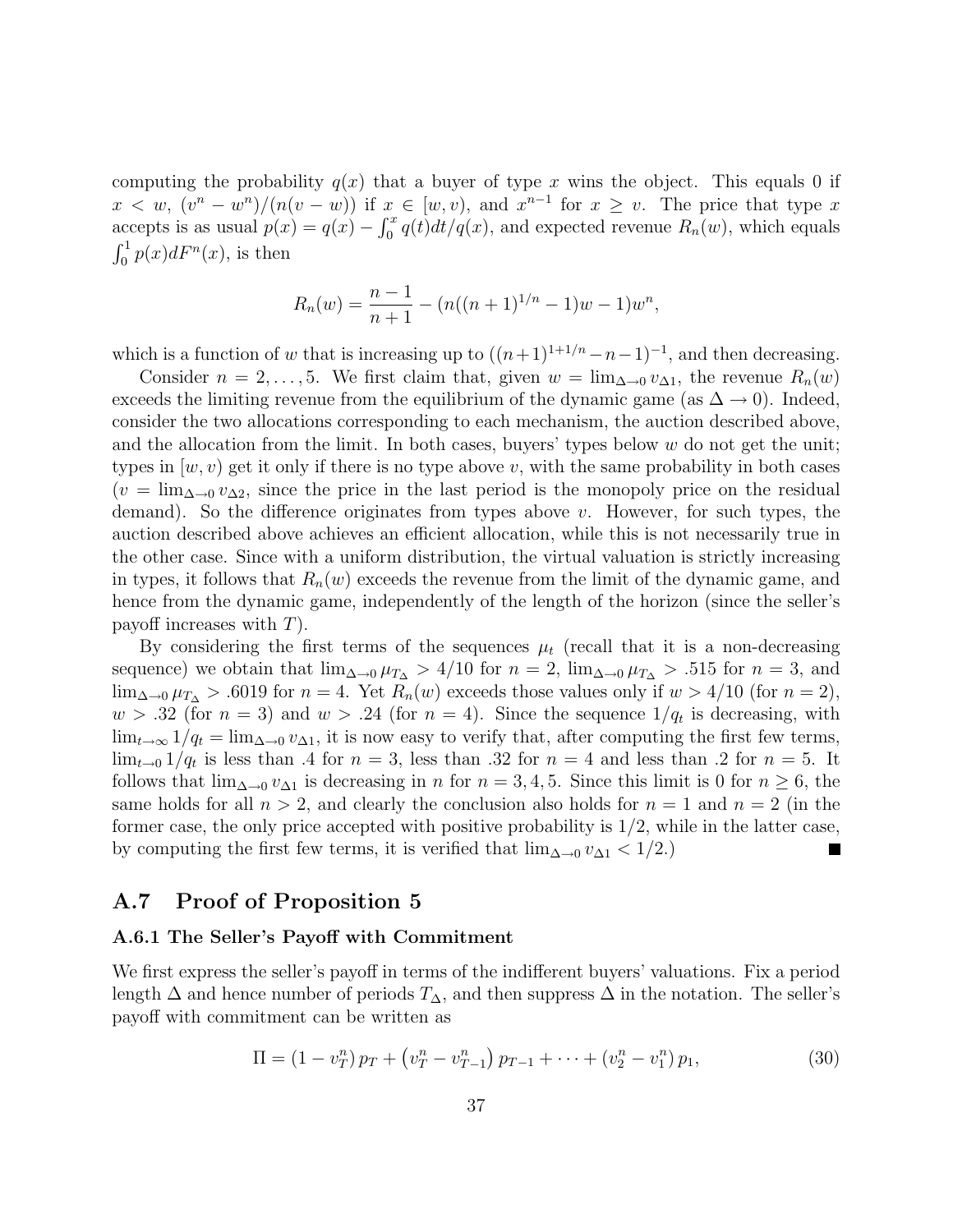computing the probability $q(x)$ that a buyer of type $x$ wins the object. This equals 0 if $x < w$, $(v^n - w^n)/(n(v-w))$ if $x \in [w, v)$, and $x^{n-1}$ for $x \geq v$. The price that type $x$ accepts is as usual $p(x) = q(x) - \int_0^x q(t)dt/q(x)$, and expected revenue $R_n(w)$, which equals $\int_0^1 p(x)dF^n(x)$, is then

$$R_n(w) = \frac{n-1}{n+1} - (n((n+1)^{1/n} - 1)w - 1)w^n,$$

which is a function of $w$ that is increasing up to $((n+1)^{1+1/n} - n - 1)^{-1}$, and then decreasing.

Consider $n = 2, \ldots, 5$. We first claim that, given $w = \lim_{\Delta \to 0} v_{\Delta 1}$, the revenue $R_n(w)$ exceeds the limiting revenue from the equilibrium of the dynamic game (as $\Delta \to 0$). Indeed, consider the two allocations corresponding to each mechanism, the auction described above, and the allocation from the limit. In both cases, buyers' types below $w$ do not get the unit; types in $[w, v)$ get it only if there is no type above $v$, with the same probability in both cases ($v = \lim_{\Delta \to 0} v_{\Delta 2}$, since the price in the last period is the monopoly price on the residual demand). So the difference originates from types above $v$. However, for such types, the auction described above achieves an efficient allocation, while this is not necessarily true in the other case. Since with a uniform distribution, the virtual valuation is strictly increasing in types, it follows that $R_n(w)$ exceeds the revenue from the limit of the dynamic game, and hence from the dynamic game, independently of the length of the horizon (since the seller's payoff increases with $T$).

By considering the first terms of the sequences $\mu_t$ (recall that it is a non-decreasing sequence) we obtain that $\lim_{\Delta \to 0} \mu_{T_\Delta} > 4/10$ for $n = 2$, $\lim_{\Delta \to 0} \mu_{T_\Delta} > .515$ for $n = 3$, and $\lim_{\Delta \to 0} \mu_{T_\Delta} > .6019$ for $n = 4$. Yet $R_n(w)$ exceeds those values only if $w > 4/10$ (for $n = 2$), $w > .32$ (for $n = 3$) and $w > .24$ (for $n = 4$). Since the sequence $1/q_t$ is decreasing, with $\lim_{t \to \infty} 1/q_t = \lim_{\Delta \to 0} v_{\Delta 1}$, it is now easy to verify that, after computing the first few terms, $\lim_{t \to 0} 1/q_t$ is less than .4 for $n = 3$, less than .32 for $n = 4$ and less than .2 for $n = 5$. It follows that $\lim_{\Delta \to 0} v_{\Delta 1}$ is decreasing in $n$ for $n = 3, 4, 5$. Since this limit is 0 for $n \geq 6$, the same holds for all $n > 2$, and clearly the conclusion also holds for $n = 1$ and $n = 2$ (in the former case, the only price accepted with positive probability is $1/2$, while in the latter case, by computing the first few terms, it is verified that $\lim_{\Delta \to 0} v_{\Delta 1} < 1/2$.) ■

## A.7 Proof of Proposition 5

### A.6.1 The Seller's Payoff with Commitment

We first express the seller's payoff in terms of the indifferent buyers' valuations. Fix a period length $\Delta$ and hence number of periods $T_\Delta$, and then suppress $\Delta$ in the notation. The seller's payoff with commitment can be written as

$$\Pi = (1 - v_T^n) p_T + \left(v_T^n - v_{T-1}^n\right) p_{T-1} + \cdots + (v_2^n - v_1^n) p_1, \tag{30}$$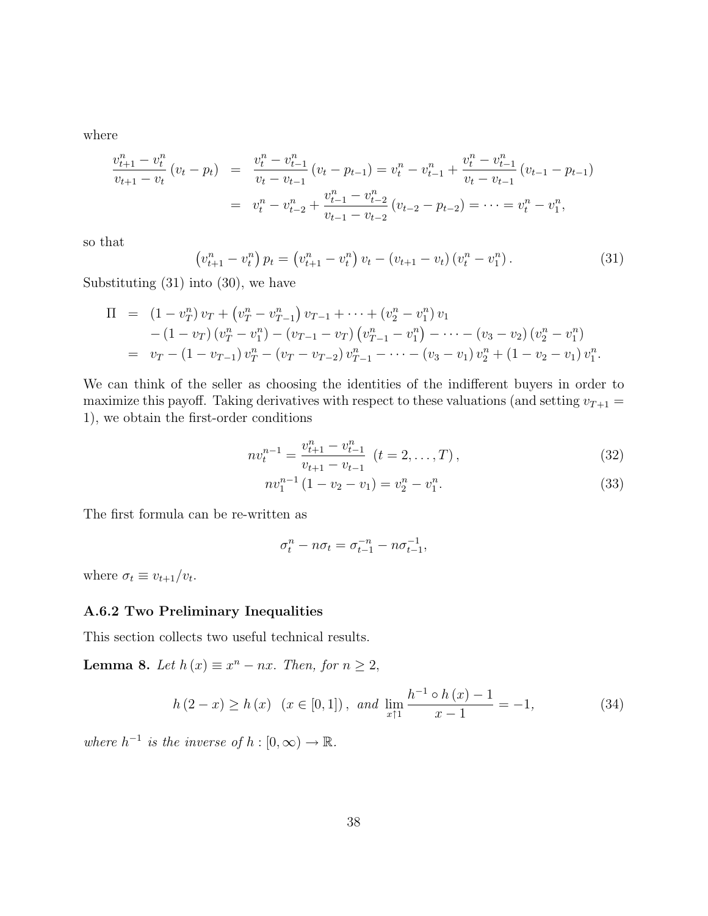where

$$
\begin{aligned}
\frac{v_{t+1}^n - v_t^n}{v_{t+1} - v_t}(v_t - p_t) &= \frac{v_t^n - v_{t-1}^n}{v_t - v_{t-1}}(v_t - p_{t-1}) = v_t^n - v_{t-1}^n + \frac{v_t^n - v_{t-1}^n}{v_t - v_{t-1}}(v_{t-1} - p_{t-1}) \\
&= v_t^n - v_{t-2}^n + \frac{v_{t-1}^n - v_{t-2}^n}{v_{t-1} - v_{t-2}}(v_{t-2} - p_{t-2}) = \cdots = v_t^n - v_1^n,
\end{aligned}
$$

so that

$$
\left(v_{t+1}^n - v_t^n\right) p_t = \left(v_{t+1}^n - v_t^n\right) v_t - \left(v_{t+1} - v_t\right)\left(v_t^n - v_1^n\right). \tag{31}
$$

Substituting (31) into (30), we have

$$
\begin{aligned}
\Pi &= (1 - v_T^n) v_T + \left(v_T^n - v_{T-1}^n\right) v_{T-1} + \cdots + \left(v_2^n - v_1^n\right) v_1 \\
&\quad - (1 - v_T)\left(v_T^n - v_1^n\right) - \left(v_{T-1} - v_T\right)\left(v_{T-1}^n - v_1^n\right) - \cdots - \left(v_3 - v_2\right)\left(v_2^n - v_1^n\right) \\
&= v_T - (1 - v_{T-1}) v_T^n - \left(v_T - v_{T-2}\right) v_{T-1}^n - \cdots - \left(v_3 - v_1\right) v_2^n + \left(1 - v_2 - v_1\right) v_1^n.
\end{aligned}
$$

We can think of the seller as choosing the identities of the indifferent buyers in order to maximize this payoff. Taking derivatives with respect to these valuations (and setting $v_{T+1} = 1$), we obtain the first-order conditions

$$
n v_t^{n-1} = \frac{v_{t+1}^n - v_{t-1}^n}{v_{t+1} - v_{t-1}} \quad (t = 2, \ldots, T), \tag{32}
$$

$$
n v_1^{n-1}\left(1 - v_2 - v_1\right) = v_2^n - v_1^n. \tag{33}
$$

The first formula can be re-written as

$$
\sigma_t^n - n\sigma_t = \sigma_{t-1}^{-n} - n\sigma_{t-1}^{-1},
$$

where $\sigma_t \equiv v_{t+1}/v_t$.

### A.6.2 Two Preliminary Inequalities

This section collects two useful technical results.

**Lemma 8.** *Let $h(x) \equiv x^n - nx$. Then, for $n \geq 2$,*

$$
h(2 - x) \geq h(x) \quad (x \in [0, 1]), \text{ and } \lim_{x \uparrow 1} \frac{h^{-1} \circ h(x) - 1}{x - 1} = -1, \tag{34}
$$

*where $h^{-1}$ is the inverse of $h : [0, \infty) \to \mathbb{R}$.*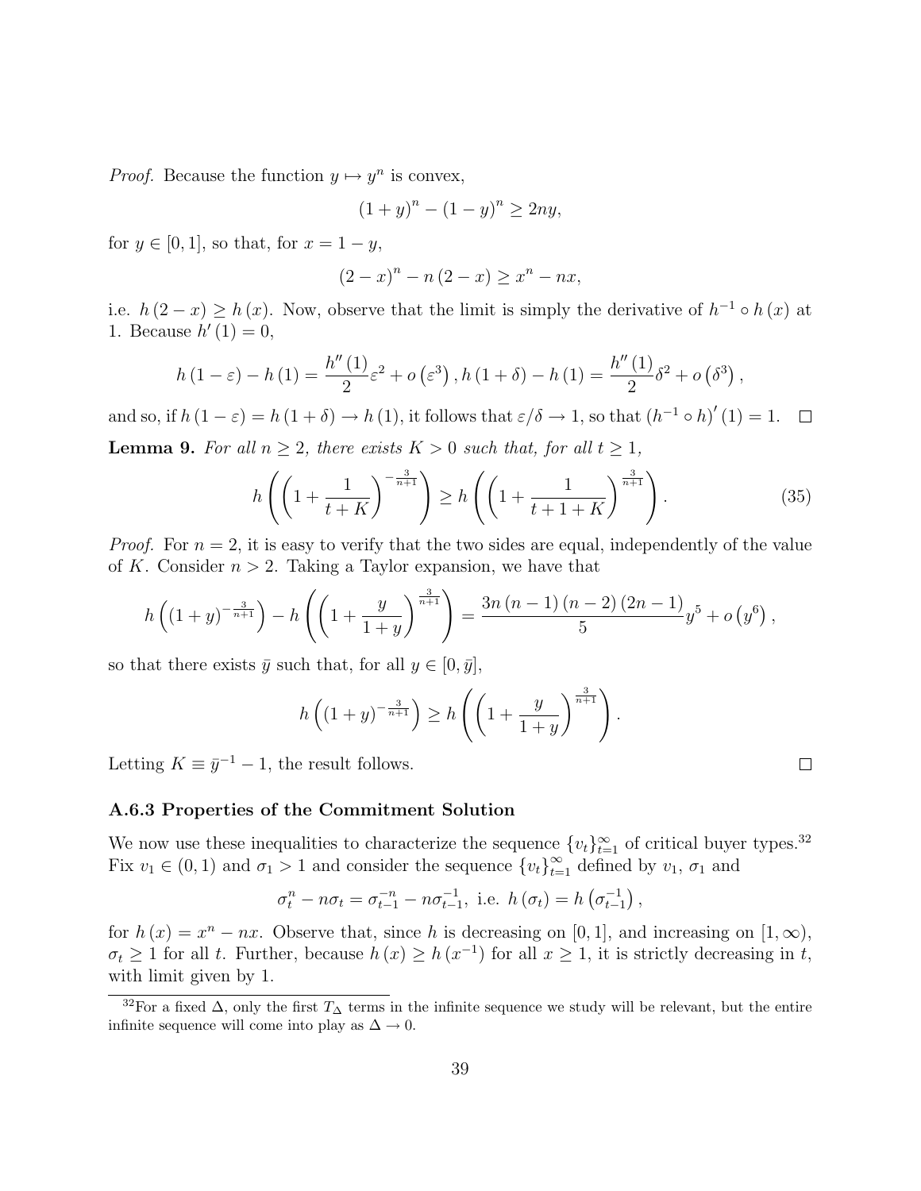*Proof.* Because the function $y \mapsto y^n$ is convex,

$$(1+y)^n - (1-y)^n \geq 2ny,$$

for $y \in [0,1]$, so that, for $x = 1-y$,

$$(2-x)^n - n(2-x) \geq x^n - nx,$$

i.e. $h(2-x) \geq h(x)$. Now, observe that the limit is simply the derivative of $h^{-1} \circ h(x)$ at 1. Because $h'(1) = 0$,

$$h(1-\varepsilon) - h(1) = \frac{h''(1)}{2}\varepsilon^2 + o\left(\varepsilon^3\right), h(1+\delta) - h(1) = \frac{h''(1)}{2}\delta^2 + o\left(\delta^3\right),$$

and so, if $h(1-\varepsilon) = h(1+\delta) \to h(1)$, it follows that $\varepsilon/\delta \to 1$, so that $\left(h^{-1} \circ h\right)'(1) = 1$. $\square$

**Lemma 9.** *For all $n \geq 2$, there exists $K > 0$ such that, for all $t \geq 1$,*

$$h\left(\left(1+\frac{1}{t+K}\right)^{-\frac{3}{n+1}}\right) \geq h\left(\left(1+\frac{1}{t+1+K}\right)^{\frac{3}{n+1}}\right). \tag{35}$$

*Proof.* For $n = 2$, it is easy to verify that the two sides are equal, independently of the value of $K$. Consider $n > 2$. Taking a Taylor expansion, we have that

$$h\left((1+y)^{-\frac{3}{n+1}}\right) - h\left(\left(1+\frac{y}{1+y}\right)^{\frac{3}{n+1}}\right) = \frac{3n(n-1)(n-2)(2n-1)}{5}y^5 + o\left(y^6\right),$$

so that there exists $\bar{y}$ such that, for all $y \in [0, \bar{y}]$,

$$h\left((1+y)^{-\frac{3}{n+1}}\right) \geq h\left(\left(1+\frac{y}{1+y}\right)^{\frac{3}{n+1}}\right).$$

Letting $K \equiv \bar{y}^{-1} - 1$, the result follows. $\square$

### A.6.3 Properties of the Commitment Solution

We now use these inequalities to characterize the sequence $\{v_t\}_{t=1}^{\infty}$ of critical buyer types.[32] Fix $v_1 \in (0,1)$ and $\sigma_1 > 1$ and consider the sequence $\{v_t\}_{t=1}^{\infty}$ defined by $v_1$, $\sigma_1$ and

$$\sigma_t^n - n\sigma_t = \sigma_{t-1}^{-n} - n\sigma_{t-1}^{-1}, \text{ i.e. } h(\sigma_t) = h\left(\sigma_{t-1}^{-1}\right),$$

for $h(x) = x^n - nx$. Observe that, since $h$ is decreasing on $[0,1]$, and increasing on $[1,\infty)$, $\sigma_t \geq 1$ for all $t$. Further, because $h(x) \geq h\left(x^{-1}\right)$ for all $x \geq 1$, it is strictly decreasing in $t$, with limit given by 1.

[32] For a fixed $\Delta$, only the first $T_\Delta$ terms in the infinite sequence we study will be relevant, but the entire infinite sequence will come into play as $\Delta \to 0$.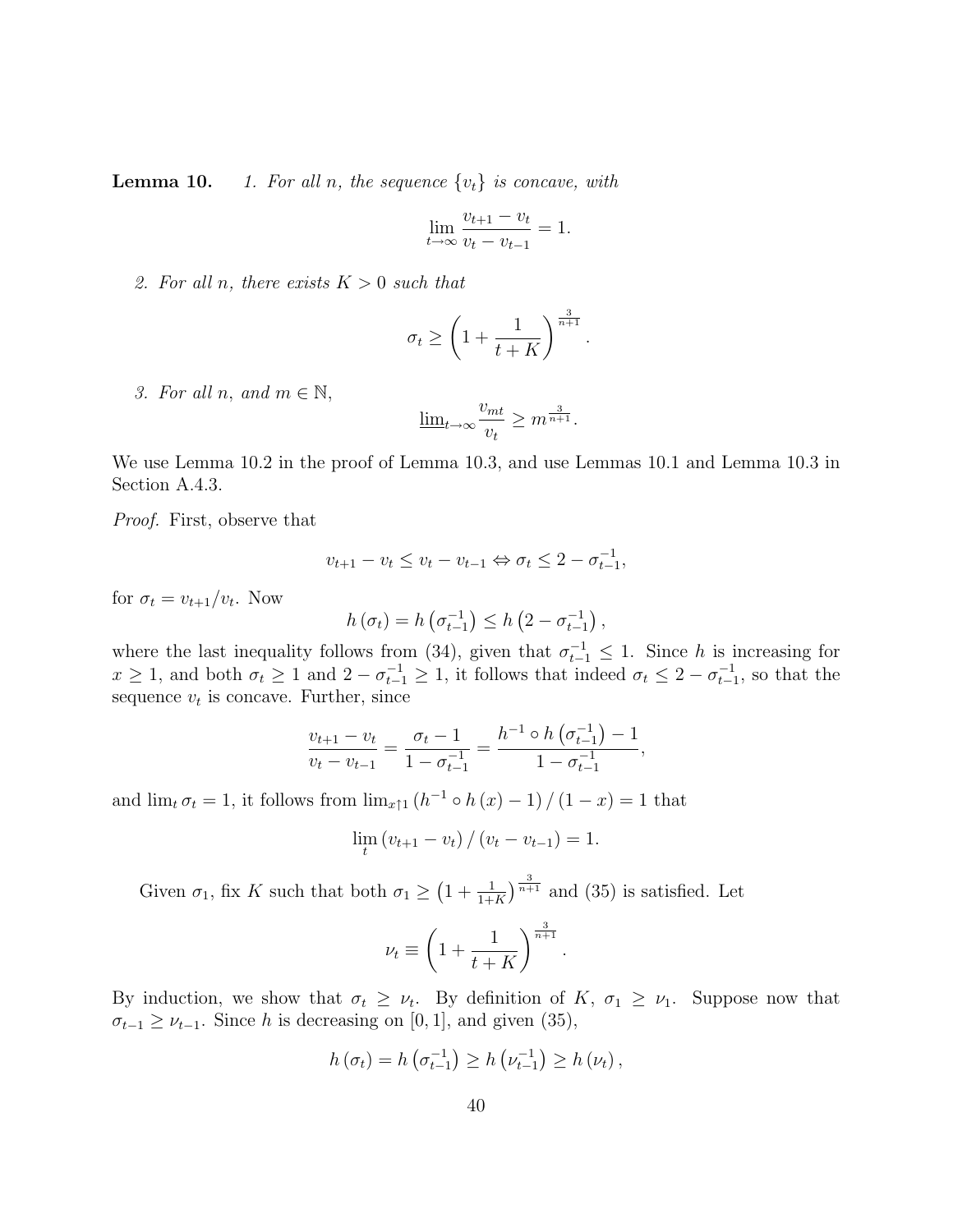**Lemma 10.** *1. For all n, the sequence $\{v_t\}$ is concave, with*

$$\lim_{t\to\infty}\frac{v_{t+1}-v_t}{v_t-v_{t-1}}=1.$$

*2. For all n, there exists $K>0$ such that*

$$\sigma_t \geq \left(1+\frac{1}{t+K}\right)^{\frac{3}{n+1}}.$$

*3. For all n, and $m\in\mathbb{N}$,*

$$\underline{\lim}_{t\to\infty}\frac{v_{mt}}{v_t}\geq m^{\frac{3}{n+1}}.$$

We use Lemma 10.2 in the proof of Lemma 10.3, and use Lemmas 10.1 and Lemma 10.3 in Section A.4.3.

*Proof.* First, observe that

$$v_{t+1}-v_t \leq v_t - v_{t-1} \Leftrightarrow \sigma_t \leq 2-\sigma_{t-1}^{-1},$$

for $\sigma_t = v_{t+1}/v_t$. Now

$$h\left(\sigma_t\right)=h\left(\sigma_{t-1}^{-1}\right)\leq h\left(2-\sigma_{t-1}^{-1}\right),$$

where the last inequality follows from (34), given that $\sigma_{t-1}^{-1}\leq 1$. Since $h$ is increasing for $x\geq 1$, and both $\sigma_t\geq 1$ and $2-\sigma_{t-1}^{-1}\geq 1$, it follows that indeed $\sigma_t\leq 2-\sigma_{t-1}^{-1}$, so that the sequence $v_t$ is concave. Further, since

$$\frac{v_{t+1}-v_t}{v_t-v_{t-1}}=\frac{\sigma_t-1}{1-\sigma_{t-1}^{-1}}=\frac{h^{-1}\circ h\left(\sigma_{t-1}^{-1}\right)-1}{1-\sigma_{t-1}^{-1}},$$

and $\lim_t \sigma_t = 1$, it follows from $\lim_{x\uparrow 1}\left(h^{-1}\circ h\left(x\right)-1\right)/\left(1-x\right)=1$ that

$$\lim_t\left(v_{t+1}-v_t\right)/\left(v_t-v_{t-1}\right)=1.$$

Given $\sigma_1$, fix $K$ such that both $\sigma_1\geq\left(1+\frac{1}{1+K}\right)^{\frac{3}{n+1}}$ and (35) is satisfied. Let

$$\nu_t\equiv\left(1+\frac{1}{t+K}\right)^{\frac{3}{n+1}}.$$

By induction, we show that $\sigma_t\geq\nu_t$. By definition of $K$, $\sigma_1\geq\nu_1$. Suppose now that $\sigma_{t-1}\geq\nu_{t-1}$. Since $h$ is decreasing on $[0,1]$, and given (35),

$$h\left(\sigma_t\right)=h\left(\sigma_{t-1}^{-1}\right)\geq h\left(\nu_{t-1}^{-1}\right)\geq h\left(\nu_t\right),$$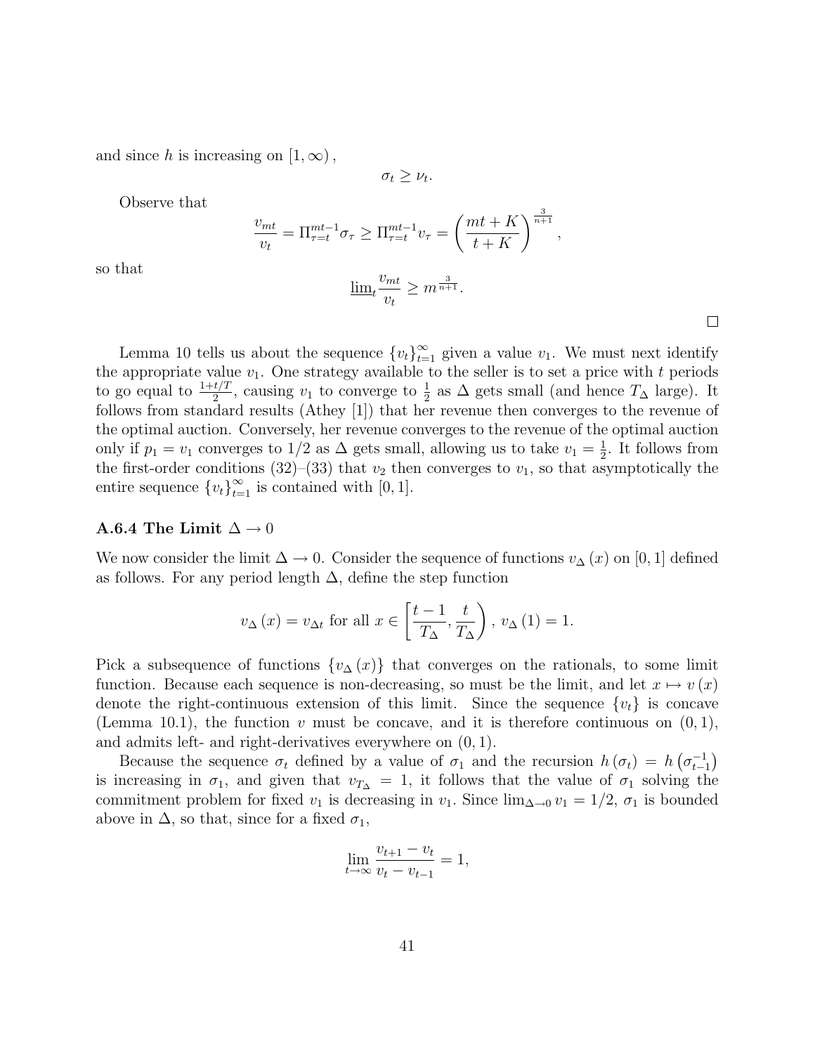and since $h$ is increasing on $[1, \infty)$,

$$\sigma_t \geq \nu_t.$$

Observe that

$$\frac{v_{mt}}{v_t} = \Pi_{\tau=t}^{mt-1} \sigma_\tau \geq \Pi_{\tau=t}^{mt-1} \nu_\tau = \left( \frac{mt + K}{t + K} \right)^{\frac{3}{n+1}},$$

so that

$$\underline{\lim}_t \frac{v_{mt}}{v_t} \geq m^{\frac{3}{n+1}}.$$

□

Lemma 10 tells us about the sequence $\{v_t\}_{t=1}^{\infty}$ given a value $v_1$. We must next identify the appropriate value $v_1$. One strategy available to the seller is to set a price with $t$ periods to go equal to $\frac{1+t/T}{2}$, causing $v_1$ to converge to $\frac{1}{2}$ as $\Delta$ gets small (and hence $T_\Delta$ large). It follows from standard results (Athey [1]) that her revenue then converges to the revenue of the optimal auction. Conversely, her revenue converges to the revenue of the optimal auction only if $p_1 = v_1$ converges to $1/2$ as $\Delta$ gets small, allowing us to take $v_1 = \frac{1}{2}$. It follows from the first-order conditions (32)–(33) that $v_2$ then converges to $v_1$, so that asymptotically the entire sequence $\{v_t\}_{t=1}^{\infty}$ is contained with $[0, 1]$.

### A.6.4 The Limit $\Delta \to 0$

We now consider the limit $\Delta \to 0$. Consider the sequence of functions $v_\Delta(x)$ on $[0, 1]$ defined as follows. For any period length $\Delta$, define the step function

$$v_\Delta(x) = v_{\Delta t} \text{ for all } x \in \left[ \frac{t-1}{T_\Delta}, \frac{t}{T_\Delta} \right), \; v_\Delta(1) = 1.$$

Pick a subsequence of functions $\{v_\Delta(x)\}$ that converges on the rationals, to some limit function. Because each sequence is non-decreasing, so must be the limit, and let $x \mapsto v(x)$ denote the right-continuous extension of this limit. Since the sequence $\{v_t\}$ is concave (Lemma 10.1), the function $v$ must be concave, and it is therefore continuous on $(0, 1)$, and admits left- and right-derivatives everywhere on $(0, 1)$.

Because the sequence $\sigma_t$ defined by a value of $\sigma_1$ and the recursion $h(\sigma_t) = h(\sigma_{t-1}^{-1})$ is increasing in $\sigma_1$, and given that $v_{T_\Delta} = 1$, it follows that the value of $\sigma_1$ solving the commitment problem for fixed $v_1$ is decreasing in $v_1$. Since $\lim_{\Delta \to 0} v_1 = 1/2$, $\sigma_1$ is bounded above in $\Delta$, so that, since for a fixed $\sigma_1$,

$$\lim_{t \to \infty} \frac{v_{t+1} - v_t}{v_t - v_{t-1}} = 1,$$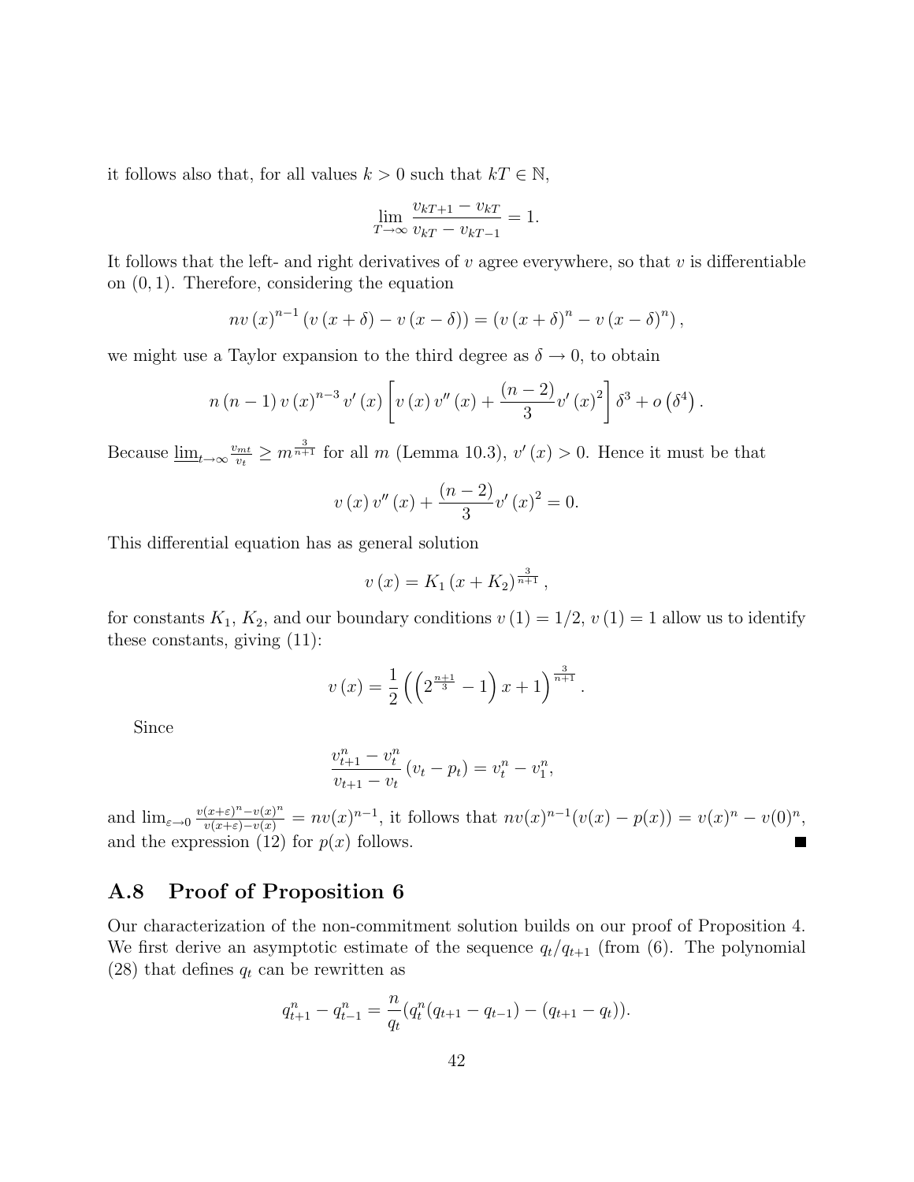it follows also that, for all values $k > 0$ such that $kT \in \mathbb{N}$,

$$\lim_{T\to\infty} \frac{v_{kT+1} - v_{kT}}{v_{kT} - v_{kT-1}} = 1.$$

It follows that the left- and right derivatives of $v$ agree everywhere, so that $v$ is differentiable on $(0, 1)$. Therefore, considering the equation

$$nv(x)^{n-1}(v(x+\delta) - v(x-\delta)) = (v(x+\delta)^n - v(x-\delta)^n),$$

we might use a Taylor expansion to the third degree as $\delta \to 0$, to obtain

$$n(n-1)v(x)^{n-3}v'(x)\left[v(x)v''(x) + \frac{(n-2)}{3}v'(x)^2\right]\delta^3 + o(\delta^4).$$

Because $\underline{\lim}_{t\to\infty} \frac{v_{mt}}{v_t} \geq m^{\frac{3}{n+1}}$ for all $m$ (Lemma 10.3), $v'(x) > 0$. Hence it must be that

$$v(x)v''(x) + \frac{(n-2)}{3}v'(x)^2 = 0.$$

This differential equation has as general solution

$$v(x) = K_1(x + K_2)^{\frac{3}{n+1}},$$

for constants $K_1$, $K_2$, and our boundary conditions $v(1) = 1/2$, $v(1) = 1$ allow us to identify these constants, giving (11):

$$v(x) = \frac{1}{2}\left(\left(2^{\frac{n+1}{3}} - 1\right)x + 1\right)^{\frac{3}{n+1}}.$$

Since

$$\frac{v_{t+1}^n - v_t^n}{v_{t+1} - v_t}(v_t - p_t) = v_t^n - v_1^n,$$

and $\lim_{\varepsilon\to 0} \frac{v(x+\varepsilon)^n - v(x)^n}{v(x+\varepsilon) - v(x)} = nv(x)^{n-1}$, it follows that $nv(x)^{n-1}(v(x) - p(x)) = v(x)^n - v(0)^n$, and the expression (12) for $p(x)$ follows. ■

## A.8 Proof of Proposition 6

Our characterization of the non-commitment solution builds on our proof of Proposition 4. We first derive an asymptotic estimate of the sequence $q_t/q_{t+1}$ (from (6). The polynomial (28) that defines $q_t$ can be rewritten as

$$q_{t+1}^n - q_{t-1}^n = \frac{n}{q_t}(q_t^n(q_{t+1} - q_{t-1}) - (q_{t+1} - q_t)).$$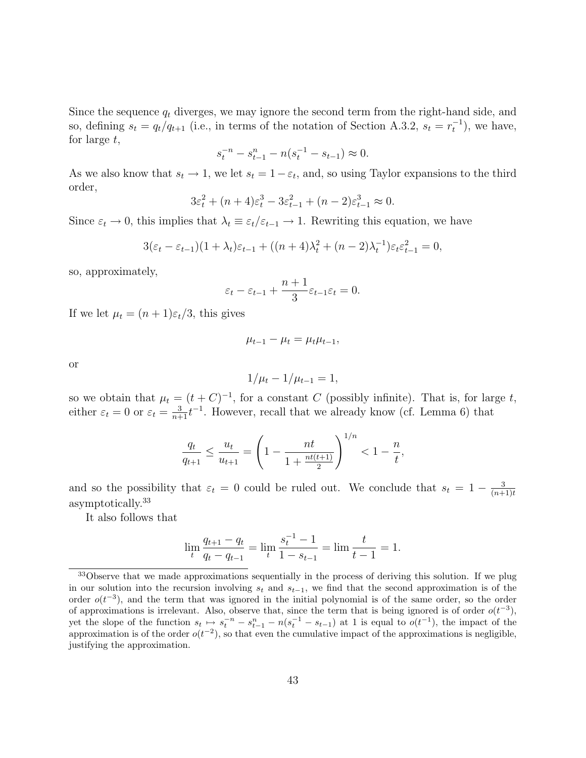Since the sequence $q_t$ diverges, we may ignore the second term from the right-hand side, and so, defining $s_t = q_t/q_{t+1}$ (i.e., in terms of the notation of Section A.3.2, $s_t = r_t^{-1}$), we have, for large $t$,

$$s_t^{-n} - s_{t-1}^n - n(s_t^{-1} - s_{t-1}) \approx 0.$$

As we also know that $s_t \to 1$, we let $s_t = 1 - \varepsilon_t$, and, so using Taylor expansions to the third order,

$$3\varepsilon_t^2 + (n+4)\varepsilon_t^3 - 3\varepsilon_{t-1}^2 + (n-2)\varepsilon_{t-1}^3 \approx 0.$$

Since $\varepsilon_t \to 0$, this implies that $\lambda_t \equiv \varepsilon_t/\varepsilon_{t-1} \to 1$. Rewriting this equation, we have

$$3(\varepsilon_t - \varepsilon_{t-1})(1+\lambda_t)\varepsilon_{t-1} + ((n+4)\lambda_t^2 + (n-2)\lambda_t^{-1})\varepsilon_t\varepsilon_{t-1}^2 = 0,$$

so, approximately,

$$\varepsilon_t - \varepsilon_{t-1} + \frac{n+1}{3}\varepsilon_{t-1}\varepsilon_t = 0.$$

If we let $\mu_t = (n+1)\varepsilon_t/3$, this gives

$$\mu_{t-1} - \mu_t = \mu_t\mu_{t-1},$$

or

$$1/\mu_t - 1/\mu_{t-1} = 1,$$

so we obtain that $\mu_t = (t+C)^{-1}$, for a constant $C$ (possibly infinite). That is, for large $t$, either $\varepsilon_t = 0$ or $\varepsilon_t = \frac{3}{n+1}t^{-1}$. However, recall that we already know (cf. Lemma 6) that

$$\frac{q_t}{q_{t+1}} \leq \frac{u_t}{u_{t+1}} = \left(1 - \frac{nt}{1 + \frac{nt(t+1)}{2}}\right)^{1/n} < 1 - \frac{n}{t},$$

and so the possibility that $\varepsilon_t = 0$ could be ruled out. We conclude that $s_t = 1 - \frac{3}{(n+1)t}$ asymptotically.[33]

It also follows that

$$\lim_t \frac{q_{t+1} - q_t}{q_t - q_{t-1}} = \lim_t \frac{s_t^{-1} - 1}{1 - s_{t-1}} = \lim \frac{t}{t-1} = 1.$$

[33] Observe that we made approximations sequentially in the process of deriving this solution. If we plug in our solution into the recursion involving $s_t$ and $s_{t-1}$, we find that the second approximation is of the order $o(t^{-3})$, and the term that was ignored in the initial polynomial is of the same order, so the order of approximations is irrelevant. Also, observe that, since the term that is being ignored is of order $o(t^{-3})$, yet the slope of the function $s_t \mapsto s_t^{-n} - s_{t-1}^n - n(s_t^{-1} - s_{t-1})$ at 1 is equal to $o(t^{-1})$, the impact of the approximation is of the order $o(t^{-2})$, so that even the cumulative impact of the approximations is negligible, justifying the approximation.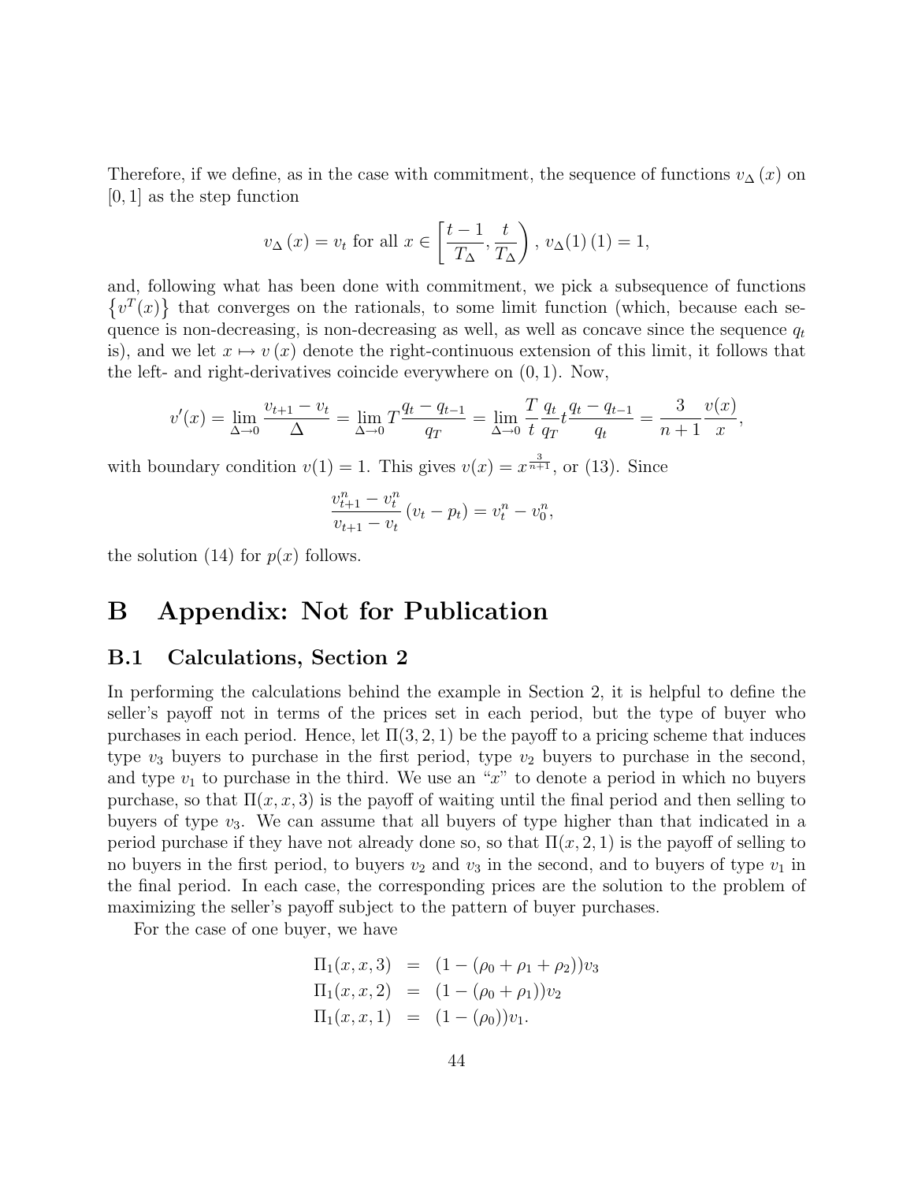Therefore, if we define, as in the case with commitment, the sequence of functions $v_\Delta(x)$ on $[0,1]$ as the step function

$$v_\Delta(x) = v_t \text{ for all } x \in \left[\frac{t-1}{T_\Delta}, \frac{t}{T_\Delta}\right),\ v_\Delta(1)(1) = 1,$$

and, following what has been done with commitment, we pick a subsequence of functions $\{v^T(x)\}$ that converges on the rationals, to some limit function (which, because each sequence is non-decreasing, is non-decreasing as well, as well as concave since the sequence $q_t$ is), and we let $x \mapsto v(x)$ denote the right-continuous extension of this limit, it follows that the left- and right-derivatives coincide everywhere on $(0,1)$. Now,

$$v'(x) = \lim_{\Delta \to 0} \frac{v_{t+1} - v_t}{\Delta} = \lim_{\Delta \to 0} T \frac{q_t - q_{t-1}}{q_T} = \lim_{\Delta \to 0} \frac{T}{t} \frac{q_t}{q_T} t \frac{q_t - q_{t-1}}{q_t} = \frac{3}{n+1} \frac{v(x)}{x},$$

with boundary condition $v(1) = 1$. This gives $v(x) = x^{\frac{3}{n+1}}$, or (13). Since

$$\frac{v_{t+1}^n - v_t^n}{v_{t+1} - v_t}(v_t - p_t) = v_t^n - v_0^n,$$

the solution (14) for $p(x)$ follows.

# B Appendix: Not for Publication

## B.1 Calculations, Section 2

In performing the calculations behind the example in Section 2, it is helpful to define the seller's payoff not in terms of the prices set in each period, but the type of buyer who purchases in each period. Hence, let $\Pi(3,2,1)$ be the payoff to a pricing scheme that induces type $v_3$ buyers to purchase in the first period, type $v_2$ buyers to purchase in the second, and type $v_1$ to purchase in the third. We use an "$x$" to denote a period in which no buyers purchase, so that $\Pi(x,x,3)$ is the payoff of waiting until the final period and then selling to buyers of type $v_3$. We can assume that all buyers of type higher than that indicated in a period purchase if they have not already done so, so that $\Pi(x,2,1)$ is the payoff of selling to no buyers in the first period, to buyers $v_2$ and $v_3$ in the second, and to buyers of type $v_1$ in the final period. In each case, the corresponding prices are the solution to the problem of maximizing the seller's payoff subject to the pattern of buyer purchases.

For the case of one buyer, we have

$$\begin{aligned}
\Pi_1(x,x,3) &= (1 - (\rho_0 + \rho_1 + \rho_2))v_3 \\
\Pi_1(x,x,2) &= (1 - (\rho_0 + \rho_1))v_2 \\
\Pi_1(x,x,1) &= (1 - (\rho_0))v_1.
\end{aligned}$$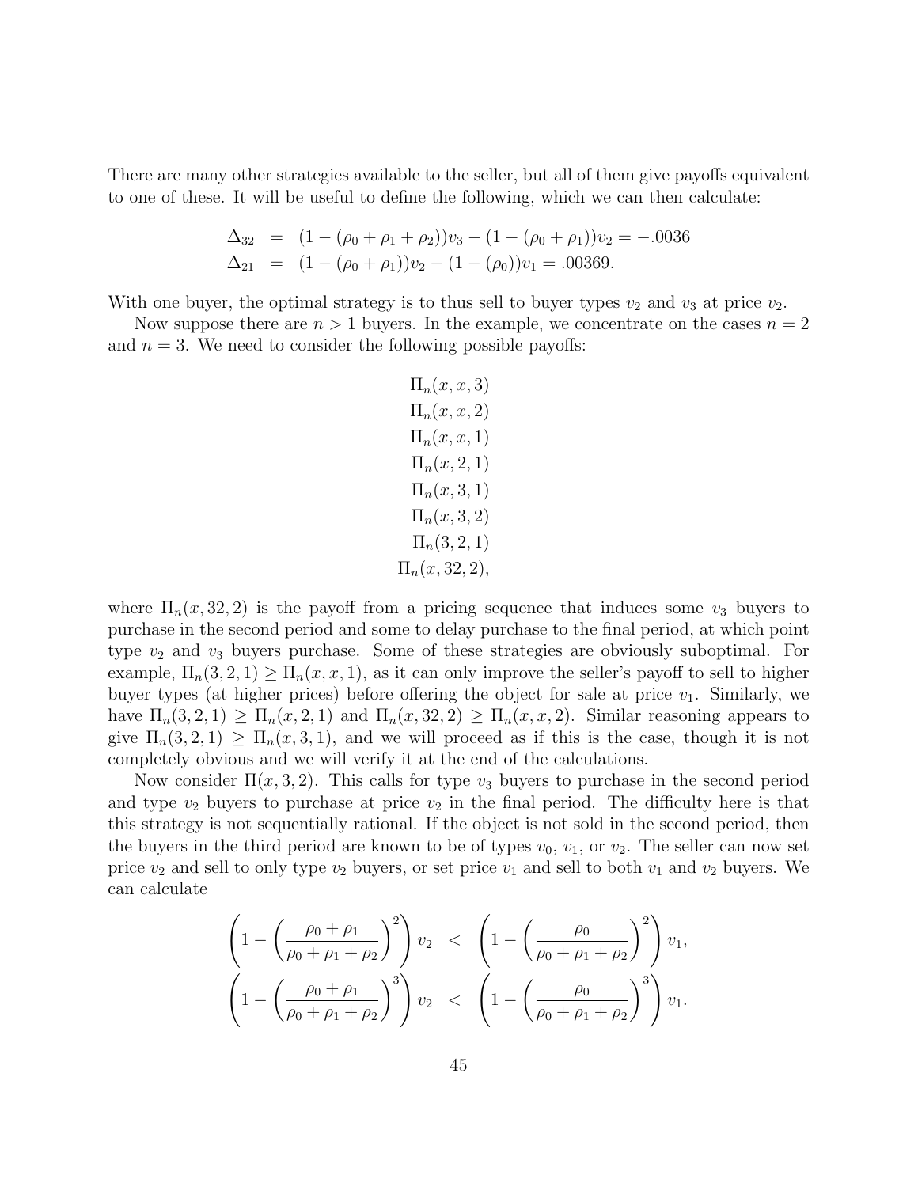There are many other strategies available to the seller, but all of them give payoffs equivalent to one of these. It will be useful to define the following, which we can then calculate:

$$
\begin{aligned}
\Delta_{32} &= (1-(\rho_0+\rho_1+\rho_2))v_3 - (1-(\rho_0+\rho_1))v_2 = -.0036 \\
\Delta_{21} &= (1-(\rho_0+\rho_1))v_2 - (1-(\rho_0))v_1 = .00369.
\end{aligned}
$$

With one buyer, the optimal strategy is to thus sell to buyer types $v_2$ and $v_3$ at price $v_2$.

Now suppose there are $n > 1$ buyers. In the example, we concentrate on the cases $n = 2$ and $n = 3$. We need to consider the following possible payoffs:

$$
\begin{gathered}
\Pi_n(x, x, 3) \\
\Pi_n(x, x, 2) \\
\Pi_n(x, x, 1) \\
\Pi_n(x, 2, 1) \\
\Pi_n(x, 3, 1) \\
\Pi_n(x, 3, 2) \\
\Pi_n(3, 2, 1) \\
\Pi_n(x, 32, 2),
\end{gathered}
$$

where $\Pi_n(x, 32, 2)$ is the payoff from a pricing sequence that induces some $v_3$ buyers to purchase in the second period and some to delay purchase to the final period, at which point type $v_2$ and $v_3$ buyers purchase. Some of these strategies are obviously suboptimal. For example, $\Pi_n(3, 2, 1) \geq \Pi_n(x, x, 1)$, as it can only improve the seller's payoff to sell to higher buyer types (at higher prices) before offering the object for sale at price $v_1$. Similarly, we have $\Pi_n(3, 2, 1) \geq \Pi_n(x, 2, 1)$ and $\Pi_n(x, 32, 2) \geq \Pi_n(x, x, 2)$. Similar reasoning appears to give $\Pi_n(3, 2, 1) \geq \Pi_n(x, 3, 1)$, and we will proceed as if this is the case, though it is not completely obvious and we will verify it at the end of the calculations.

Now consider $\Pi(x, 3, 2)$. This calls for type $v_3$ buyers to purchase in the second period and type $v_2$ buyers to purchase at price $v_2$ in the final period. The difficulty here is that this strategy is not sequentially rational. If the object is not sold in the second period, then the buyers in the third period are known to be of types $v_0$, $v_1$, or $v_2$. The seller can now set price $v_2$ and sell to only type $v_2$ buyers, or set price $v_1$ and sell to both $v_1$ and $v_2$ buyers. We can calculate

$$
\begin{aligned}
\left(1 - \left(\frac{\rho_0+\rho_1}{\rho_0+\rho_1+\rho_2}\right)^2\right) v_2 &< \left(1 - \left(\frac{\rho_0}{\rho_0+\rho_1+\rho_2}\right)^2\right) v_1, \\
\left(1 - \left(\frac{\rho_0+\rho_1}{\rho_0+\rho_1+\rho_2}\right)^3\right) v_2 &< \left(1 - \left(\frac{\rho_0}{\rho_0+\rho_1+\rho_2}\right)^3\right) v_1.
\end{aligned}
$$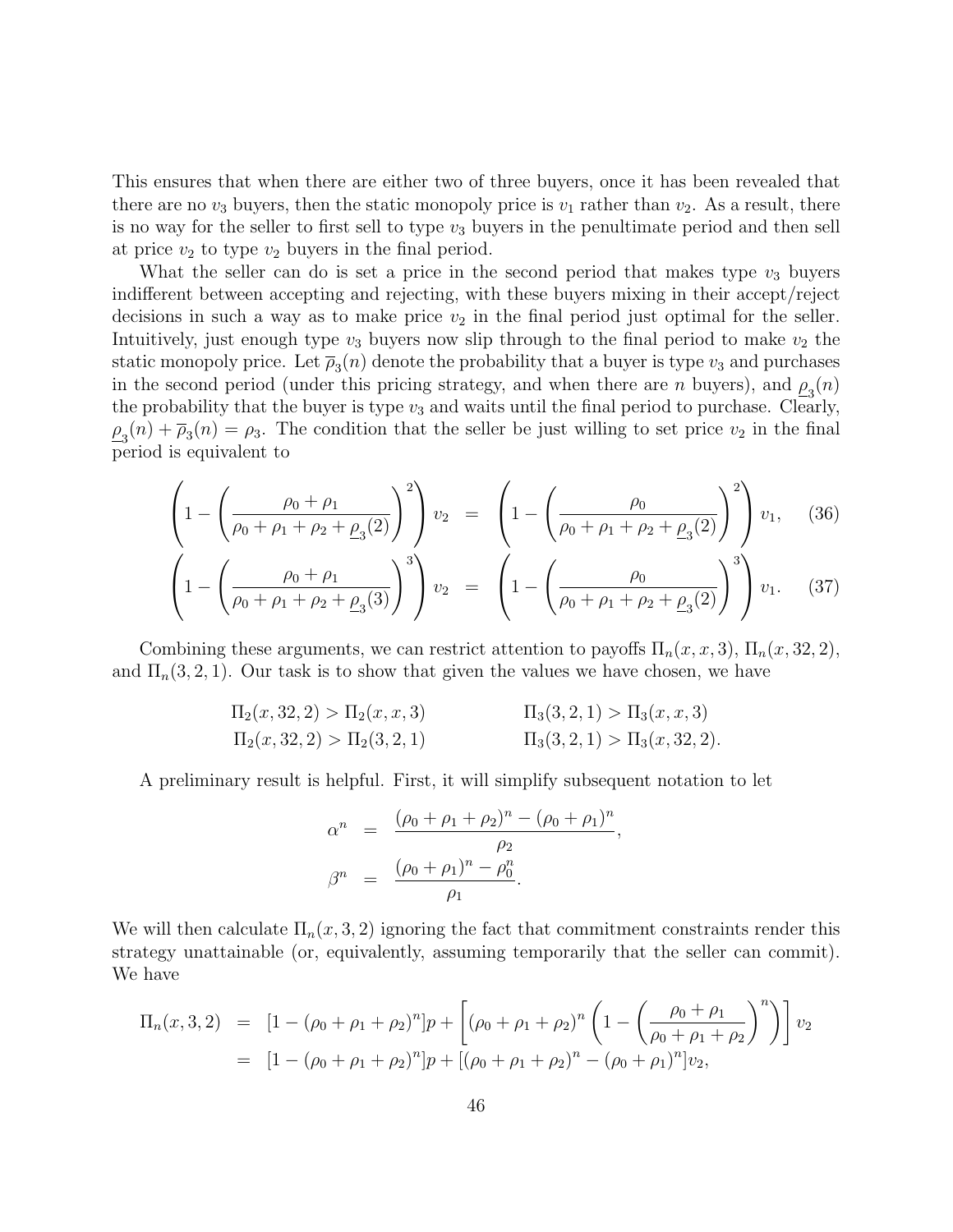This ensures that when there are either two of three buyers, once it has been revealed that there are no $v_3$ buyers, then the static monopoly price is $v_1$ rather than $v_2$. As a result, there is no way for the seller to first sell to type $v_3$ buyers in the penultimate period and then sell at price $v_2$ to type $v_2$ buyers in the final period.

What the seller can do is set a price in the second period that makes type $v_3$ buyers indifferent between accepting and rejecting, with these buyers mixing in their accept/reject decisions in such a way as to make price $v_2$ in the final period just optimal for the seller. Intuitively, just enough type $v_3$ buyers now slip through to the final period to make $v_2$ the static monopoly price. Let $\overline{\rho}_3(n)$ denote the probability that a buyer is type $v_3$ and purchases in the second period (under this pricing strategy, and when there are $n$ buyers), and $\underline{\rho}_3(n)$ the probability that the buyer is type $v_3$ and waits until the final period to purchase. Clearly, $\underline{\rho}_3(n) + \overline{\rho}_3(n) = \rho_3$. The condition that the seller be just willing to set price $v_2$ in the final period is equivalent to

$$\left(1 - \left(\frac{\rho_0 + \rho_1}{\rho_0 + \rho_1 + \rho_2 + \underline{\rho}_3(2)}\right)^2\right) v_2 \quad = \quad \left(1 - \left(\frac{\rho_0}{\rho_0 + \rho_1 + \rho_2 + \underline{\rho}_3(2)}\right)^2\right) v_1, \qquad (36)$$

$$\left(1 - \left(\frac{\rho_0 + \rho_1}{\rho_0 + \rho_1 + \rho_2 + \underline{\rho}_3(3)}\right)^3\right) v_2 \quad = \quad \left(1 - \left(\frac{\rho_0}{\rho_0 + \rho_1 + \rho_2 + \underline{\rho}_3(2)}\right)^3\right) v_1. \qquad (37)$$

Combining these arguments, we can restrict attention to payoffs $\Pi_n(x, x, 3)$, $\Pi_n(x, 32, 2)$, and $\Pi_n(3, 2, 1)$. Our task is to show that given the values we have chosen, we have

$$\Pi_2(x, 32, 2) > \Pi_2(x, x, 3) \qquad\qquad \Pi_3(3, 2, 1) > \Pi_3(x, x, 3)$$
$$\Pi_2(x, 32, 2) > \Pi_2(3, 2, 1) \qquad\qquad \Pi_3(3, 2, 1) > \Pi_3(x, 32, 2).$$

A preliminary result is helpful. First, it will simplify subsequent notation to let

$$\alpha^n \quad = \quad \frac{(\rho_0 + \rho_1 + \rho_2)^n - (\rho_0 + \rho_1)^n}{\rho_2},$$
$$\beta^n \quad = \quad \frac{(\rho_0 + \rho_1)^n - \rho_0^n}{\rho_1}.$$

We will then calculate $\Pi_n(x, 3, 2)$ ignoring the fact that commitment constraints render this strategy unattainable (or, equivalently, assuming temporarily that the seller can commit). We have

$$\begin{aligned}
\Pi_n(x, 3, 2) &= [1 - (\rho_0 + \rho_1 + \rho_2)^n]p + \left[(\rho_0 + \rho_1 + \rho_2)^n \left(1 - \left(\frac{\rho_0 + \rho_1}{\rho_0 + \rho_1 + \rho_2}\right)^n\right)\right] v_2 \\
&= [1 - (\rho_0 + \rho_1 + \rho_2)^n]p + [(\rho_0 + \rho_1 + \rho_2)^n - (\rho_0 + \rho_1)^n]v_2,
\end{aligned}$$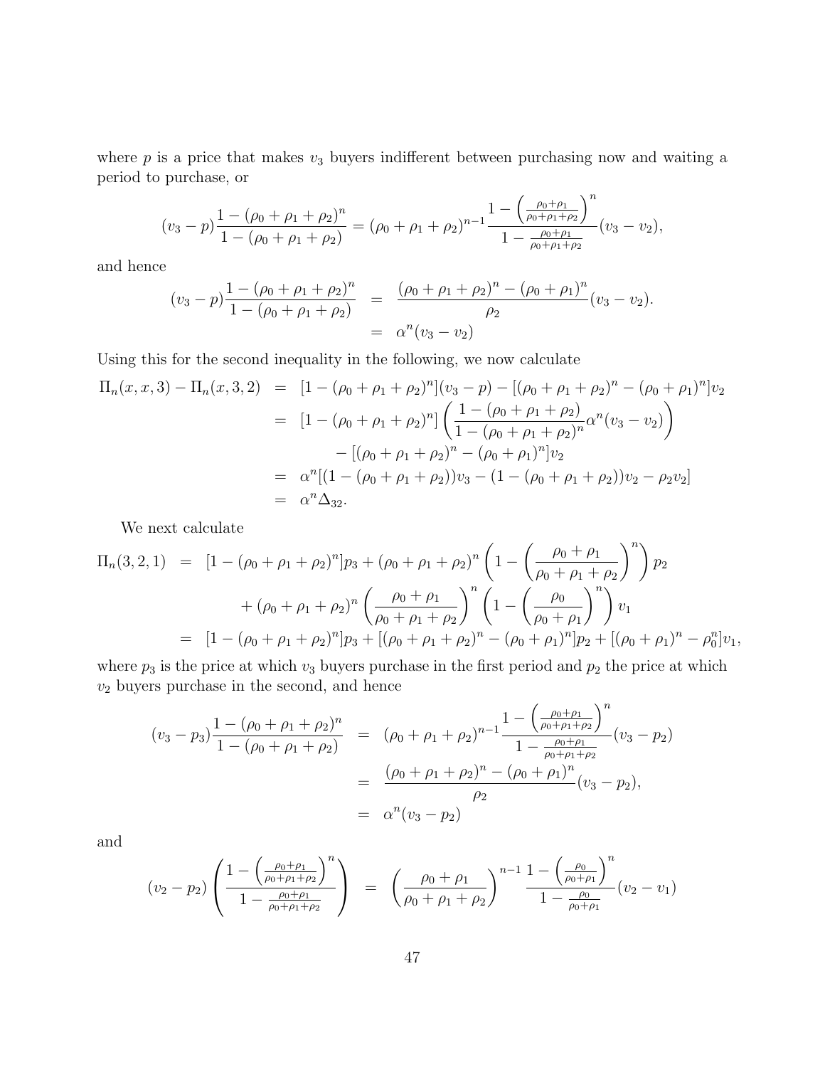where $p$ is a price that makes $v_3$ buyers indifferent between purchasing now and waiting a period to purchase, or

$$(v_3 - p)\frac{1-(\rho_0+\rho_1+\rho_2)^n}{1-(\rho_0+\rho_1+\rho_2)} = (\rho_0+\rho_1+\rho_2)^{n-1}\frac{1-\left(\frac{\rho_0+\rho_1}{\rho_0+\rho_1+\rho_2}\right)^n}{1-\frac{\rho_0+\rho_1}{\rho_0+\rho_1+\rho_2}}(v_3-v_2),$$

and hence

$$\begin{aligned}(v_3 - p)\frac{1-(\rho_0+\rho_1+\rho_2)^n}{1-(\rho_0+\rho_1+\rho_2)} &= \frac{(\rho_0+\rho_1+\rho_2)^n-(\rho_0+\rho_1)^n}{\rho_2}(v_3-v_2). \\ &= \alpha^n(v_3-v_2)\end{aligned}$$

Using this for the second inequality in the following, we now calculate

$$\begin{aligned}\Pi_n(x,x,3)-\Pi_n(x,3,2) &= [1-(\rho_0+\rho_1+\rho_2)^n](v_3-p)-[(\rho_0+\rho_1+\rho_2)^n-(\rho_0+\rho_1)^n]v_2 \\ &= [1-(\rho_0+\rho_1+\rho_2)^n]\left(\frac{1-(\rho_0+\rho_1+\rho_2)}{1-(\rho_0+\rho_1+\rho_2)^n}\alpha^n(v_3-v_2)\right) \\ &\qquad -[(\rho_0+\rho_1+\rho_2)^n-(\rho_0+\rho_1)^n]v_2 \\ &= \alpha^n[(1-(\rho_0+\rho_1+\rho_2))v_3-(1-(\rho_0+\rho_1+\rho_2))v_2-\rho_2 v_2] \\ &= \alpha^n\Delta_{32}.\end{aligned}$$

We next calculate

$$\begin{aligned}\Pi_n(3,2,1) &= [1-(\rho_0+\rho_1+\rho_2)^n]p_3+(\rho_0+\rho_1+\rho_2)^n\left(1-\left(\frac{\rho_0+\rho_1}{\rho_0+\rho_1+\rho_2}\right)^n\right)p_2 \\ &\qquad +(\rho_0+\rho_1+\rho_2)^n\left(\frac{\rho_0+\rho_1}{\rho_0+\rho_1+\rho_2}\right)^n\left(1-\left(\frac{\rho_0}{\rho_0+\rho_1}\right)^n\right)v_1 \\ &= [1-(\rho_0+\rho_1+\rho_2)^n]p_3+[(\rho_0+\rho_1+\rho_2)^n-(\rho_0+\rho_1)^n]p_2+[(\rho_0+\rho_1)^n-\rho_0^n]v_1,\end{aligned}$$

where $p_3$ is the price at which $v_3$ buyers purchase in the first period and $p_2$ the price at which $v_2$ buyers purchase in the second, and hence

$$\begin{aligned}(v_3-p_3)\frac{1-(\rho_0+\rho_1+\rho_2)^n}{1-(\rho_0+\rho_1+\rho_2)} &= (\rho_0+\rho_1+\rho_2)^{n-1}\frac{1-\left(\frac{\rho_0+\rho_1}{\rho_0+\rho_1+\rho_2}\right)^n}{1-\frac{\rho_0+\rho_1}{\rho_0+\rho_1+\rho_2}}(v_3-p_2) \\ &= \frac{(\rho_0+\rho_1+\rho_2)^n-(\rho_0+\rho_1)^n}{\rho_2}(v_3-p_2), \\ &= \alpha^n(v_3-p_2)\end{aligned}$$

and

$$(v_2-p_2)\left(\frac{1-\left(\frac{\rho_0+\rho_1}{\rho_0+\rho_1+\rho_2}\right)^n}{1-\frac{\rho_0+\rho_1}{\rho_0+\rho_1+\rho_2}}\right) = \left(\frac{\rho_0+\rho_1}{\rho_0+\rho_1+\rho_2}\right)^{n-1}\frac{1-\left(\frac{\rho_0}{\rho_0+\rho_1}\right)^n}{1-\frac{\rho_0}{\rho_0+\rho_1}}(v_2-v_1)$$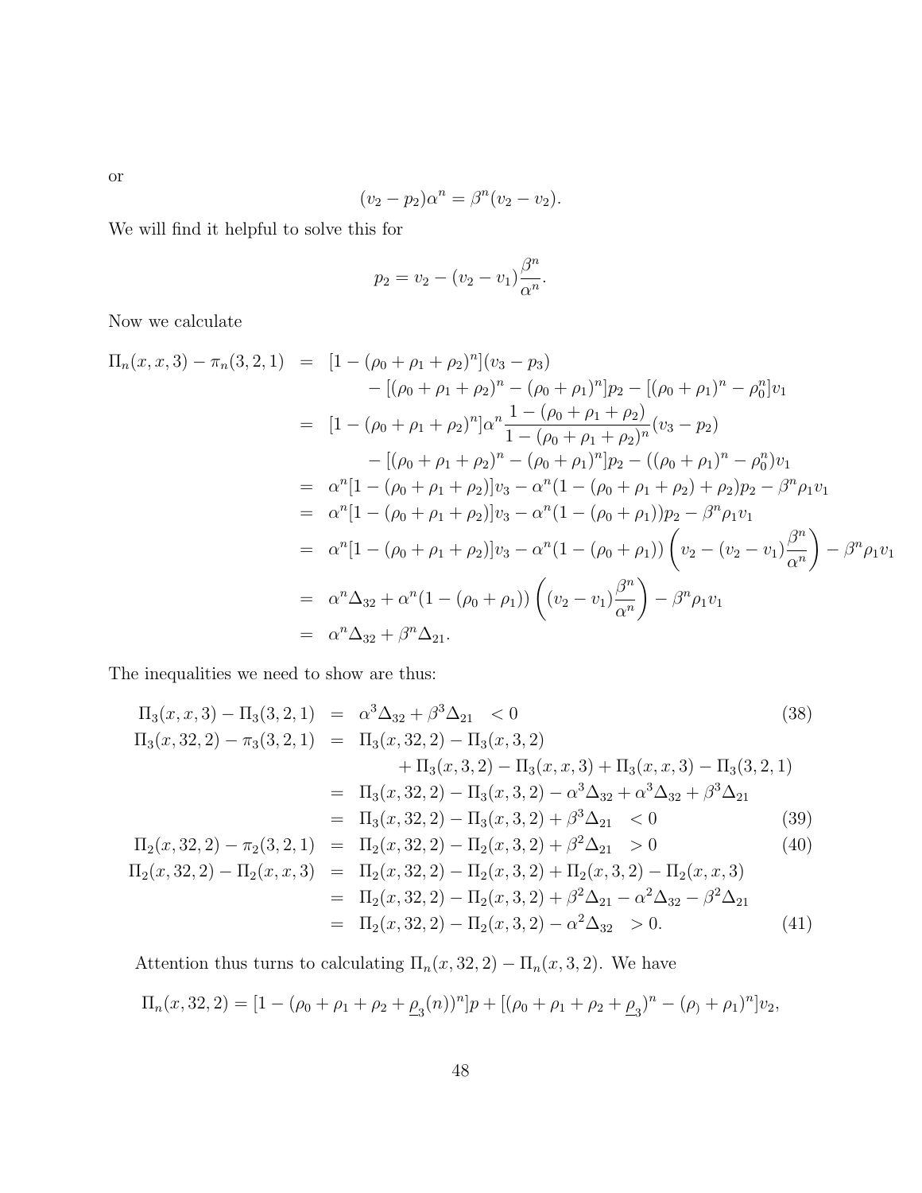or

$$(v_2 - p_2)\alpha^n = \beta^n(v_2 - v_2).$$

We will find it helpful to solve this for

$$p_2 = v_2 - (v_2 - v_1)\frac{\beta^n}{\alpha^n}.$$

Now we calculate

$$\begin{aligned}
\Pi_n(x,x,3) - \pi_n(3,2,1) &= [1-(\rho_0+\rho_1+\rho_2)^n](v_3 - p_3) \\
&\qquad - [(\rho_0+\rho_1+\rho_2)^n - (\rho_0+\rho_1)^n]p_2 - [(\rho_0+\rho_1)^n - \rho_0^n]v_1 \\
&= [1-(\rho_0+\rho_1+\rho_2)^n]\alpha^n \frac{1-(\rho_0+\rho_1+\rho_2)}{1-(\rho_0+\rho_1+\rho_2)^n}(v_3 - p_2) \\
&\qquad - [(\rho_0+\rho_1+\rho_2)^n - (\rho_0+\rho_1)^n]p_2 - ((\rho_0+\rho_1)^n - \rho_0^n)v_1 \\
&= \alpha^n[1-(\rho_0+\rho_1+\rho_2)]v_3 - \alpha^n(1-(\rho_0+\rho_1+\rho_2)+\rho_2)p_2 - \beta^n\rho_1 v_1 \\
&= \alpha^n[1-(\rho_0+\rho_1+\rho_2)]v_3 - \alpha^n(1-(\rho_0+\rho_1))p_2 - \beta^n\rho_1 v_1 \\
&= \alpha^n[1-(\rho_0+\rho_1+\rho_2)]v_3 - \alpha^n(1-(\rho_0+\rho_1))\left(v_2 - (v_2-v_1)\frac{\beta^n}{\alpha^n}\right) - \beta^n\rho_1 v_1 \\
&= \alpha^n\Delta_{32} + \alpha^n(1-(\rho_0+\rho_1))\left((v_2-v_1)\frac{\beta^n}{\alpha^n}\right) - \beta^n\rho_1 v_1 \\
&= \alpha^n\Delta_{32} + \beta^n\Delta_{21}.
\end{aligned}$$

The inequalities we need to show are thus:

$$\begin{aligned}
\Pi_3(x,x,3) - \Pi_3(3,2,1) &= \alpha^3\Delta_{32} + \beta^3\Delta_{21} \quad < 0 &(38)\\
\Pi_3(x,32,2) - \pi_3(3,2,1) &= \Pi_3(x,32,2) - \Pi_3(x,3,2) \\
&\qquad + \Pi_3(x,3,2) - \Pi_3(x,x,3) + \Pi_3(x,x,3) - \Pi_3(3,2,1) \\
&= \Pi_3(x,32,2) - \Pi_3(x,3,2) - \alpha^3\Delta_{32} + \alpha^3\Delta_{32} + \beta^3\Delta_{21} \\
&= \Pi_3(x,32,2) - \Pi_3(x,3,2) + \beta^3\Delta_{21} \quad < 0 &(39)\\
\Pi_2(x,32,2) - \pi_2(3,2,1) &= \Pi_2(x,32,2) - \Pi_2(x,3,2) + \beta^2\Delta_{21} \quad > 0 &(40)\\
\Pi_2(x,32,2) - \Pi_2(x,x,3) &= \Pi_2(x,32,2) - \Pi_2(x,3,2) + \Pi_2(x,3,2) - \Pi_2(x,x,3) \\
&= \Pi_2(x,32,2) - \Pi_2(x,3,2) + \beta^2\Delta_{21} - \alpha^2\Delta_{32} - \beta^2\Delta_{21} \\
&= \Pi_2(x,32,2) - \Pi_2(x,3,2) - \alpha^2\Delta_{32} \quad > 0. &(41)
\end{aligned}$$

Attention thus turns to calculating $\Pi_n(x,32,2) - \Pi_n(x,3,2)$. We have

$$\Pi_n(x,32,2) = [1-(\rho_0+\rho_1+\rho_2+\underline{\rho}_3(n))^n]p + [(\rho_0+\rho_1+\rho_2+\underline{\rho}_3)^n - (\rho_) + \rho_1)^n]v_2,$$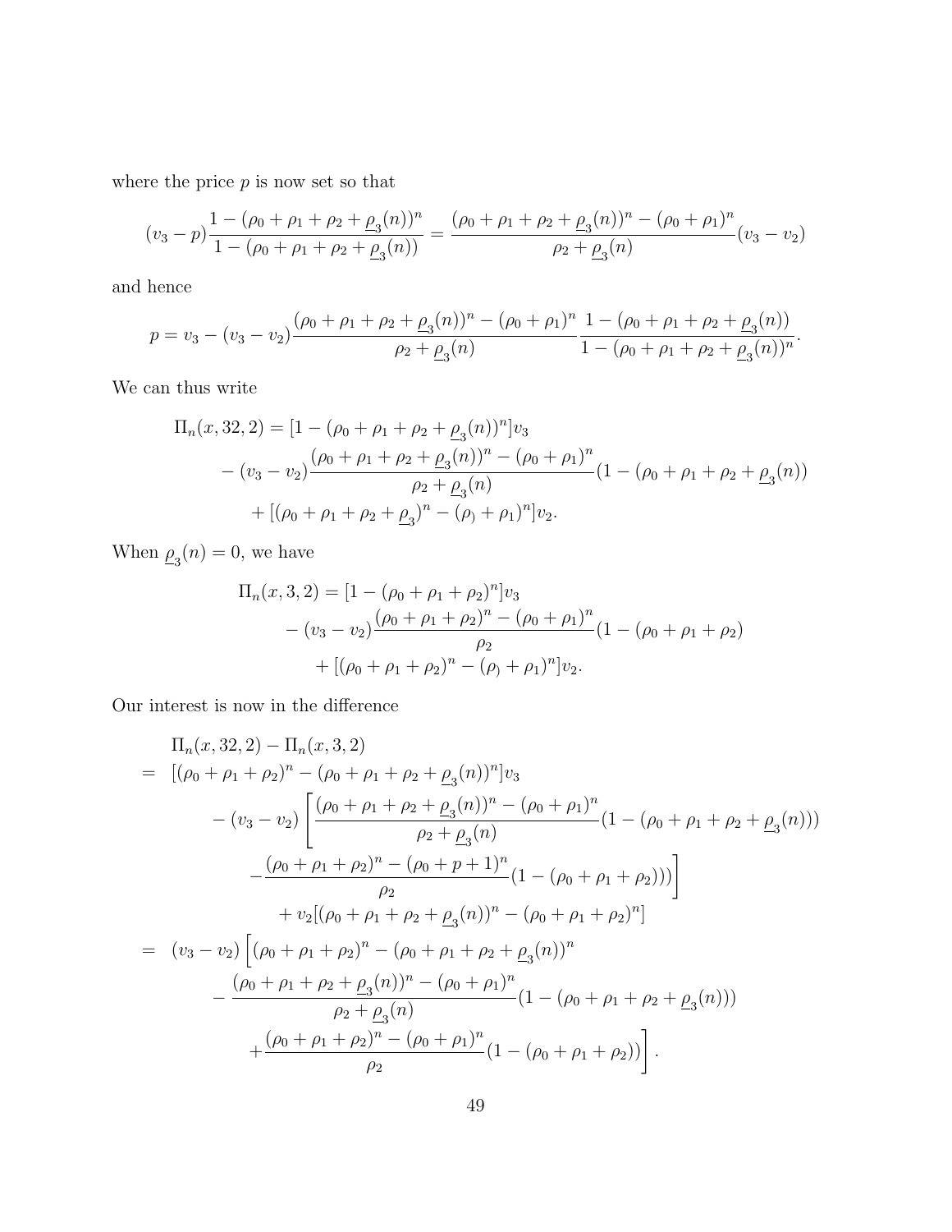where the price $p$ is now set so that

$$(v_3 - p)\frac{1-(\rho_0+\rho_1+\rho_2+\underline{\rho}_3(n))^n}{1-(\rho_0+\rho_1+\rho_2+\underline{\rho}_3(n))} = \frac{(\rho_0+\rho_1+\rho_2+\underline{\rho}_3(n))^n-(\rho_0+\rho_1)^n}{\rho_2+\underline{\rho}_3(n)}(v_3-v_2)$$

and hence

$$p = v_3 - (v_3-v_2)\frac{(\rho_0+\rho_1+\rho_2+\underline{\rho}_3(n))^n-(\rho_0+\rho_1)^n}{\rho_2+\underline{\rho}_3(n)}\frac{1-(\rho_0+\rho_1+\rho_2+\underline{\rho}_3(n))}{1-(\rho_0+\rho_1+\rho_2+\underline{\rho}_3(n))^n}.$$

We can thus write

$$\begin{aligned}
\Pi_n(x,32,2) &= [1-(\rho_0+\rho_1+\rho_2+\underline{\rho}_3(n))^n]v_3 \\
&\quad -(v_3-v_2)\frac{(\rho_0+\rho_1+\rho_2+\underline{\rho}_3(n))^n-(\rho_0+\rho_1)^n}{\rho_2+\underline{\rho}_3(n)}(1-(\rho_0+\rho_1+\rho_2+\underline{\rho}_3(n)) \\
&\quad\quad +[(\rho_0+\rho_1+\rho_2+\underline{\rho}_3)^n-(\rho_)+\rho_1)^n]v_2.
\end{aligned}$$

When $\underline{\rho}_3(n)=0$, we have

$$\begin{aligned}
\Pi_n(x,3,2) &= [1-(\rho_0+\rho_1+\rho_2)^n]v_3 \\
&\quad -(v_3-v_2)\frac{(\rho_0+\rho_1+\rho_2)^n-(\rho_0+\rho_1)^n}{\rho_2}(1-(\rho_0+\rho_1+\rho_2) \\
&\quad\quad +[(\rho_0+\rho_1+\rho_2)^n-(\rho_)+\rho_1)^n]v_2.
\end{aligned}$$

Our interest is now in the difference

$$\begin{aligned}
&\Pi_n(x,32,2)-\Pi_n(x,3,2) \\
=\ & [(\rho_0+\rho_1+\rho_2)^n-(\rho_0+\rho_1+\rho_2+\underline{\rho}_3(n))^n]v_3 \\
&\quad -(v_3-v_2)\left[\frac{(\rho_0+\rho_1+\rho_2+\underline{\rho}_3(n))^n-(\rho_0+\rho_1)^n}{\rho_2+\underline{\rho}_3(n)}(1-(\rho_0+\rho_1+\rho_2+\underline{\rho}_3(n)))\right. \\
&\quad \left. -\frac{(\rho_0+\rho_1+\rho_2)^n-(\rho_0+p+1)^n}{\rho_2}(1-(\rho_0+\rho_1+\rho_2)))\right] \\
&\quad\quad +v_2[(\rho_0+\rho_1+\rho_2+\underline{\rho}_3(n))^n-(\rho_0+\rho_1+\rho_2)^n] \\
=\ & (v_3-v_2)\Big[(\rho_0+\rho_1+\rho_2)^n-(\rho_0+\rho_1+\rho_2+\underline{\rho}_3(n))^n \\
&\quad -\frac{(\rho_0+\rho_1+\rho_2+\underline{\rho}_3(n))^n-(\rho_0+\rho_1)^n}{\rho_2+\underline{\rho}_3(n)}(1-(\rho_0+\rho_1+\rho_2+\underline{\rho}_3(n))) \\
&\quad +\frac{(\rho_0+\rho_1+\rho_2)^n-(\rho_0+\rho_1)^n}{\rho_2}(1-(\rho_0+\rho_1+\rho_2))\Big].
\end{aligned}$$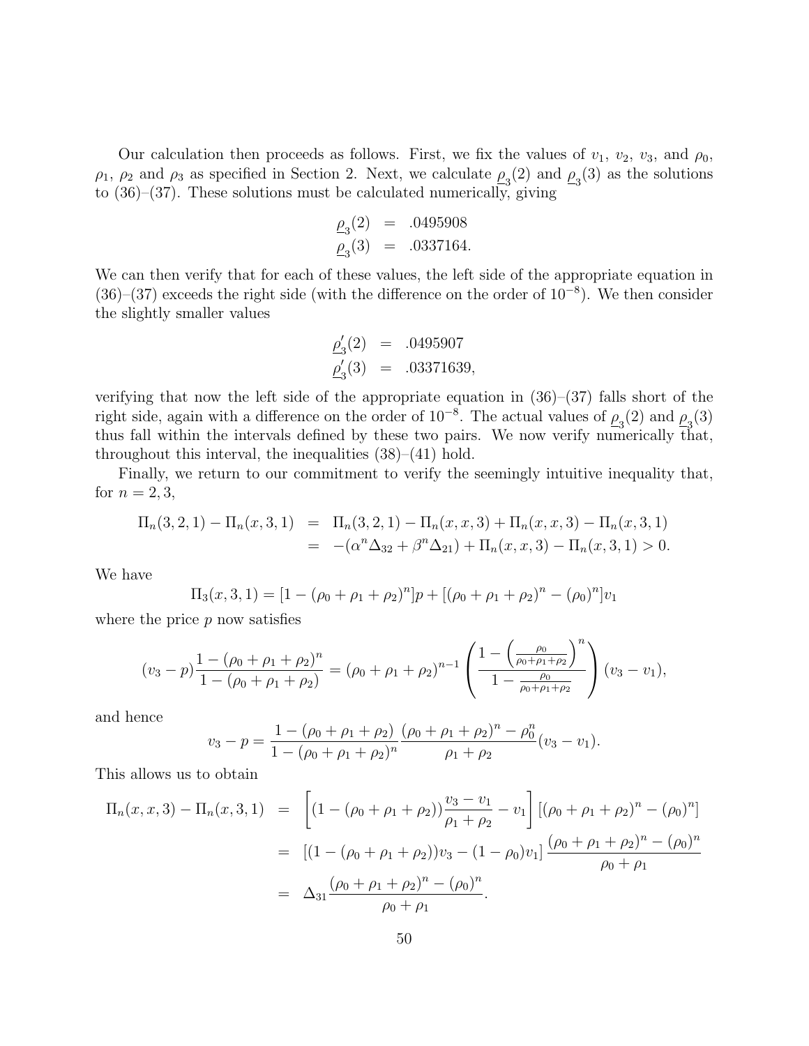Our calculation then proceeds as follows. First, we fix the values of $v_1$, $v_2$, $v_3$, and $\rho_0$, $\rho_1$, $\rho_2$ and $\rho_3$ as specified in Section 2. Next, we calculate $\underline{\rho}_3(2)$ and $\underline{\rho}_3(3)$ as the solutions to (36)–(37). These solutions must be calculated numerically, giving

$$
\begin{aligned}
\underline{\rho}_3(2) &= .0495908 \\
\underline{\rho}_3(3) &= .0337164.
\end{aligned}
$$

We can then verify that for each of these values, the left side of the appropriate equation in (36)–(37) exceeds the right side (with the difference on the order of $10^{-8}$). We then consider the slightly smaller values

$$
\begin{aligned}
\underline{\rho}_3'(2) &= .0495907 \\
\underline{\rho}_3'(3) &= .03371639,
\end{aligned}
$$

verifying that now the left side of the appropriate equation in (36)–(37) falls short of the right side, again with a difference on the order of $10^{-8}$. The actual values of $\underline{\rho}_3(2)$ and $\underline{\rho}_3(3)$ thus fall within the intervals defined by these two pairs. We now verify numerically that, throughout this interval, the inequalities (38)–(41) hold.

Finally, we return to our commitment to verify the seemingly intuitive inequality that, for $n = 2, 3$,

$$
\begin{aligned}
\Pi_n(3,2,1) - \Pi_n(x,3,1) &= \Pi_n(3,2,1) - \Pi_n(x,x,3) + \Pi_n(x,x,3) - \Pi_n(x,3,1) \\
&= -(\alpha^n \Delta_{32} + \beta^n \Delta_{21}) + \Pi_n(x,x,3) - \Pi_n(x,3,1) > 0.
\end{aligned}
$$

We have

$$
\Pi_3(x,3,1) = [1 - (\rho_0 + \rho_1 + \rho_2)^n]p + [(\rho_0 + \rho_1 + \rho_2)^n - (\rho_0)^n]v_1
$$

where the price $p$ now satisfies

$$
(v_3 - p)\frac{1 - (\rho_0 + \rho_1 + \rho_2)^n}{1 - (\rho_0 + \rho_1 + \rho_2)} = (\rho_0 + \rho_1 + \rho_2)^{n-1} \left( \frac{1 - \left(\frac{\rho_0}{\rho_0 + \rho_1 + \rho_2}\right)^n}{1 - \frac{\rho_0}{\rho_0 + \rho_1 + \rho_2}} \right)(v_3 - v_1),
$$

and hence

$$
v_3 - p = \frac{1 - (\rho_0 + \rho_1 + \rho_2)}{1 - (\rho_0 + \rho_1 + \rho_2)^n} \frac{(\rho_0 + \rho_1 + \rho_2)^n - \rho_0^n}{\rho_1 + \rho_2}(v_3 - v_1).
$$

This allows us to obtain

$$
\begin{aligned}
\Pi_n(x,x,3) - \Pi_n(x,3,1) &= \left[(1 - (\rho_0 + \rho_1 + \rho_2))\frac{v_3 - v_1}{\rho_1 + \rho_2} - v_1\right][(\rho_0 + \rho_1 + \rho_2)^n - (\rho_0)^n] \\
&= [(1 - (\rho_0 + \rho_1 + \rho_2))v_3 - (1 - \rho_0)v_1] \frac{(\rho_0 + \rho_1 + \rho_2)^n - (\rho_0)^n}{\rho_0 + \rho_1} \\
&= \Delta_{31} \frac{(\rho_0 + \rho_1 + \rho_2)^n - (\rho_0)^n}{\rho_0 + \rho_1}.
\end{aligned}
$$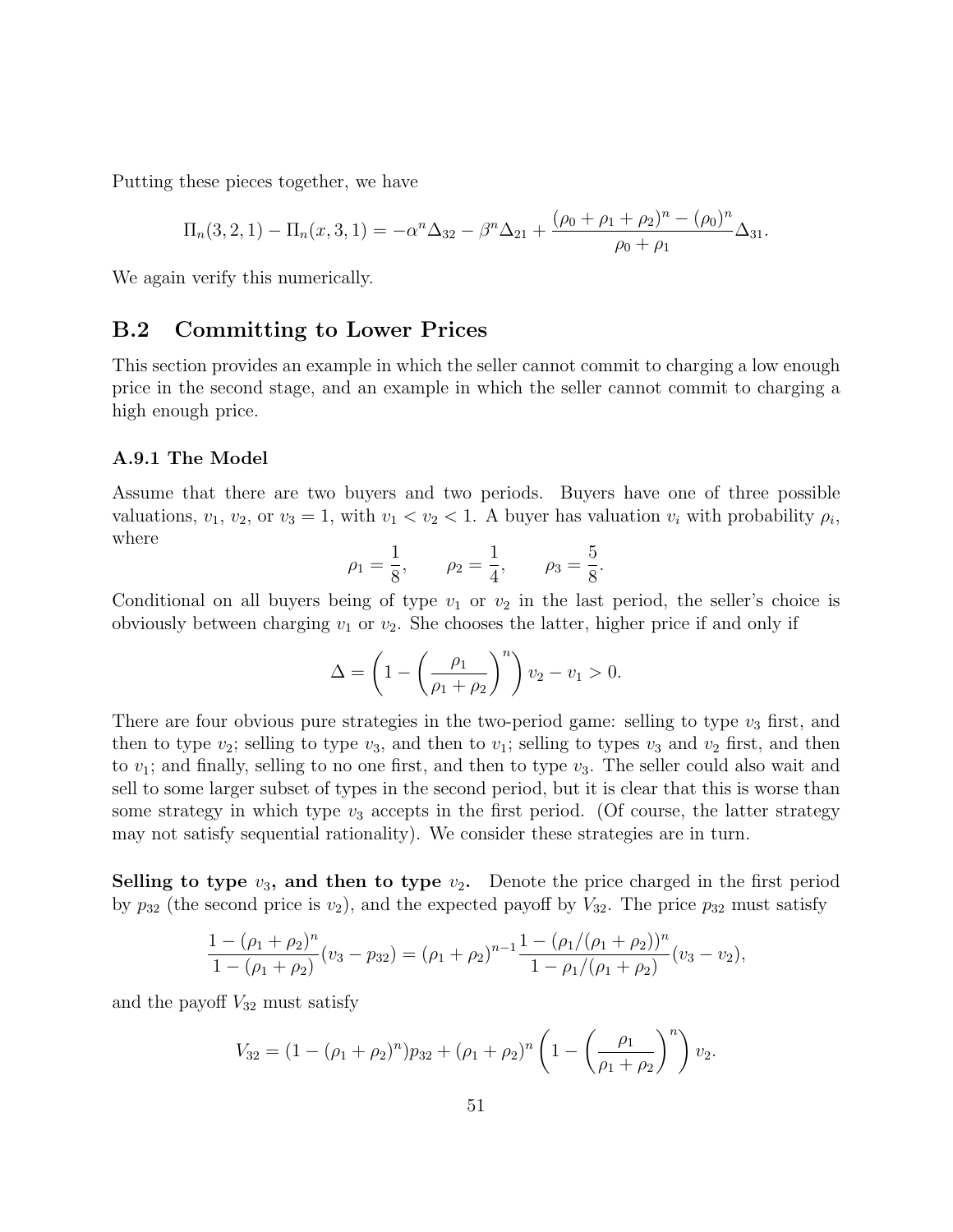Putting these pieces together, we have

$$\Pi_n(3,2,1) - \Pi_n(x,3,1) = -\alpha^n \Delta_{32} - \beta^n \Delta_{21} + \frac{(\rho_0 + \rho_1 + \rho_2)^n - (\rho_0)^n}{\rho_0 + \rho_1} \Delta_{31}.$$

We again verify this numerically.

## B.2 Committing to Lower Prices

This section provides an example in which the seller cannot commit to charging a low enough price in the second stage, and an example in which the seller cannot commit to charging a high enough price.

### A.9.1 The Model

Assume that there are two buyers and two periods. Buyers have one of three possible valuations, $v_1$, $v_2$, or $v_3 = 1$, with $v_1 < v_2 < 1$. A buyer has valuation $v_i$ with probability $\rho_i$, where

$$\rho_1 = \frac{1}{8}, \qquad \rho_2 = \frac{1}{4}, \qquad \rho_3 = \frac{5}{8}.$$

Conditional on all buyers being of type $v_1$ or $v_2$ in the last period, the seller's choice is obviously between charging $v_1$ or $v_2$. She chooses the latter, higher price if and only if

$$\Delta = \left(1 - \left(\frac{\rho_1}{\rho_1 + \rho_2}\right)^n\right) v_2 - v_1 > 0.$$

There are four obvious pure strategies in the two-period game: selling to type $v_3$ first, and then to type $v_2$; selling to type $v_3$, and then to $v_1$; selling to types $v_3$ and $v_2$ first, and then to $v_1$; and finally, selling to no one first, and then to type $v_3$. The seller could also wait and sell to some larger subset of types in the second period, but it is clear that this is worse than some strategy in which type $v_3$ accepts in the first period. (Of course, the latter strategy may not satisfy sequential rationality). We consider these strategies are in turn.

**Selling to type $v_3$, and then to type $v_2$.** Denote the price charged in the first period by $p_{32}$ (the second price is $v_2$), and the expected payoff by $V_{32}$. The price $p_{32}$ must satisfy

$$\frac{1 - (\rho_1 + \rho_2)^n}{1 - (\rho_1 + \rho_2)}(v_3 - p_{32}) = (\rho_1 + \rho_2)^{n-1} \frac{1 - (\rho_1/(\rho_1 + \rho_2))^n}{1 - \rho_1/(\rho_1 + \rho_2)}(v_3 - v_2),$$

and the payoff $V_{32}$ must satisfy

$$V_{32} = (1 - (\rho_1 + \rho_2)^n) p_{32} + (\rho_1 + \rho_2)^n \left(1 - \left(\frac{\rho_1}{\rho_1 + \rho_2}\right)^n\right) v_2.$$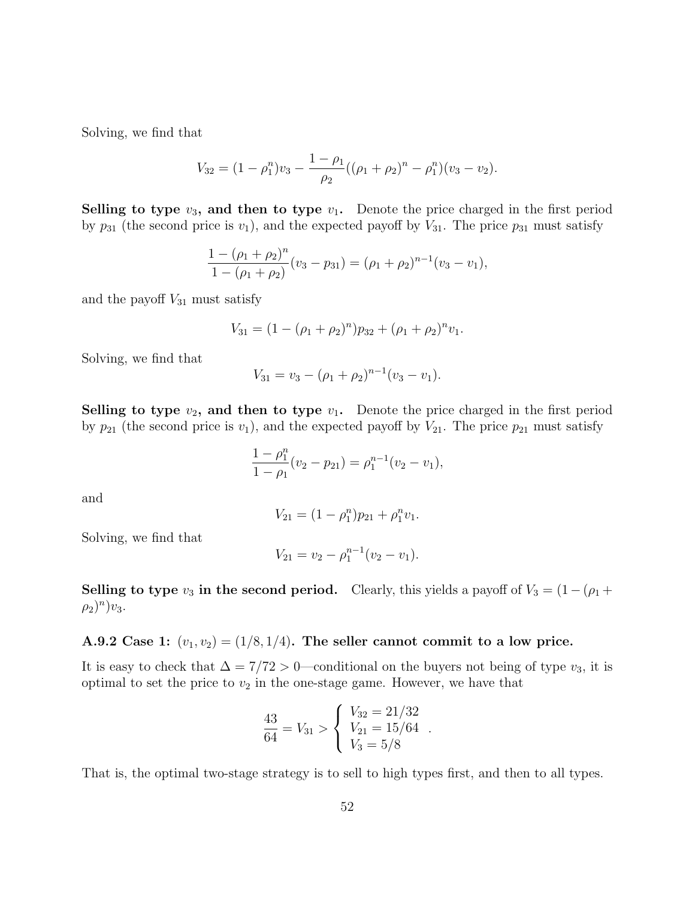Solving, we find that

$$V_{32} = (1 - \rho_1^n)v_3 - \frac{1-\rho_1}{\rho_2}((\rho_1+\rho_2)^n - \rho_1^n)(v_3 - v_2).$$

**Selling to type $v_3$, and then to type $v_1$.** Denote the price charged in the first period by $p_{31}$ (the second price is $v_1$), and the expected payoff by $V_{31}$. The price $p_{31}$ must satisfy

$$\frac{1-(\rho_1+\rho_2)^n}{1-(\rho_1+\rho_2)}(v_3 - p_{31}) = (\rho_1+\rho_2)^{n-1}(v_3 - v_1),$$

and the payoff $V_{31}$ must satisfy

$$V_{31} = (1-(\rho_1+\rho_2)^n)p_{32} + (\rho_1+\rho_2)^n v_1.$$

Solving, we find that

$$V_{31} = v_3 - (\rho_1+\rho_2)^{n-1}(v_3 - v_1).$$

**Selling to type $v_2$, and then to type $v_1$.** Denote the price charged in the first period by $p_{21}$ (the second price is $v_1$), and the expected payoff by $V_{21}$. The price $p_{21}$ must satisfy

$$\frac{1-\rho_1^n}{1-\rho_1}(v_2 - p_{21}) = \rho_1^{n-1}(v_2 - v_1),$$

and

$$V_{21} = (1-\rho_1^n)p_{21} + \rho_1^n v_1.$$

Solving, we find that

$$V_{21} = v_2 - \rho_1^{n-1}(v_2 - v_1).$$

**Selling to type $v_3$ in the second period.** Clearly, this yields a payoff of $V_3 = (1-(\rho_1+\rho_2)^n)v_3$.

### A.9.2 Case 1: $(v_1, v_2) = (1/8, 1/4)$. The seller cannot commit to a low price.

It is easy to check that $\Delta = 7/72 > 0$—conditional on the buyers not being of type $v_3$, it is optimal to set the price to $v_2$ in the one-stage game. However, we have that

$$\frac{43}{64} = V_{31} > \begin{cases} V_{32} = 21/32 \\ V_{21} = 15/64 \\ V_3 = 5/8 \end{cases}.$$

That is, the optimal two-stage strategy is to sell to high types first, and then to all types.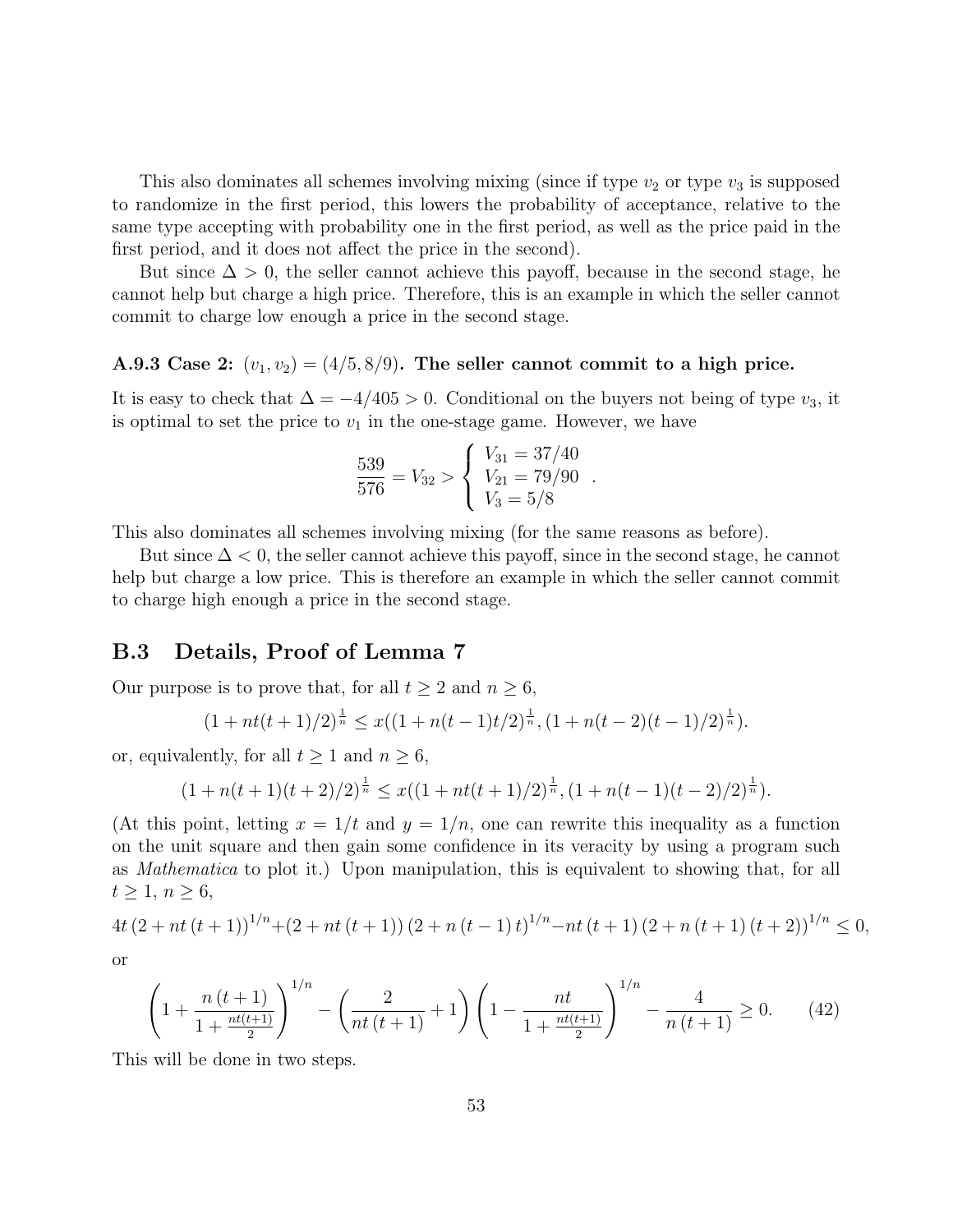This also dominates all schemes involving mixing (since if type $v_2$ or type $v_3$ is supposed to randomize in the first period, this lowers the probability of acceptance, relative to the same type accepting with probability one in the first period, as well as the price paid in the first period, and it does not affect the price in the second).

But since $\Delta > 0$, the seller cannot achieve this payoff, because in the second stage, he cannot help but charge a high price. Therefore, this is an example in which the seller cannot commit to charge low enough a price in the second stage.

### A.9.3 Case 2: $(v_1, v_2) = (4/5, 8/9)$. The seller cannot commit to a high price.

It is easy to check that $\Delta = -4/405 > 0$. Conditional on the buyers not being of type $v_3$, it is optimal to set the price to $v_1$ in the one-stage game. However, we have

$$\frac{539}{576} = V_{32} > \left\{ \begin{array}{l} V_{31} = 37/40 \\ V_{21} = 79/90 \\ V_3 = 5/8 \end{array} \right. .$$

This also dominates all schemes involving mixing (for the same reasons as before).

But since $\Delta < 0$, the seller cannot achieve this payoff, since in the second stage, he cannot help but charge a low price. This is therefore an example in which the seller cannot commit to charge high enough a price in the second stage.

## B.3 Details, Proof of Lemma 7

Our purpose is to prove that, for all $t \geq 2$ and $n \geq 6$,

$$(1 + nt(t+1)/2)^{\frac{1}{n}} \leq x((1 + n(t-1)t/2)^{\frac{1}{n}}, (1 + n(t-2)(t-1)/2)^{\frac{1}{n}}).$$

or, equivalently, for all $t \geq 1$ and $n \geq 6$,

$$(1 + n(t+1)(t+2)/2)^{\frac{1}{n}} \leq x((1 + nt(t+1)/2)^{\frac{1}{n}}, (1 + n(t-1)(t-2)/2)^{\frac{1}{n}}).$$

(At this point, letting $x = 1/t$ and $y = 1/n$, one can rewrite this inequality as a function on the unit square and then gain some confidence in its veracity by using a program such as *Mathematica* to plot it.) Upon manipulation, this is equivalent to showing that, for all $t \geq 1$, $n \geq 6$,

$$4t\left(2 + nt\left(t+1\right)\right)^{1/n} + \left(2 + nt\left(t+1\right)\right)\left(2 + n\left(t-1\right)t\right)^{1/n} - nt\left(t+1\right)\left(2 + n\left(t+1\right)\left(t+2\right)\right)^{1/n} \leq 0,$$

or

$$\left(1 + \frac{n\left(t+1\right)}{1 + \frac{nt(t+1)}{2}}\right)^{1/n} - \left(\frac{2}{nt\left(t+1\right)} + 1\right)\left(1 - \frac{nt}{1 + \frac{nt(t+1)}{2}}\right)^{1/n} - \frac{4}{n\left(t+1\right)} \geq 0. \qquad (42)$$

This will be done in two steps.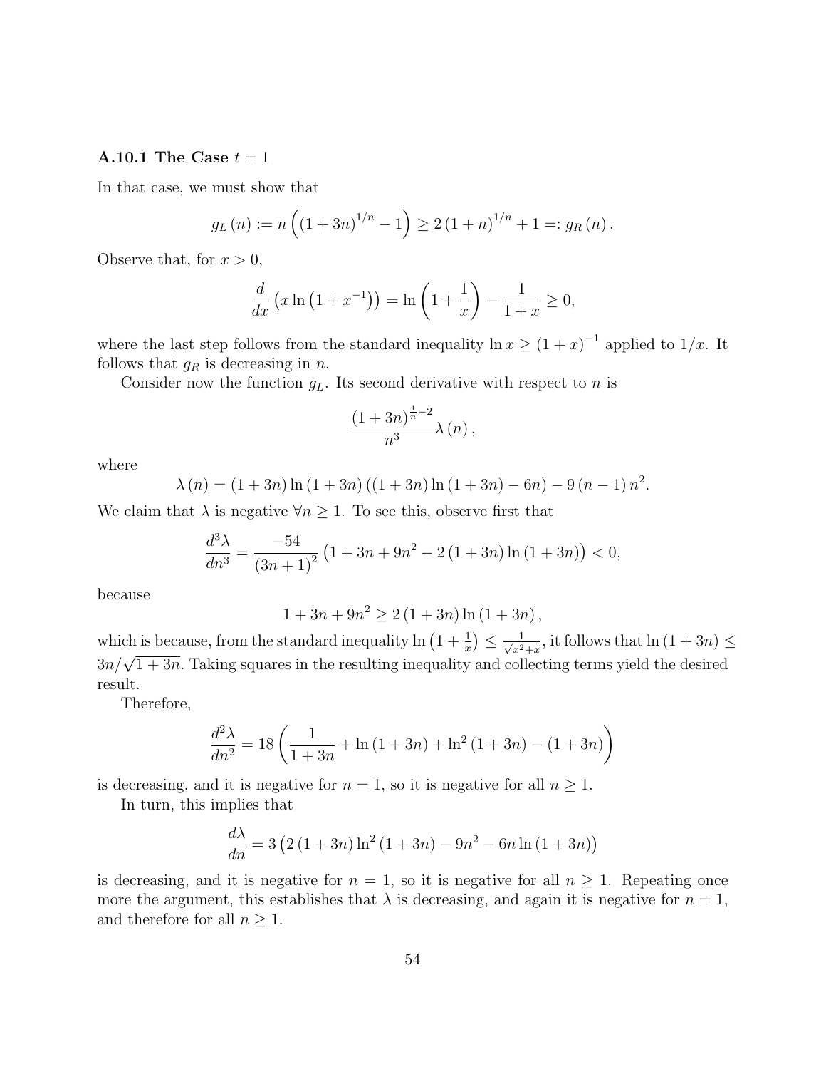### A.10.1 The Case $t = 1$

In that case, we must show that

$$g_L(n) := n\left((1+3n)^{1/n} - 1\right) \geq 2(1+n)^{1/n} + 1 =: g_R(n).$$

Observe that, for $x > 0$,

$$\frac{d}{dx}\left(x \ln\left(1 + x^{-1}\right)\right) = \ln\left(1 + \frac{1}{x}\right) - \frac{1}{1+x} \geq 0,$$

where the last step follows from the standard inequality $\ln x \geq (1+x)^{-1}$ applied to $1/x$. It follows that $g_R$ is decreasing in $n$.

Consider now the function $g_L$. Its second derivative with respect to $n$ is

$$\frac{(1+3n)^{\frac{1}{n}-2}}{n^3}\lambda(n),$$

where

$$\lambda(n) = (1+3n)\ln(1+3n)\left((1+3n)\ln(1+3n) - 6n\right) - 9(n-1)n^2.$$

We claim that $\lambda$ is negative $\forall n \geq 1$. To see this, observe first that

$$\frac{d^3\lambda}{dn^3} = \frac{-54}{(3n+1)^2}\left(1 + 3n + 9n^2 - 2(1+3n)\ln(1+3n)\right) < 0,$$

because

$$1 + 3n + 9n^2 \geq 2(1+3n)\ln(1+3n),$$

which is because, from the standard inequality $\ln\left(1 + \frac{1}{x}\right) \leq \frac{1}{\sqrt{x^2+x}}$, it follows that $\ln(1+3n) \leq 3n/\sqrt{1+3n}$. Taking squares in the resulting inequality and collecting terms yield the desired result.

Therefore,

$$\frac{d^2\lambda}{dn^2} = 18\left(\frac{1}{1+3n} + \ln(1+3n) + \ln^2(1+3n) - (1+3n)\right)$$

is decreasing, and it is negative for $n = 1$, so it is negative for all $n \geq 1$.

In turn, this implies that

$$\frac{d\lambda}{dn} = 3\left(2(1+3n)\ln^2(1+3n) - 9n^2 - 6n\ln(1+3n)\right)$$

is decreasing, and it is negative for $n = 1$, so it is negative for all $n \geq 1$. Repeating once more the argument, this establishes that $\lambda$ is decreasing, and again it is negative for $n = 1$, and therefore for all $n \geq 1$.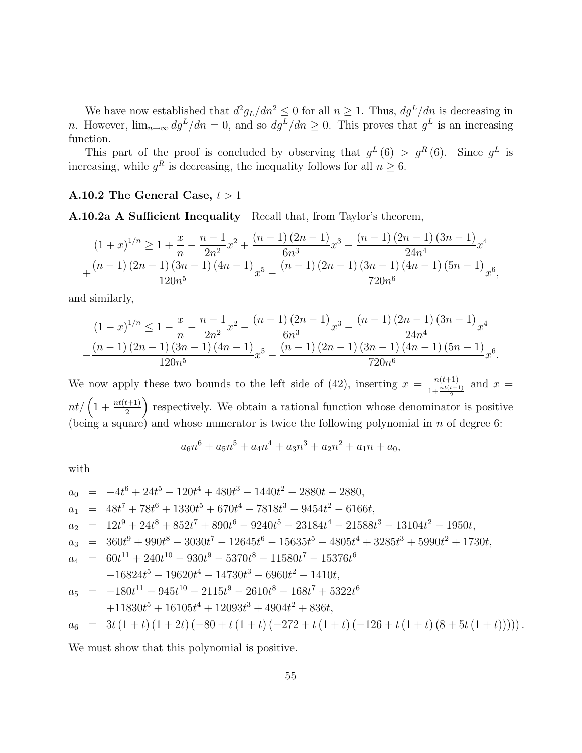We have now established that $d^2 g_L/dn^2 \leq 0$ for all $n \geq 1$. Thus, $dg^L/dn$ is decreasing in $n$. However, $\lim_{n\to\infty} dg^L/dn = 0$, and so $dg^L/dn \geq 0$. This proves that $g^L$ is an increasing function.

This part of the proof is concluded by observing that $g^L(6) > g^R(6)$. Since $g^L$ is increasing, while $g^R$ is decreasing, the inequality follows for all $n \geq 6$.

### A.10.2 The General Case, $t > 1$

**A.10.2a A Sufficient Inequality** Recall that, from Taylor's theorem,

$$
\begin{aligned}
(1+x)^{1/n} \geq 1 &+ \frac{x}{n} - \frac{n-1}{2n^2}x^2 + \frac{(n-1)(2n-1)}{6n^3}x^3 - \frac{(n-1)(2n-1)(3n-1)}{24n^4}x^4 \\
&+ \frac{(n-1)(2n-1)(3n-1)(4n-1)}{120n^5}x^5 - \frac{(n-1)(2n-1)(3n-1)(4n-1)(5n-1)}{720n^6}x^6,
\end{aligned}
$$

and similarly,

$$
\begin{aligned}
(1-x)^{1/n} \leq 1 &- \frac{x}{n} - \frac{n-1}{2n^2}x^2 - \frac{(n-1)(2n-1)}{6n^3}x^3 - \frac{(n-1)(2n-1)(3n-1)}{24n^4}x^4 \\
&- \frac{(n-1)(2n-1)(3n-1)(4n-1)}{120n^5}x^5 - \frac{(n-1)(2n-1)(3n-1)(4n-1)(5n-1)}{720n^6}x^6.
\end{aligned}
$$

We now apply these two bounds to the left side of (42), inserting $x = \frac{n(t+1)}{1+\frac{nt(t+1)}{2}}$ and $x = nt/\left(1+\frac{nt(t+1)}{2}\right)$ respectively. We obtain a rational function whose denominator is positive (being a square) and whose numerator is twice the following polynomial in $n$ of degree 6:

$$
a_6 n^6 + a_5 n^5 + a_4 n^4 + a_3 n^3 + a_2 n^2 + a_1 n + a_0,
$$

with

$$
\begin{aligned}
a_0 &= -4t^6 + 24t^5 - 120t^4 + 480t^3 - 1440t^2 - 2880t - 2880, \\
a_1 &= 48t^7 + 78t^6 + 1330t^5 + 670t^4 - 7818t^3 - 9454t^2 - 6166t, \\
a_2 &= 12t^9 + 24t^8 + 852t^7 + 890t^6 - 9240t^5 - 23184t^4 - 21588t^3 - 13104t^2 - 1950t, \\
a_3 &= 360t^9 + 990t^8 - 3030t^7 - 12645t^6 - 15635t^5 - 4805t^4 + 3285t^3 + 5990t^2 + 1730t, \\
a_4 &= 60t^{11} + 240t^{10} - 930t^9 - 5370t^8 - 11580t^7 - 15376t^6 \\
&\quad -16824t^5 - 19620t^4 - 14730t^3 - 6960t^2 - 1410t, \\
a_5 &= -180t^{11} - 945t^{10} - 2115t^9 - 2610t^8 - 168t^7 + 5322t^6 \\
&\quad +11830t^5 + 16105t^4 + 12093t^3 + 4904t^2 + 836t, \\
a_6 &= 3t(1+t)(1+2t)(-80 + t(1+t)(-272 + t(1+t)(-126 + t(1+t)(8 + 5t(1+t))))).
\end{aligned}
$$

We must show that this polynomial is positive.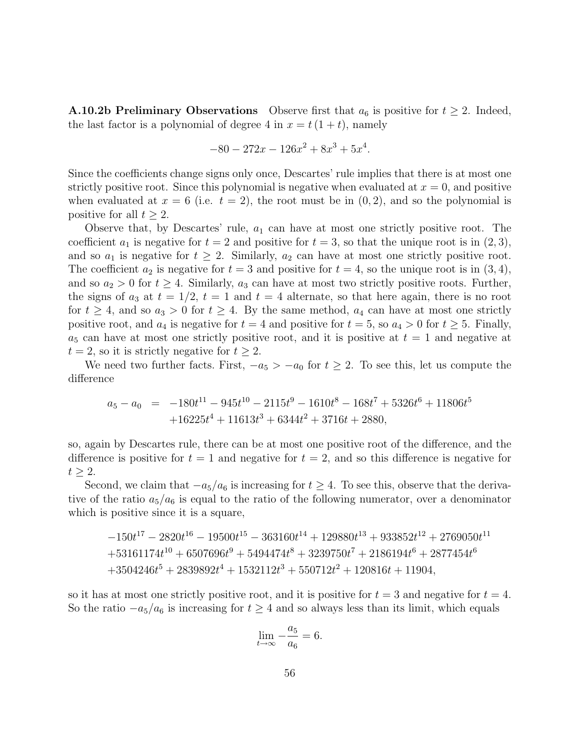**A.10.2b Preliminary Observations** Observe first that $a_6$ is positive for $t \geq 2$. Indeed, the last factor is a polynomial of degree 4 in $x = t\,(1+t)$, namely

$$-80 - 272x - 126x^2 + 8x^3 + 5x^4.$$

Since the coefficients change signs only once, Descartes' rule implies that there is at most one strictly positive root. Since this polynomial is negative when evaluated at $x = 0$, and positive when evaluated at $x = 6$ (i.e. $t = 2$), the root must be in $(0, 2)$, and so the polynomial is positive for all $t \geq 2$.

Observe that, by Descartes' rule, $a_1$ can have at most one strictly positive root. The coefficient $a_1$ is negative for $t = 2$ and positive for $t = 3$, so that the unique root is in $(2, 3)$, and so $a_1$ is negative for $t \geq 2$. Similarly, $a_2$ can have at most one strictly positive root. The coefficient $a_2$ is negative for $t = 3$ and positive for $t = 4$, so the unique root is in $(3, 4)$, and so $a_2 > 0$ for $t \geq 4$. Similarly, $a_3$ can have at most two strictly positive roots. Further, the signs of $a_3$ at $t = 1/2$, $t = 1$ and $t = 4$ alternate, so that here again, there is no root for $t \geq 4$, and so $a_3 > 0$ for $t \geq 4$. By the same method, $a_4$ can have at most one strictly positive root, and $a_4$ is negative for $t = 4$ and positive for $t = 5$, so $a_4 > 0$ for $t \geq 5$. Finally, $a_5$ can have at most one strictly positive root, and it is positive at $t = 1$ and negative at $t = 2$, so it is strictly negative for $t \geq 2$.

We need two further facts. First, $-a_5 > -a_0$ for $t \geq 2$. To see this, let us compute the difference

$$\begin{aligned} a_5 - a_0 \;&=\; -180t^{11} - 945t^{10} - 2115t^9 - 1610t^8 - 168t^7 + 5326t^6 + 11806t^5 \\ &\quad +16225t^4 + 11613t^3 + 6344t^2 + 3716t + 2880, \end{aligned}$$

so, again by Descartes rule, there can be at most one positive root of the difference, and the difference is positive for $t = 1$ and negative for $t = 2$, and so this difference is negative for $t \geq 2$.

Second, we claim that $-a_5/a_6$ is increasing for $t \geq 4$. To see this, observe that the derivative of the ratio $a_5/a_6$ is equal to the ratio of the following numerator, over a denominator which is positive since it is a square,

$$\begin{aligned} &-150t^{17} - 2820t^{16} - 19500t^{15} - 363160t^{14} + 129880t^{13} + 933852t^{12} + 2769050t^{11} \\ &+53161174t^{10} + 6507696t^9 + 5494474t^8 + 3239750t^7 + 2186194t^6 + 2877454t^6 \\ &+3504246t^5 + 2839892t^4 + 1532112t^3 + 550712t^2 + 120816t + 11904, \end{aligned}$$

so it has at most one strictly positive root, and it is positive for $t = 3$ and negative for $t = 4$. So the ratio $-a_5/a_6$ is increasing for $t \geq 4$ and so always less than its limit, which equals

$$\lim_{t \to \infty} -\frac{a_5}{a_6} = 6.$$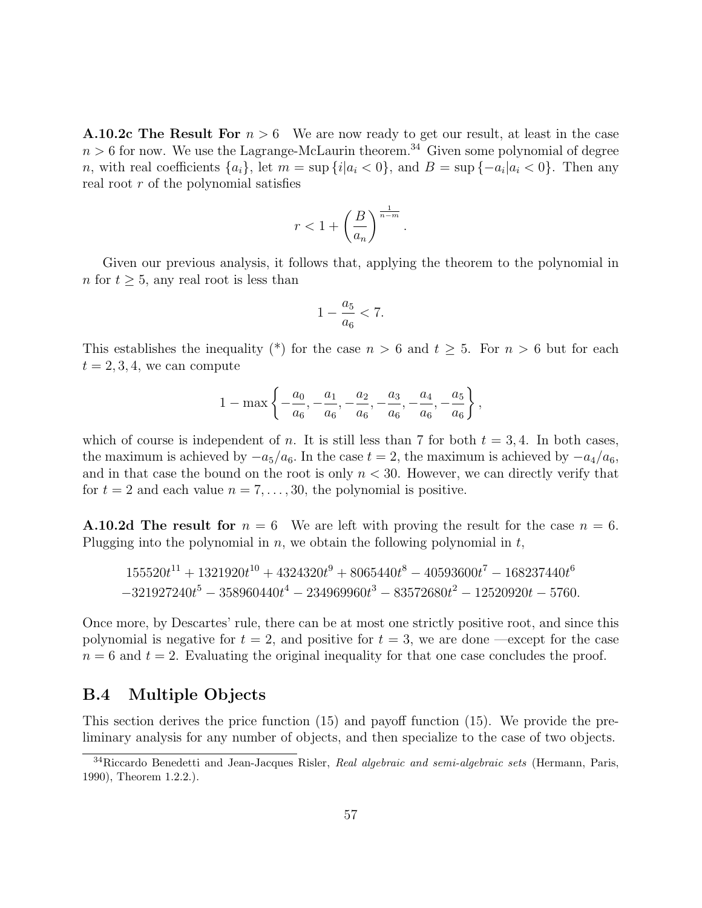**A.10.2c The Result For $n > 6$** We are now ready to get our result, at least in the case $n > 6$ for now. We use the Lagrange-McLaurin theorem.[34] Given some polynomial of degree $n$, with real coefficients $\{a_i\}$, let $m = \sup\{i | a_i < 0\}$, and $B = \sup\{-a_i | a_i < 0\}$. Then any real root $r$ of the polynomial satisfies

$$r < 1 + \left(\frac{B}{a_n}\right)^{\frac{1}{n-m}}.$$

Given our previous analysis, it follows that, applying the theorem to the polynomial in $n$ for $t \geq 5$, any real root is less than

$$1 - \frac{a_5}{a_6} < 7.$$

This establishes the inequality (*) for the case $n > 6$ and $t \geq 5$. For $n > 6$ but for each $t = 2, 3, 4$, we can compute

$$1 - \max\left\{-\frac{a_0}{a_6}, -\frac{a_1}{a_6}, -\frac{a_2}{a_6}, -\frac{a_3}{a_6}, -\frac{a_4}{a_6}, -\frac{a_5}{a_6}\right\},$$

which of course is independent of $n$. It is still less than 7 for both $t = 3, 4$. In both cases, the maximum is achieved by $-a_5/a_6$. In the case $t = 2$, the maximum is achieved by $-a_4/a_6$, and in that case the bound on the root is only $n < 30$. However, we can directly verify that for $t = 2$ and each value $n = 7, \ldots, 30$, the polynomial is positive.

**A.10.2d The result for $n = 6$** We are left with proving the result for the case $n = 6$. Plugging into the polynomial in $n$, we obtain the following polynomial in $t$,

$$\begin{aligned}&155520t^{11} + 1321920t^{10} + 4324320t^9 + 8065440t^8 - 40593600t^7 - 168237440t^6 \\ &-321927240t^5 - 358960440t^4 - 234969960t^3 - 83572680t^2 - 12520920t - 5760.\end{aligned}$$

Once more, by Descartes' rule, there can be at most one strictly positive root, and since this polynomial is negative for $t = 2$, and positive for $t = 3$, we are done —except for the case $n = 6$ and $t = 2$. Evaluating the original inequality for that one case concludes the proof.

## B.4 Multiple Objects

This section derives the price function (15) and payoff function (15). We provide the preliminary analysis for any number of objects, and then specialize to the case of two objects.

[34] Riccardo Benedetti and Jean-Jacques Risler, *Real algebraic and semi-algebraic sets* (Hermann, Paris, 1990), Theorem 1.2.2.).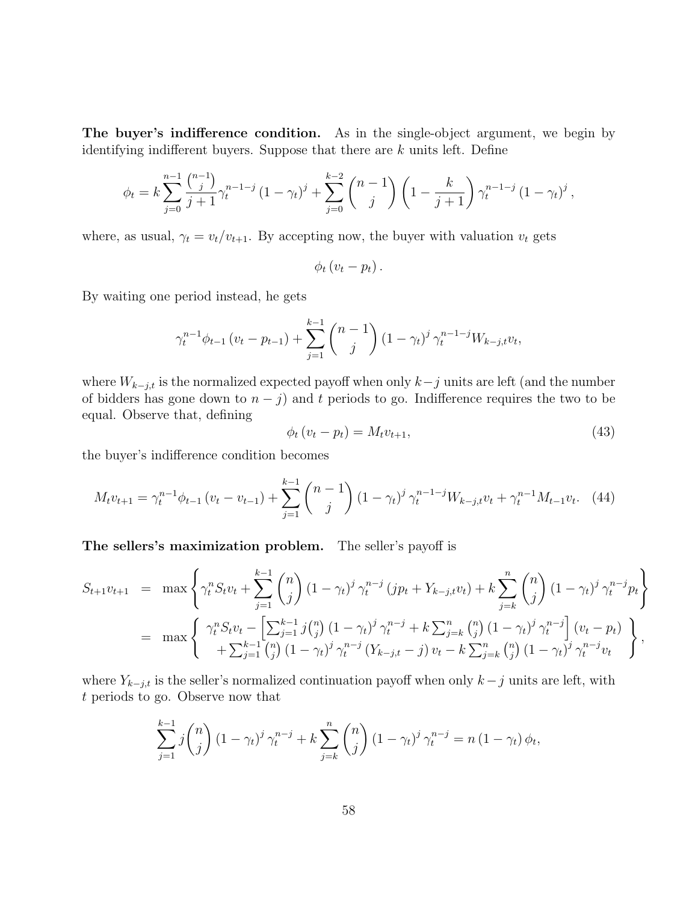**The buyer's indifference condition.** As in the single-object argument, we begin by identifying indifferent buyers. Suppose that there are $k$ units left. Define

$$\phi_t = k\sum_{j=0}^{n-1} \frac{\binom{n-1}{j}}{j+1} \gamma_t^{n-1-j} (1-\gamma_t)^j + \sum_{j=0}^{k-2} \binom{n-1}{j} \left(1 - \frac{k}{j+1}\right) \gamma_t^{n-1-j} (1-\gamma_t)^j ,$$

where, as usual, $\gamma_t = v_t/v_{t+1}$. By accepting now, the buyer with valuation $v_t$ gets

$$\phi_t (v_t - p_t) .$$

By waiting one period instead, he gets

$$\gamma_t^{n-1} \phi_{t-1} (v_t - p_{t-1}) + \sum_{j=1}^{k-1} \binom{n-1}{j} (1-\gamma_t)^j \gamma_t^{n-1-j} W_{k-j,t} v_t,$$

where $W_{k-j,t}$ is the normalized expected payoff when only $k-j$ units are left (and the number of bidders has gone down to $n-j$) and $t$ periods to go. Indifference requires the two to be equal. Observe that, defining

$$\phi_t (v_t - p_t) = M_t v_{t+1}, \tag{43}$$

the buyer's indifference condition becomes

$$M_t v_{t+1} = \gamma_t^{n-1} \phi_{t-1} (v_t - v_{t-1}) + \sum_{j=1}^{k-1} \binom{n-1}{j} (1-\gamma_t)^j \gamma_t^{n-1-j} W_{k-j,t} v_t + \gamma_t^{n-1} M_{t-1} v_t. \tag{44}$$

**The sellers's maximization problem.** The seller's payoff is

$$\begin{aligned} S_{t+1} v_{t+1} &= \max \left\{ \gamma_t^n S_t v_t + \sum_{j=1}^{k-1} \binom{n}{j} (1-\gamma_t)^j \gamma_t^{n-j} (j p_t + Y_{k-j,t} v_t) + k \sum_{j=k}^{n} \binom{n}{j} (1-\gamma_t)^j \gamma_t^{n-j} p_t \right\} \\ &= \max \left\{ \begin{array}{c} \gamma_t^n S_t v_t - \left[ \sum_{j=1}^{k-1} j \binom{n}{j} (1-\gamma_t)^j \gamma_t^{n-j} + k \sum_{j=k}^{n} \binom{n}{j} (1-\gamma_t)^j \gamma_t^{n-j} \right] (v_t - p_t) \\ + \sum_{j=1}^{k-1} \binom{n}{j} (1-\gamma_t)^j \gamma_t^{n-j} (Y_{k-j,t} - j) v_t - k \sum_{j=k}^{n} \binom{n}{j} (1-\gamma_t)^j \gamma_t^{n-j} v_t \end{array} \right\}, \end{aligned}$$

where $Y_{k-j,t}$ is the seller's normalized continuation payoff when only $k-j$ units are left, with $t$ periods to go. Observe now that

$$\sum_{j=1}^{k-1} j \binom{n}{j} (1-\gamma_t)^j \gamma_t^{n-j} + k \sum_{j=k}^{n} \binom{n}{j} (1-\gamma_t)^j \gamma_t^{n-j} = n (1-\gamma_t) \phi_t,$$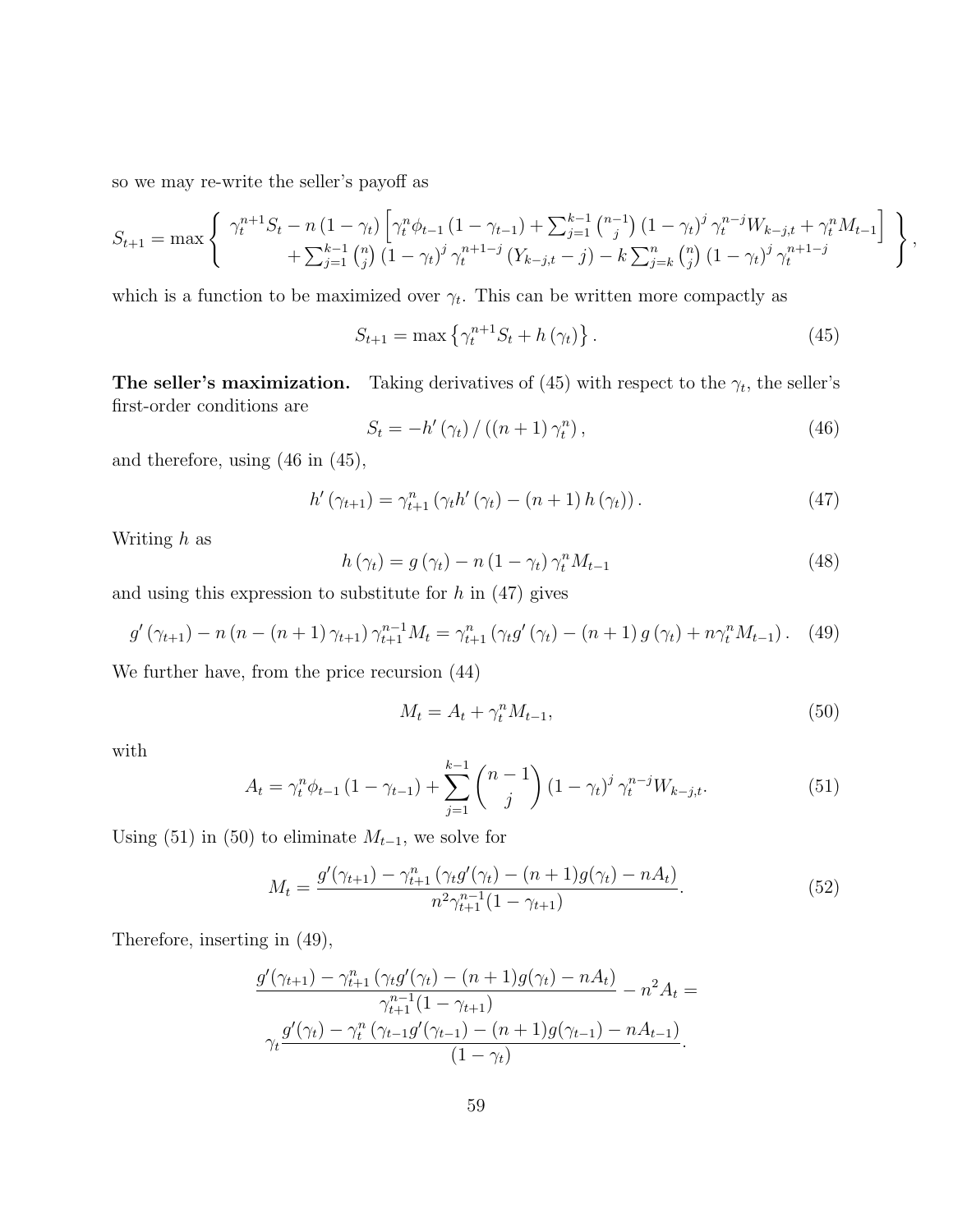so we may re-write the seller's payoff as

$$S_{t+1} = \max \left\{ \begin{array}{c} \gamma_t^{n+1} S_t - n\left(1-\gamma_t\right)\left[\gamma_t^n \phi_{t-1}\left(1-\gamma_{t-1}\right) + \sum_{j=1}^{k-1} \binom{n-1}{j} \left(1-\gamma_t\right)^j \gamma_t^{n-j} W_{k-j,t} + \gamma_t^n M_{t-1}\right] \\ + \sum_{j=1}^{k-1} \binom{n}{j} \left(1-\gamma_t\right)^j \gamma_t^{n+1-j}\left(Y_{k-j,t} - j\right) - k \sum_{j=k}^{n} \binom{n}{j} \left(1-\gamma_t\right)^j \gamma_t^{n+1-j} \end{array} \right\},$$

which is a function to be maximized over $\gamma_t$. This can be written more compactly as

$$S_{t+1} = \max \left\{ \gamma_t^{n+1} S_t + h\left(\gamma_t\right) \right\}. \tag{45}$$

**The seller's maximization.** Taking derivatives of (45) with respect to the $\gamma_t$, the seller's first-order conditions are

$$S_t = -h'\left(\gamma_t\right) / \left((n+1)\gamma_t^n\right), \tag{46}$$

and therefore, using (46 in (45),

$$h'\left(\gamma_{t+1}\right) = \gamma_{t+1}^n \left(\gamma_t h'\left(\gamma_t\right) - (n+1) h\left(\gamma_t\right)\right). \tag{47}$$

Writing $h$ as

$$h\left(\gamma_t\right) = g\left(\gamma_t\right) - n\left(1-\gamma_t\right)\gamma_t^n M_{t-1} \tag{48}$$

and using this expression to substitute for $h$ in (47) gives

$$g'\left(\gamma_{t+1}\right) - n\left(n - (n+1)\gamma_{t+1}\right)\gamma_{t+1}^{n-1} M_t = \gamma_{t+1}^n \left(\gamma_t g'\left(\gamma_t\right) - (n+1) g\left(\gamma_t\right) + n\gamma_t^n M_{t-1}\right). \tag{49}$$

We further have, from the price recursion (44)

$$M_t = A_t + \gamma_t^n M_{t-1}, \tag{50}$$

with

$$A_t = \gamma_t^n \phi_{t-1}\left(1-\gamma_{t-1}\right) + \sum_{j=1}^{k-1} \binom{n-1}{j} \left(1-\gamma_t\right)^j \gamma_t^{n-j} W_{k-j,t}. \tag{51}$$

Using (51) in (50) to eliminate $M_{t-1}$, we solve for

$$M_t = \frac{g'(\gamma_{t+1}) - \gamma_{t+1}^n \left(\gamma_t g'(\gamma_t) - (n+1) g(\gamma_t) - nA_t\right)}{n^2 \gamma_{t+1}^{n-1}(1-\gamma_{t+1})}. \tag{52}$$

Therefore, inserting in (49),

$$\frac{g'(\gamma_{t+1}) - \gamma_{t+1}^n \left(\gamma_t g'(\gamma_t) - (n+1)g(\gamma_t) - nA_t\right)}{\gamma_{t+1}^{n-1}(1-\gamma_{t+1})} - n^2 A_t =$$
$$\gamma_t \frac{g'(\gamma_t) - \gamma_t^n \left(\gamma_{t-1} g'(\gamma_{t-1}) - (n+1)g(\gamma_{t-1}) - nA_{t-1}\right)}{(1-\gamma_t)}.$$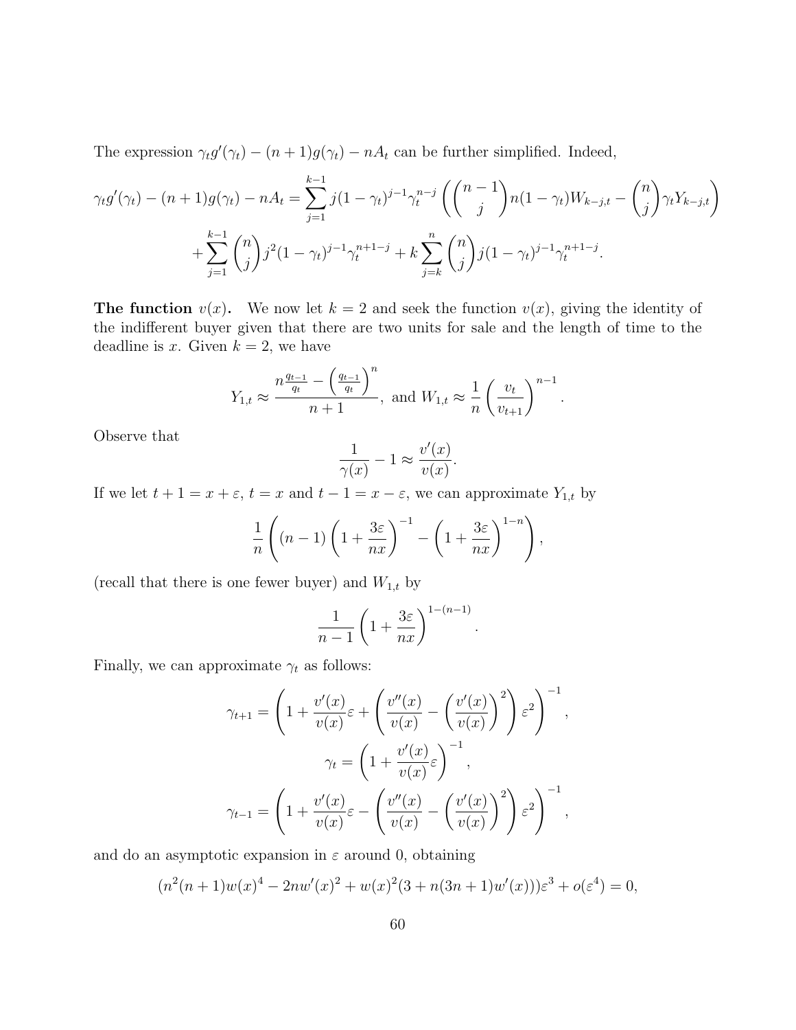The expression $\gamma_t g'(\gamma_t) - (n+1)g(\gamma_t) - nA_t$ can be further simplified. Indeed,

$$\gamma_t g'(\gamma_t) - (n+1)g(\gamma_t) - nA_t = \sum_{j=1}^{k-1} j(1-\gamma_t)^{j-1}\gamma_t^{n-j}\left(\binom{n-1}{j}n(1-\gamma_t)W_{k-j,t} - \binom{n}{j}\gamma_t Y_{k-j,t}\right)$$
$$+\sum_{j=1}^{k-1}\binom{n}{j}j^2(1-\gamma_t)^{j-1}\gamma_t^{n+1-j} + k\sum_{j=k}^{n}\binom{n}{j}j(1-\gamma_t)^{j-1}\gamma_t^{n+1-j}.$$

**The function $v(x)$.** We now let $k=2$ and seek the function $v(x)$, giving the identity of the indifferent buyer given that there are two units for sale and the length of time to the deadline is $x$. Given $k=2$, we have

$$Y_{1,t} \approx \frac{n\frac{q_{t-1}}{q_t} - \left(\frac{q_{t-1}}{q_t}\right)^n}{n+1}, \text{ and } W_{1,t} \approx \frac{1}{n}\left(\frac{v_t}{v_{t+1}}\right)^{n-1}.$$

Observe that

$$\frac{1}{\gamma(x)} - 1 \approx \frac{v'(x)}{v(x)}.$$

If we let $t+1 = x+\varepsilon$, $t = x$ and $t-1 = x-\varepsilon$, we can approximate $Y_{1,t}$ by

$$\frac{1}{n}\left((n-1)\left(1+\frac{3\varepsilon}{nx}\right)^{-1} - \left(1+\frac{3\varepsilon}{nx}\right)^{1-n}\right),$$

(recall that there is one fewer buyer) and $W_{1,t}$ by

$$\frac{1}{n-1}\left(1+\frac{3\varepsilon}{nx}\right)^{1-(n-1)}.$$

Finally, we can approximate $\gamma_t$ as follows:

$$\gamma_{t+1} = \left(1 + \frac{v'(x)}{v(x)}\varepsilon + \left(\frac{v''(x)}{v(x)} - \left(\frac{v'(x)}{v(x)}\right)^2\right)\varepsilon^2\right)^{-1},$$
$$\gamma_t = \left(1 + \frac{v'(x)}{v(x)}\varepsilon\right)^{-1},$$
$$\gamma_{t-1} = \left(1 + \frac{v'(x)}{v(x)}\varepsilon - \left(\frac{v''(x)}{v(x)} - \left(\frac{v'(x)}{v(x)}\right)^2\right)\varepsilon^2\right)^{-1},$$

and do an asymptotic expansion in $\varepsilon$ around 0, obtaining

$$(n^2(n+1)w(x)^4 - 2nw'(x)^2 + w(x)^2(3 + n(3n+1)w'(x)))\varepsilon^3 + o(\varepsilon^4) = 0,$$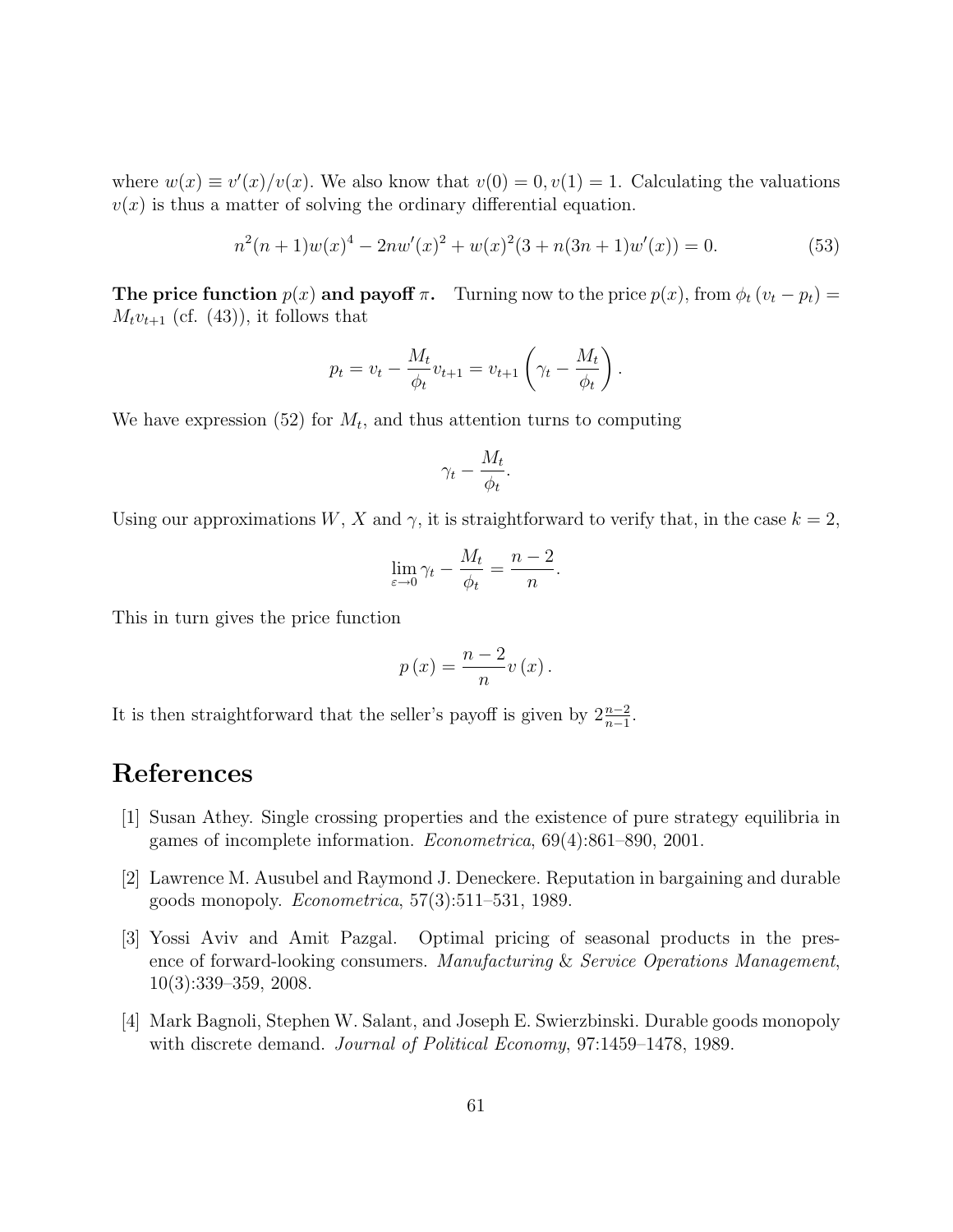where $w(x) \equiv v'(x)/v(x)$. We also know that $v(0) = 0, v(1) = 1$. Calculating the valuations $v(x)$ is thus a matter of solving the ordinary differential equation.

$$n^2(n+1)w(x)^4 - 2nw'(x)^2 + w(x)^2(3 + n(3n+1)w'(x)) = 0. \tag{53}$$

**The price function $p(x)$ and payoff $\pi$.** Turning now to the price $p(x)$, from $\phi_t (v_t - p_t) = M_t v_{t+1}$ (cf. (43)), it follows that

$$p_t = v_t - \frac{M_t}{\phi_t} v_{t+1} = v_{t+1} \left( \gamma_t - \frac{M_t}{\phi_t} \right).$$

We have expression (52) for $M_t$, and thus attention turns to computing

$$\gamma_t - \frac{M_t}{\phi_t}.$$

Using our approximations $W$, $X$ and $\gamma$, it is straightforward to verify that, in the case $k = 2$,

$$\lim_{\varepsilon \to 0} \gamma_t - \frac{M_t}{\phi_t} = \frac{n-2}{n}.$$

This in turn gives the price function

$$p(x) = \frac{n-2}{n} v(x).$$

It is then straightforward that the seller's payoff is given by $2\frac{n-2}{n-1}$.

# References

[1] Susan Athey. Single crossing properties and the existence of pure strategy equilibria in games of incomplete information. *Econometrica*, 69(4):861–890, 2001.

[2] Lawrence M. Ausubel and Raymond J. Deneckere. Reputation in bargaining and durable goods monopoly. *Econometrica*, 57(3):511–531, 1989.

[3] Yossi Aviv and Amit Pazgal. Optimal pricing of seasonal products in the presence of forward-looking consumers. *Manufacturing & Service Operations Management*, 10(3):339–359, 2008.

[4] Mark Bagnoli, Stephen W. Salant, and Joseph E. Swierzbinski. Durable goods monopoly with discrete demand. *Journal of Political Economy*, 97:1459–1478, 1989.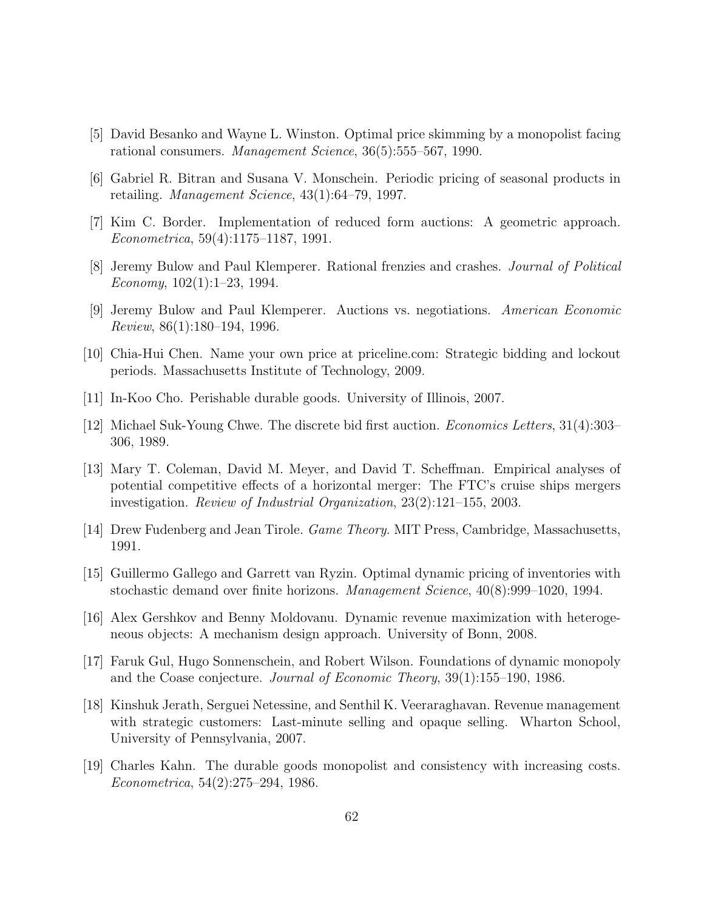[5] David Besanko and Wayne L. Winston. Optimal price skimming by a monopolist facing rational consumers. *Management Science*, 36(5):555–567, 1990.

[6] Gabriel R. Bitran and Susana V. Monschein. Periodic pricing of seasonal products in retailing. *Management Science*, 43(1):64–79, 1997.

[7] Kim C. Border. Implementation of reduced form auctions: A geometric approach. *Econometrica*, 59(4):1175–1187, 1991.

[8] Jeremy Bulow and Paul Klemperer. Rational frenzies and crashes. *Journal of Political Economy*, 102(1):1–23, 1994.

[9] Jeremy Bulow and Paul Klemperer. Auctions vs. negotiations. *American Economic Review*, 86(1):180–194, 1996.

[10] Chia-Hui Chen. Name your own price at priceline.com: Strategic bidding and lockout periods. Massachusetts Institute of Technology, 2009.

[11] In-Koo Cho. Perishable durable goods. University of Illinois, 2007.

[12] Michael Suk-Young Chwe. The discrete bid first auction. *Economics Letters*, 31(4):303–306, 1989.

[13] Mary T. Coleman, David M. Meyer, and David T. Scheffman. Empirical analyses of potential competitive effects of a horizontal merger: The FTC's cruise ships mergers investigation. *Review of Industrial Organization*, 23(2):121–155, 2003.

[14] Drew Fudenberg and Jean Tirole. *Game Theory*. MIT Press, Cambridge, Massachusetts, 1991.

[15] Guillermo Gallego and Garrett van Ryzin. Optimal dynamic pricing of inventories with stochastic demand over finite horizons. *Management Science*, 40(8):999–1020, 1994.

[16] Alex Gershkov and Benny Moldovanu. Dynamic revenue maximization with heterogeneous objects: A mechanism design approach. University of Bonn, 2008.

[17] Faruk Gul, Hugo Sonnenschein, and Robert Wilson. Foundations of dynamic monopoly and the Coase conjecture. *Journal of Economic Theory*, 39(1):155–190, 1986.

[18] Kinshuk Jerath, Serguei Netessine, and Senthil K. Veeraraghavan. Revenue management with strategic customers: Last-minute selling and opaque selling. Wharton School, University of Pennsylvania, 2007.

[19] Charles Kahn. The durable goods monopolist and consistency with increasing costs. *Econometrica*, 54(2):275–294, 1986.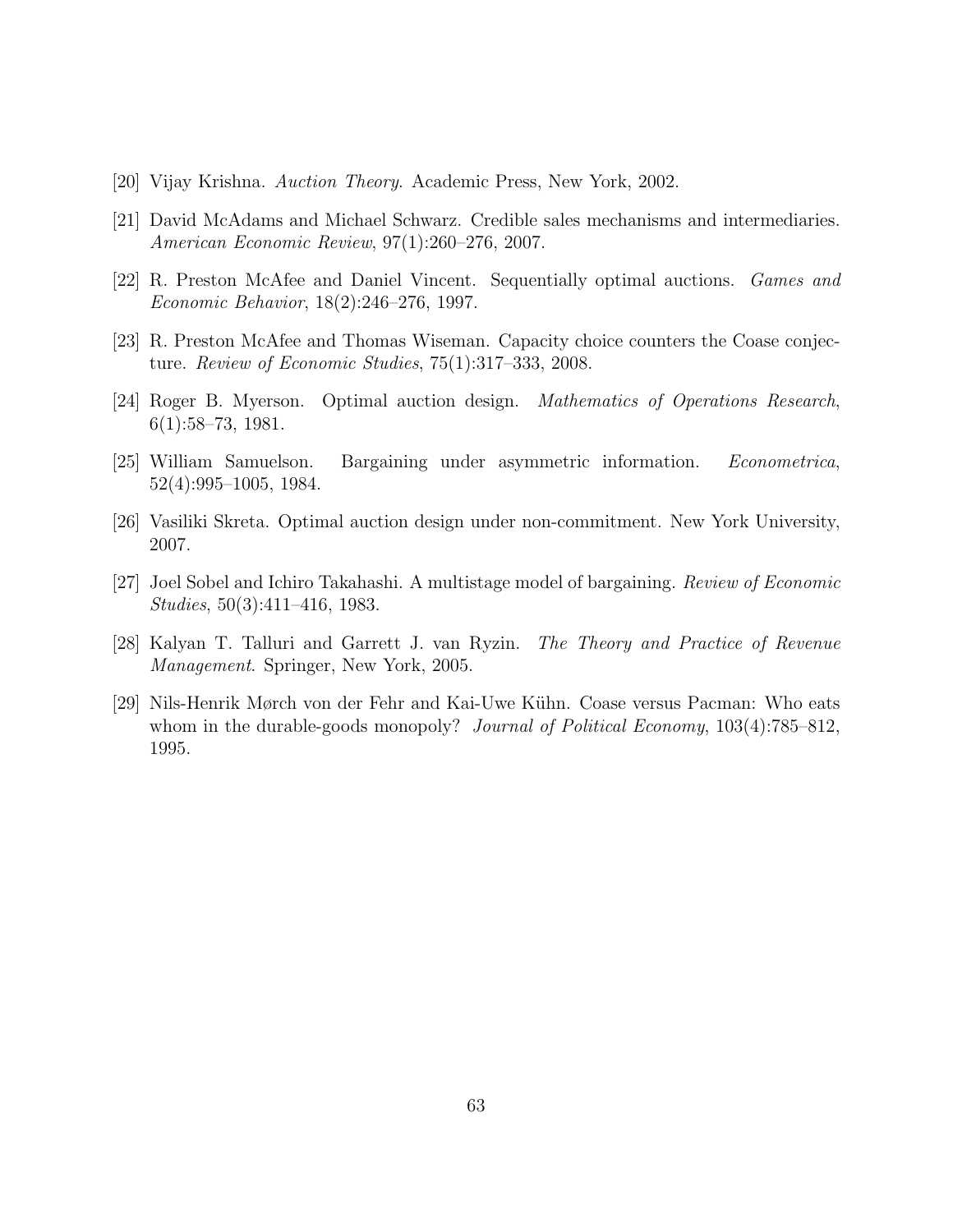[20] Vijay Krishna. *Auction Theory*. Academic Press, New York, 2002.

[21] David McAdams and Michael Schwarz. Credible sales mechanisms and intermediaries. *American Economic Review*, 97(1):260–276, 2007.

[22] R. Preston McAfee and Daniel Vincent. Sequentially optimal auctions. *Games and Economic Behavior*, 18(2):246–276, 1997.

[23] R. Preston McAfee and Thomas Wiseman. Capacity choice counters the Coase conjecture. *Review of Economic Studies*, 75(1):317–333, 2008.

[24] Roger B. Myerson. Optimal auction design. *Mathematics of Operations Research*, 6(1):58–73, 1981.

[25] William Samuelson. Bargaining under asymmetric information. *Econometrica*, 52(4):995–1005, 1984.

[26] Vasiliki Skreta. Optimal auction design under non-commitment. New York University, 2007.

[27] Joel Sobel and Ichiro Takahashi. A multistage model of bargaining. *Review of Economic Studies*, 50(3):411–416, 1983.

[28] Kalyan T. Talluri and Garrett J. van Ryzin. *The Theory and Practice of Revenue Management*. Springer, New York, 2005.

[29] Nils-Henrik Mørch von der Fehr and Kai-Uwe Kühn. Coase versus Pacman: Who eats whom in the durable-goods monopoly? *Journal of Political Economy*, 103(4):785–812, 1995.